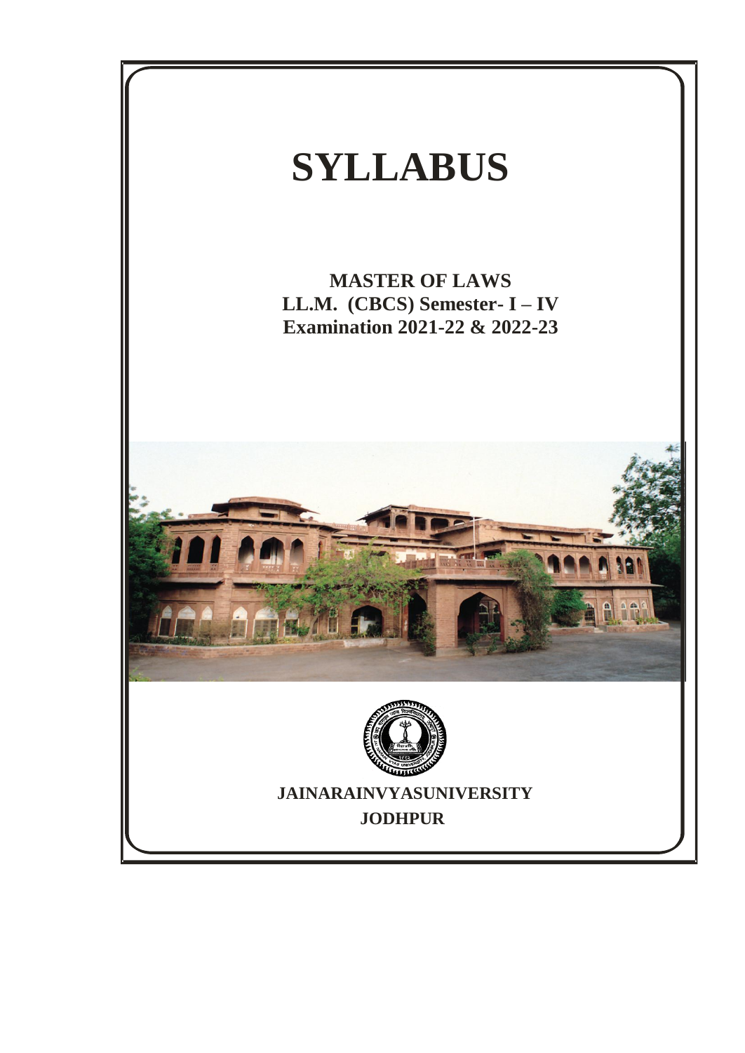# SYLLABUS

**MASTER OF LAWS**
**LL.M. (CBCS) Semester- I – IV**
**Examination 2021-22 & 2022-23**

**JAINARAINVYASUNIVERSITY**
**JODHPUR**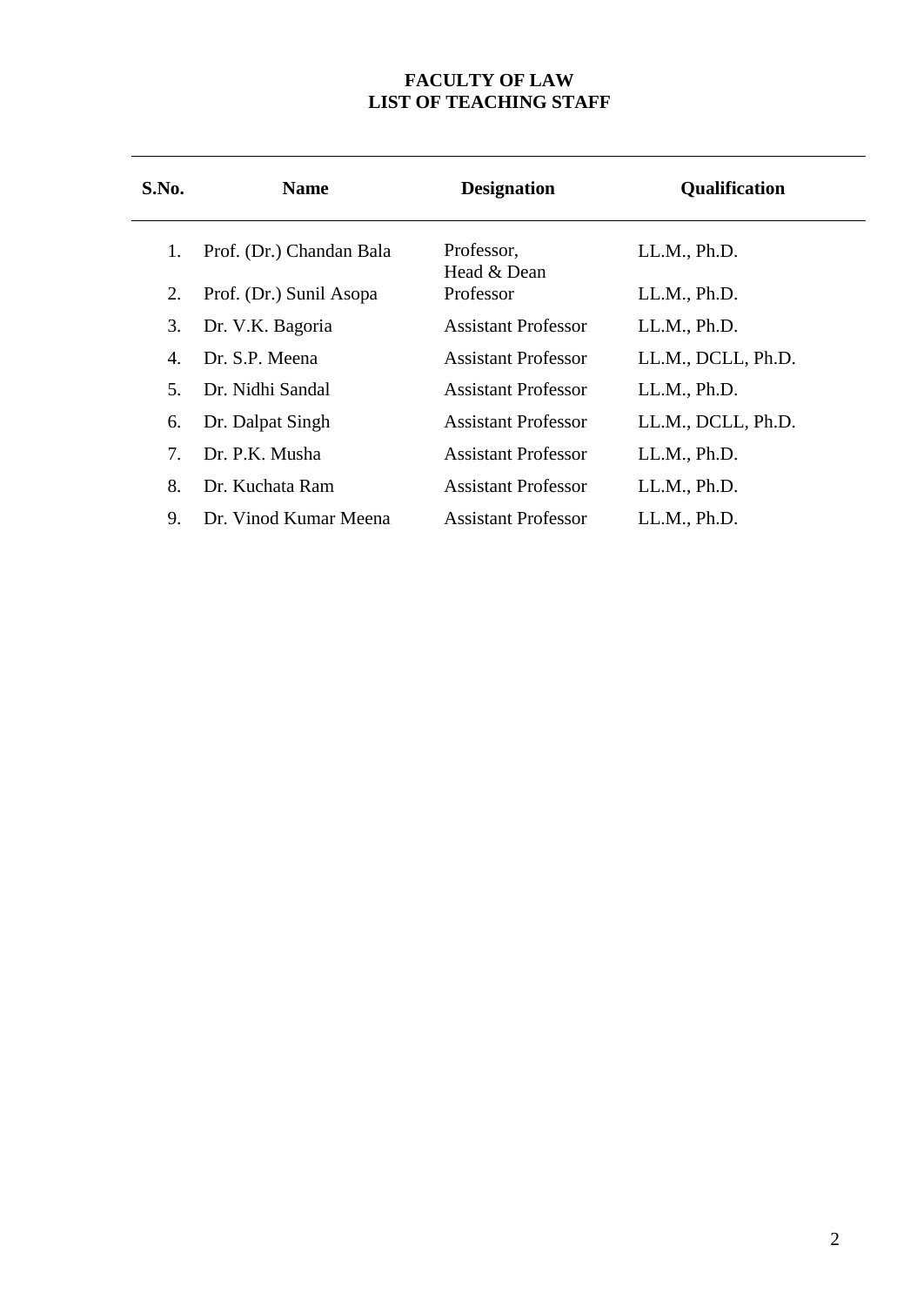**FACULTY OF LAW**
**LIST OF TEACHING STAFF**

| S.No. | Name | Designation | Qualification |
|---|---|---|---|
| 1. | Prof. (Dr.) Chandan Bala | Professor, Head & Dean | LL.M., Ph.D. |
| 2. | Prof. (Dr.) Sunil Asopa | Professor | LL.M., Ph.D. |
| 3. | Dr. V.K. Bagoria | Assistant Professor | LL.M., Ph.D. |
| 4. | Dr. S.P. Meena | Assistant Professor | LL.M., DCLL, Ph.D. |
| 5. | Dr. Nidhi Sandal | Assistant Professor | LL.M., Ph.D. |
| 6. | Dr. Dalpat Singh | Assistant Professor | LL.M., DCLL, Ph.D. |
| 7. | Dr. P.K. Musha | Assistant Professor | LL.M., Ph.D. |
| 8. | Dr. Kuchata Ram | Assistant Professor | LL.M., Ph.D. |
| 9. | Dr. Vinod Kumar Meena | Assistant Professor | LL.M., Ph.D. |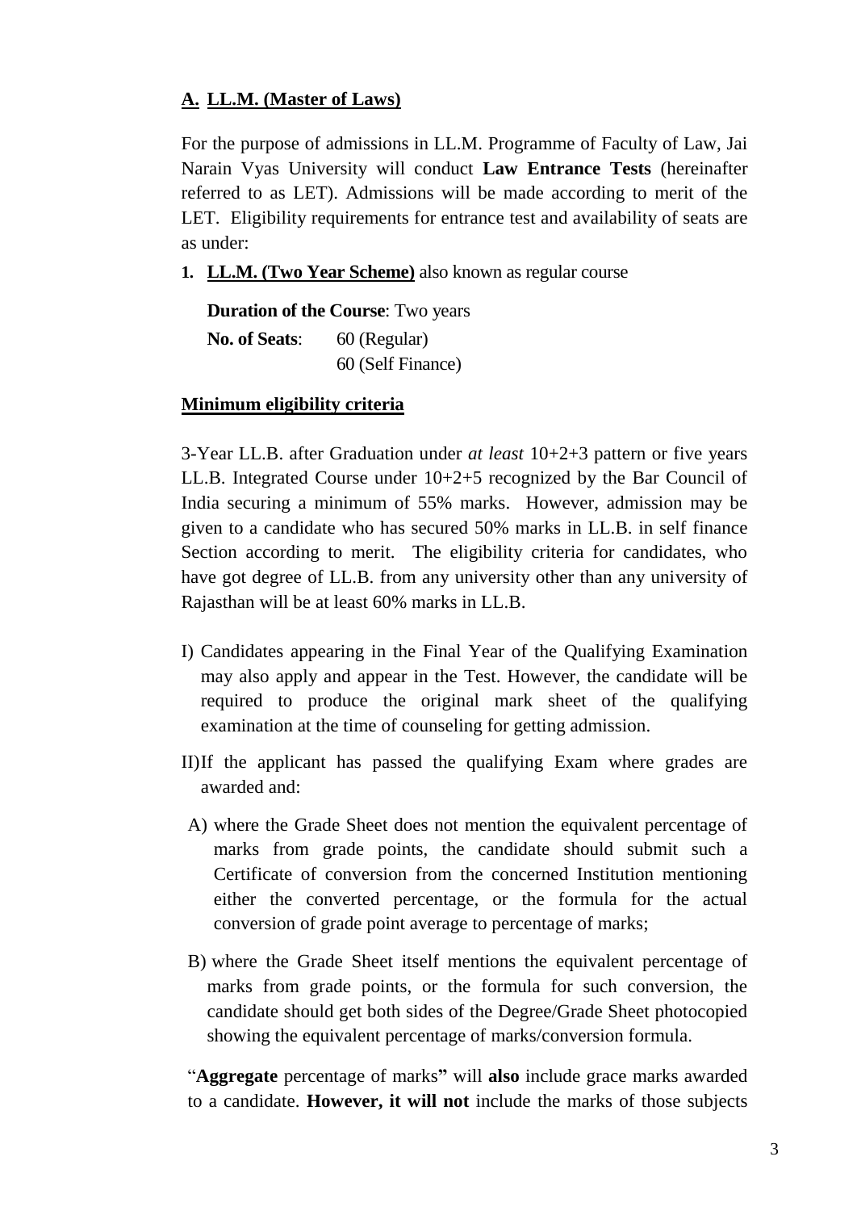## A. LL.M. (Master of Laws)

For the purpose of admissions in LL.M. Programme of Faculty of Law, Jai Narain Vyas University will conduct **Law Entrance Tests** (hereinafter referred to as LET). Admissions will be made according to merit of the LET. Eligibility requirements for entrance test and availability of seats are as under:

**1. LL.M. (Two Year Scheme)** also known as regular course

**Duration of the Course**: Two years

**No. of Seats**: 60 (Regular)
60 (Self Finance)

**Minimum eligibility criteria**

3-Year LL.B. after Graduation under *at least* 10+2+3 pattern or five years LL.B. Integrated Course under 10+2+5 recognized by the Bar Council of India securing a minimum of 55% marks. However, admission may be given to a candidate who has secured 50% marks in LL.B. in self finance Section according to merit. The eligibility criteria for candidates, who have got degree of LL.B. from any university other than any university of Rajasthan will be at least 60% marks in LL.B.

I) Candidates appearing in the Final Year of the Qualifying Examination may also apply and appear in the Test. However, the candidate will be required to produce the original mark sheet of the qualifying examination at the time of counseling for getting admission.

II) If the applicant has passed the qualifying Exam where grades are awarded and:

A) where the Grade Sheet does not mention the equivalent percentage of marks from grade points, the candidate should submit such a Certificate of conversion from the concerned Institution mentioning either the converted percentage, or the formula for the actual conversion of grade point average to percentage of marks;

B) where the Grade Sheet itself mentions the equivalent percentage of marks from grade points, or the formula for such conversion, the candidate should get both sides of the Degree/Grade Sheet photocopied showing the equivalent percentage of marks/conversion formula.

"**Aggregate** percentage of marks**"** will **also** include grace marks awarded to a candidate. **However, it will not** include the marks of those subjects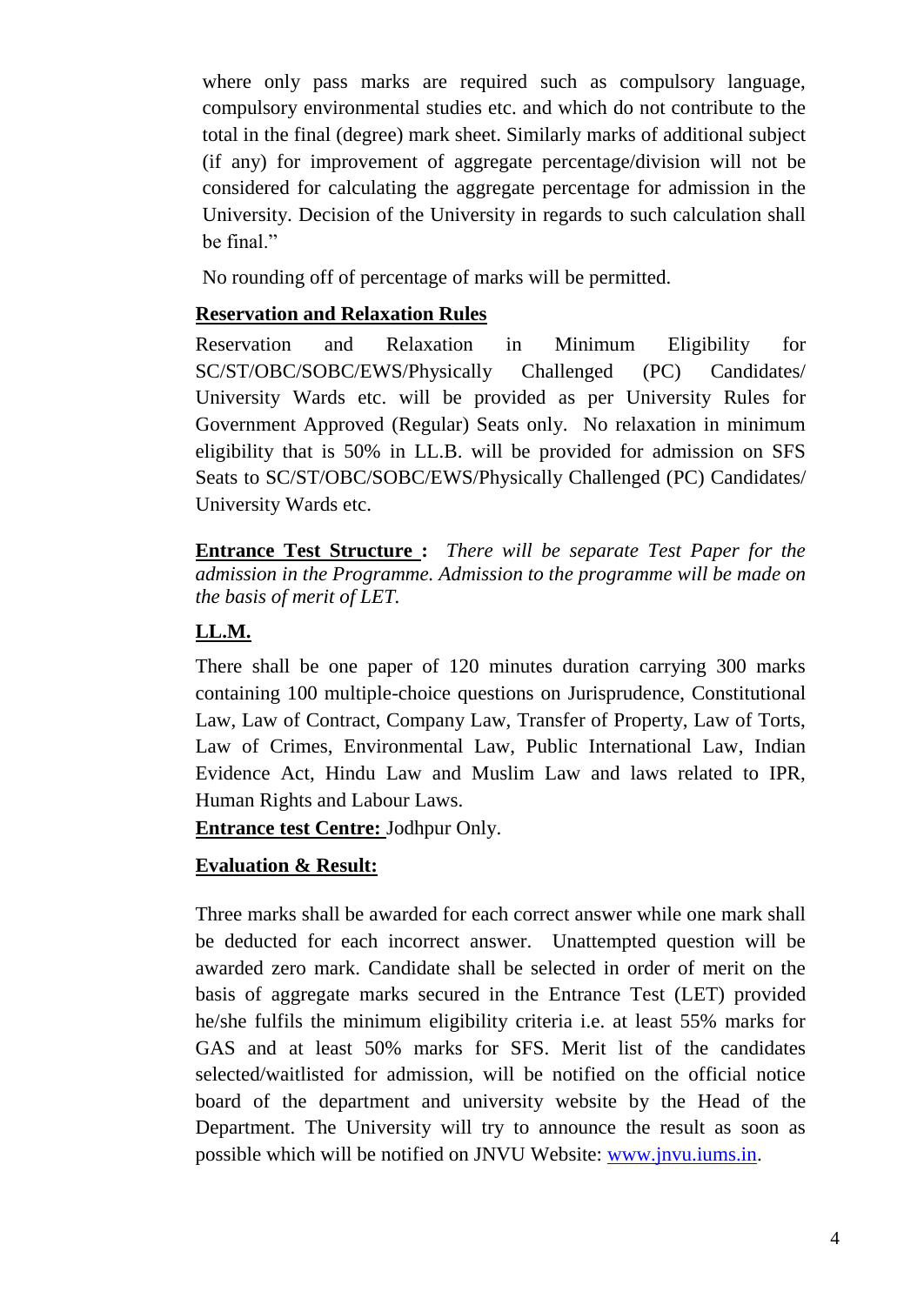where only pass marks are required such as compulsory language, compulsory environmental studies etc. and which do not contribute to the total in the final (degree) mark sheet. Similarly marks of additional subject (if any) for improvement of aggregate percentage/division will not be considered for calculating the aggregate percentage for admission in the University. Decision of the University in regards to such calculation shall be final."

No rounding off of percentage of marks will be permitted.

**Reservation and Relaxation Rules**

Reservation and Relaxation in Minimum Eligibility for SC/ST/OBC/SOBC/EWS/Physically Challenged (PC) Candidates/ University Wards etc. will be provided as per University Rules for Government Approved (Regular) Seats only. No relaxation in minimum eligibility that is 50% in LL.B. will be provided for admission on SFS Seats to SC/ST/OBC/SOBC/EWS/Physically Challenged (PC) Candidates/ University Wards etc.

**Entrance Test Structure :** *There will be separate Test Paper for the admission in the Programme. Admission to the programme will be made on the basis of merit of LET.*

**LL.M.**

There shall be one paper of 120 minutes duration carrying 300 marks containing 100 multiple-choice questions on Jurisprudence, Constitutional Law, Law of Contract, Company Law, Transfer of Property, Law of Torts, Law of Crimes, Environmental Law, Public International Law, Indian Evidence Act, Hindu Law and Muslim Law and laws related to IPR, Human Rights and Labour Laws.

**Entrance test Centre:** Jodhpur Only.

**Evaluation & Result:**

Three marks shall be awarded for each correct answer while one mark shall be deducted for each incorrect answer. Unattempted question will be awarded zero mark. Candidate shall be selected in order of merit on the basis of aggregate marks secured in the Entrance Test (LET) provided he/she fulfils the minimum eligibility criteria i.e. at least 55% marks for GAS and at least 50% marks for SFS. Merit list of the candidates selected/waitlisted for admission, will be notified on the official notice board of the department and university website by the Head of the Department. The University will try to announce the result as soon as possible which will be notified on JNVU Website: www.jnvu.iums.in.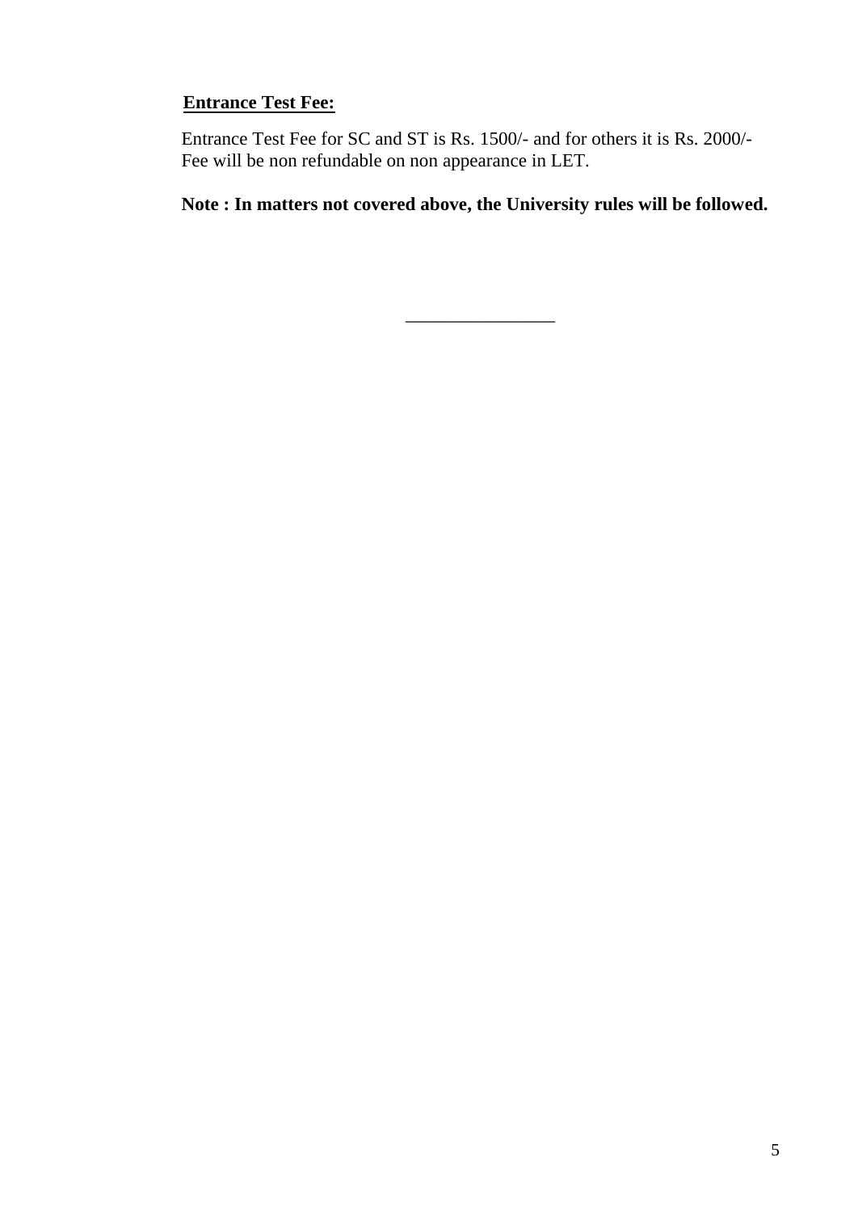**Entrance Test Fee:**

Entrance Test Fee for SC and ST is Rs. 1500/- and for others it is Rs. 2000/-
Fee will be non refundable on non appearance in LET.

**Note : In matters not covered above, the University rules will be followed.**

---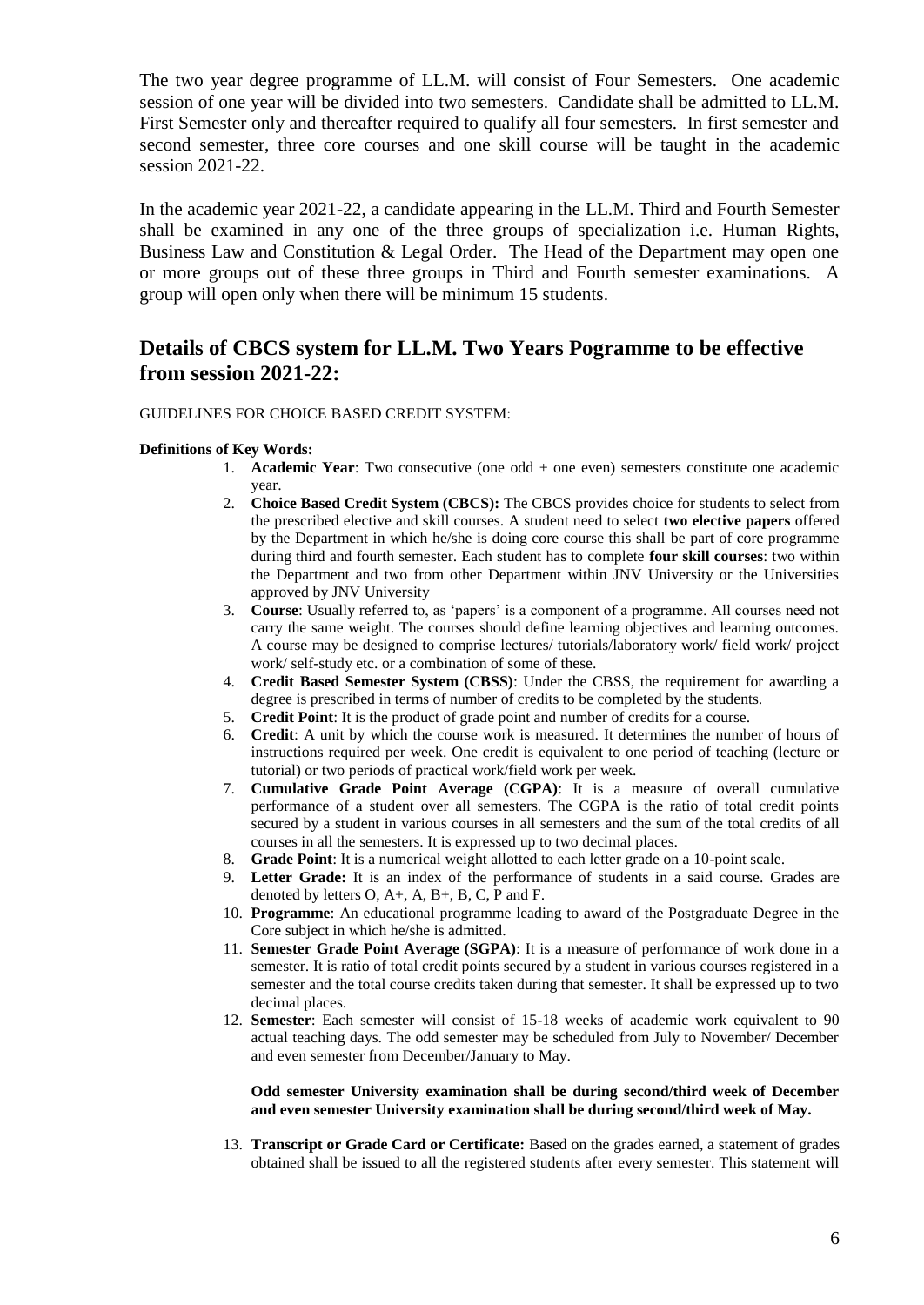The two year degree programme of LL.M. will consist of Four Semesters. One academic session of one year will be divided into two semesters. Candidate shall be admitted to LL.M. First Semester only and thereafter required to qualify all four semesters. In first semester and second semester, three core courses and one skill course will be taught in the academic session 2021-22.

In the academic year 2021-22, a candidate appearing in the LL.M. Third and Fourth Semester shall be examined in any one of the three groups of specialization i.e. Human Rights, Business Law and Constitution & Legal Order. The Head of the Department may open one or more groups out of these three groups in Third and Fourth semester examinations. A group will open only when there will be minimum 15 students.

## Details of CBCS system for LL.M. Two Years Pogramme to be effective from session 2021-22:

GUIDELINES FOR CHOICE BASED CREDIT SYSTEM:

**Definitions of Key Words:**

1. **Academic Year**: Two consecutive (one odd + one even) semesters constitute one academic year.
2. **Choice Based Credit System (CBCS):** The CBCS provides choice for students to select from the prescribed elective and skill courses. A student need to select **two elective papers** offered by the Department in which he/she is doing core course this shall be part of core programme during third and fourth semester. Each student has to complete **four skill courses**: two within the Department and two from other Department within JNV University or the Universities approved by JNV University
3. **Course**: Usually referred to, as 'papers' is a component of a programme. All courses need not carry the same weight. The courses should define learning objectives and learning outcomes. A course may be designed to comprise lectures/ tutorials/laboratory work/ field work/ project work/ self-study etc. or a combination of some of these.
4. **Credit Based Semester System (CBSS)**: Under the CBSS, the requirement for awarding a degree is prescribed in terms of number of credits to be completed by the students.
5. **Credit Point**: It is the product of grade point and number of credits for a course.
6. **Credit**: A unit by which the course work is measured. It determines the number of hours of instructions required per week. One credit is equivalent to one period of teaching (lecture or tutorial) or two periods of practical work/field work per week.
7. **Cumulative Grade Point Average (CGPA)**: It is a measure of overall cumulative performance of a student over all semesters. The CGPA is the ratio of total credit points secured by a student in various courses in all semesters and the sum of the total credits of all courses in all the semesters. It is expressed up to two decimal places.
8. **Grade Point**: It is a numerical weight allotted to each letter grade on a 10-point scale.
9. **Letter Grade:** It is an index of the performance of students in a said course. Grades are denoted by letters O, A+, A, B+, B, C, P and F.
10. **Programme**: An educational programme leading to award of the Postgraduate Degree in the Core subject in which he/she is admitted.
11. **Semester Grade Point Average (SGPA)**: It is a measure of performance of work done in a semester. It is ratio of total credit points secured by a student in various courses registered in a semester and the total course credits taken during that semester. It shall be expressed up to two decimal places.
12. **Semester**: Each semester will consist of 15-18 weeks of academic work equivalent to 90 actual teaching days. The odd semester may be scheduled from July to November/ December and even semester from December/January to May.

    **Odd semester University examination shall be during second/third week of December and even semester University examination shall be during second/third week of May.**

13. **Transcript or Grade Card or Certificate:** Based on the grades earned, a statement of grades obtained shall be issued to all the registered students after every semester. This statement will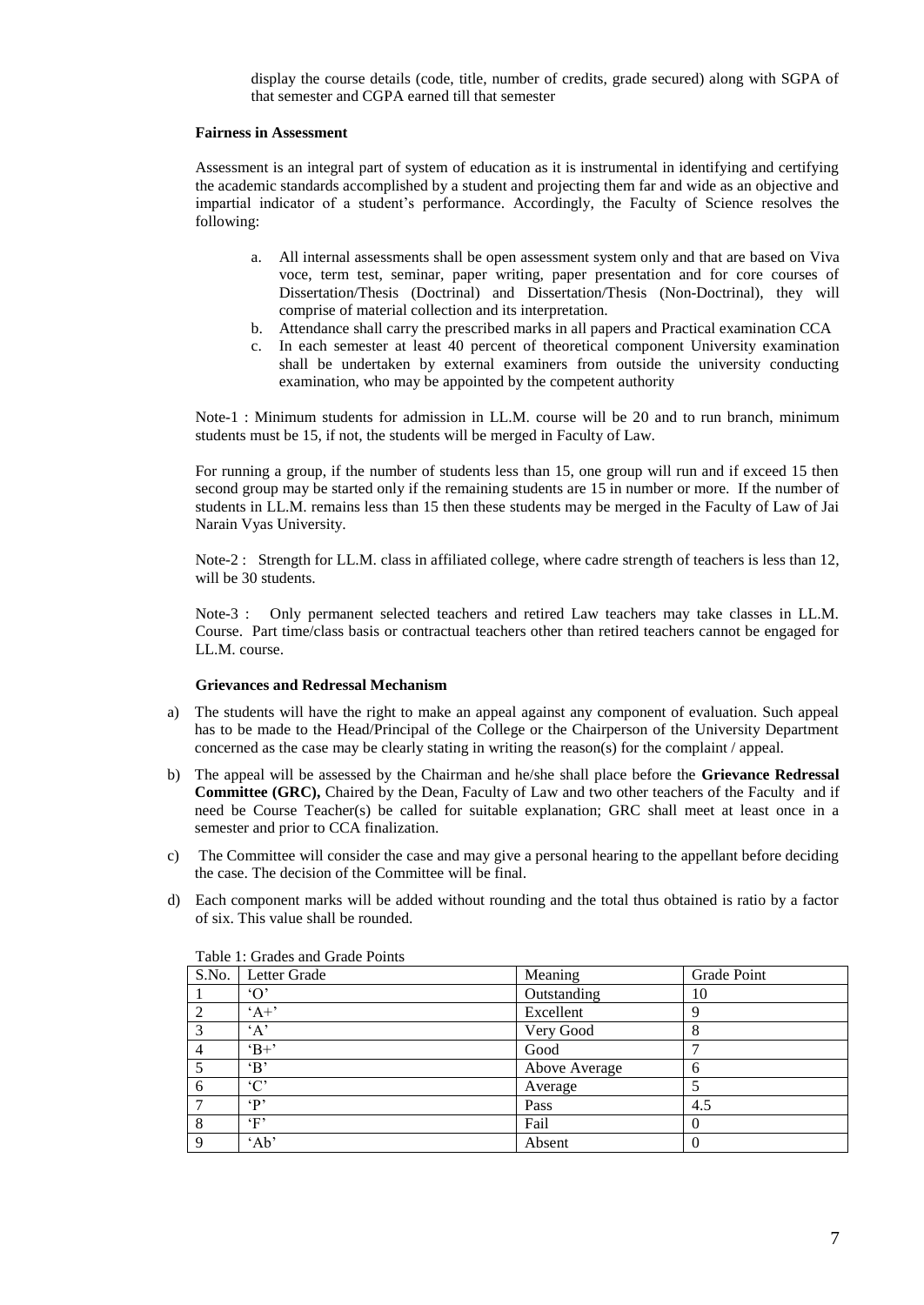display the course details (code, title, number of credits, grade secured) along with SGPA of that semester and CGPA earned till that semester

**Fairness in Assessment**

Assessment is an integral part of system of education as it is instrumental in identifying and certifying the academic standards accomplished by a student and projecting them far and wide as an objective and impartial indicator of a student's performance. Accordingly, the Faculty of Science resolves the following:

a. All internal assessments shall be open assessment system only and that are based on Viva voce, term test, seminar, paper writing, paper presentation and for core courses of Dissertation/Thesis (Doctrinal) and Dissertation/Thesis (Non-Doctrinal), they will comprise of material collection and its interpretation.
b. Attendance shall carry the prescribed marks in all papers and Practical examination CCA
c. In each semester at least 40 percent of theoretical component University examination shall be undertaken by external examiners from outside the university conducting examination, who may be appointed by the competent authority

Note-1 : Minimum students for admission in LL.M. course will be 20 and to run branch, minimum students must be 15, if not, the students will be merged in Faculty of Law.

For running a group, if the number of students less than 15, one group will run and if exceed 15 then second group may be started only if the remaining students are 15 in number or more. If the number of students in LL.M. remains less than 15 then these students may be merged in the Faculty of Law of Jai Narain Vyas University.

Note-2 : Strength for LL.M. class in affiliated college, where cadre strength of teachers is less than 12, will be 30 students.

Note-3 : Only permanent selected teachers and retired Law teachers may take classes in LL.M. Course. Part time/class basis or contractual teachers other than retired teachers cannot be engaged for LL.M. course.

**Grievances and Redressal Mechanism**

a) The students will have the right to make an appeal against any component of evaluation. Such appeal has to be made to the Head/Principal of the College or the Chairperson of the University Department concerned as the case may be clearly stating in writing the reason(s) for the complaint / appeal.

b) The appeal will be assessed by the Chairman and he/she shall place before the **Grievance Redressal Committee (GRC),** Chaired by the Dean, Faculty of Law and two other teachers of the Faculty and if need be Course Teacher(s) be called for suitable explanation; GRC shall meet at least once in a semester and prior to CCA finalization.

c) The Committee will consider the case and may give a personal hearing to the appellant before deciding the case. The decision of the Committee will be final.

d) Each component marks will be added without rounding and the total thus obtained is ratio by a factor of six. This value shall be rounded.

Table 1: Grades and Grade Points

| S.No. | Letter Grade | Meaning | Grade Point |
|---|---|---|---|
| 1 | 'O' | Outstanding | 10 |
| 2 | 'A+' | Excellent | 9 |
| 3 | 'A' | Very Good | 8 |
| 4 | 'B+' | Good | 7 |
| 5 | 'B' | Above Average | 6 |
| 6 | 'C' | Average | 5 |
| 7 | 'P' | Pass | 4.5 |
| 8 | 'F' | Fail | 0 |
| 9 | 'Ab' | Absent | 0 |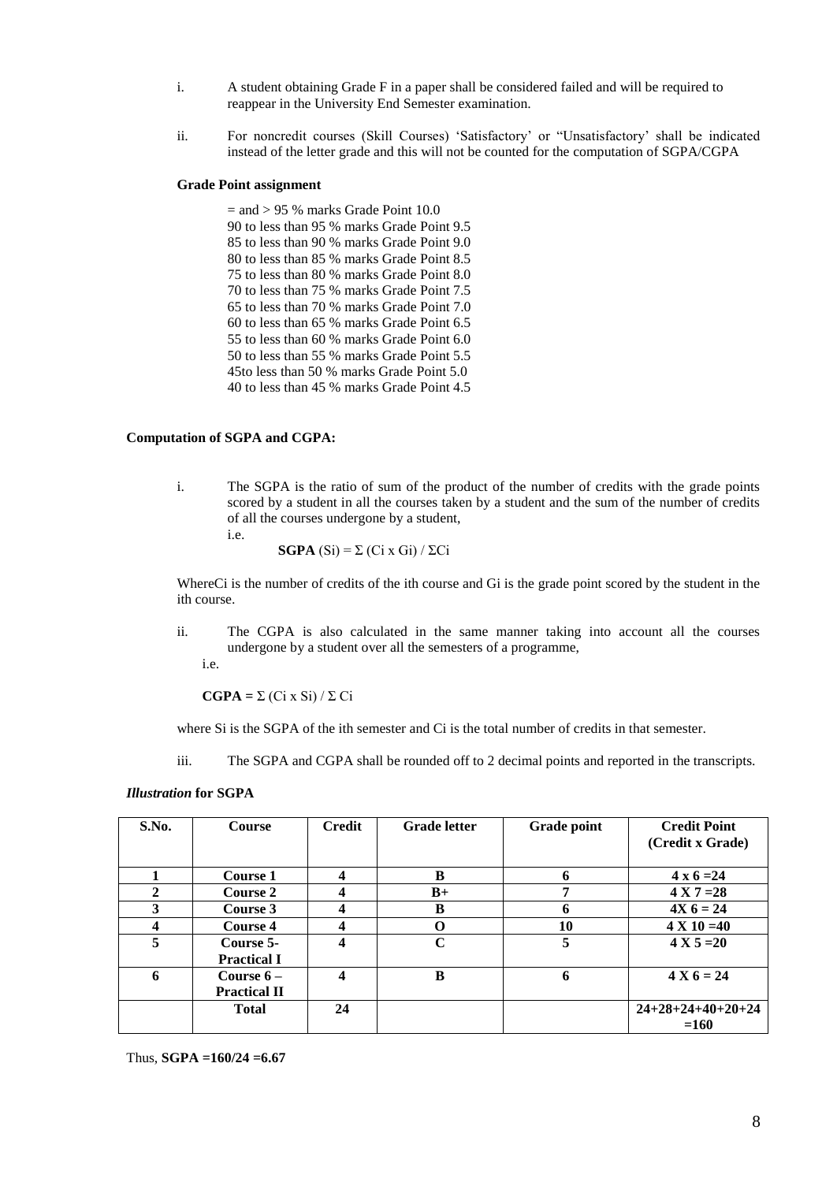i. A student obtaining Grade F in a paper shall be considered failed and will be required to reappear in the University End Semester examination.

ii. For noncredit courses (Skill Courses) 'Satisfactory' or "Unsatisfactory' shall be indicated instead of the letter grade and this will not be counted for the computation of SGPA/CGPA

**Grade Point assignment**

= and > 95 % marks Grade Point 10.0
90 to less than 95 % marks Grade Point 9.5
85 to less than 90 % marks Grade Point 9.0
80 to less than 85 % marks Grade Point 8.5
75 to less than 80 % marks Grade Point 8.0
70 to less than 75 % marks Grade Point 7.5
65 to less than 70 % marks Grade Point 7.0
60 to less than 65 % marks Grade Point 6.5
55 to less than 60 % marks Grade Point 6.0
50 to less than 55 % marks Grade Point 5.5
45to less than 50 % marks Grade Point 5.0
40 to less than 45 % marks Grade Point 4.5

**Computation of SGPA and CGPA:**

i. The SGPA is the ratio of sum of the product of the number of credits with the grade points scored by a student in all the courses taken by a student and the sum of the number of credits of all the courses undergone by a student,
i.e.

**SGPA** $(S_i) = \Sigma (C_i \times G_i) / \Sigma C_i$

Where $C_i$ is the number of credits of the ith course and $G_i$ is the grade point scored by the student in the ith course.

ii. The CGPA is also calculated in the same manner taking into account all the courses undergone by a student over all the semesters of a programme,
i.e.

**CGPA =** $\Sigma (C_i \times S_i) / \Sigma C_i$

where $S_i$ is the SGPA of the ith semester and $C_i$ is the total number of credits in that semester.

iii. The SGPA and CGPA shall be rounded off to 2 decimal points and reported in the transcripts.

***Illustration* for SGPA**

| S.No. | Course | Credit | Grade letter | Grade point | Credit Point (Credit x Grade) |
|---|---|---|---|---|---|
| **1** | **Course 1** | **4** | **B** | **6** | **4 x 6 =24** |
| **2** | **Course 2** | **4** | **B+** | **7** | **4 X 7 =28** |
| **3** | **Course 3** | **4** | **B** | **6** | **4X 6 = 24** |
| **4** | **Course 4** | **4** | **O** | **10** | **4 X 10 =40** |
| **5** | **Course 5- Practical I** | **4** | **C** | **5** | **4 X 5 =20** |
| **6** | **Course 6 – Practical II** | **4** | **B** | **6** | **4 X 6 = 24** |
| | **Total** | **24** | | | **24+28+24+40+20+24 =160** |

Thus, **SGPA =160/24 =6.67**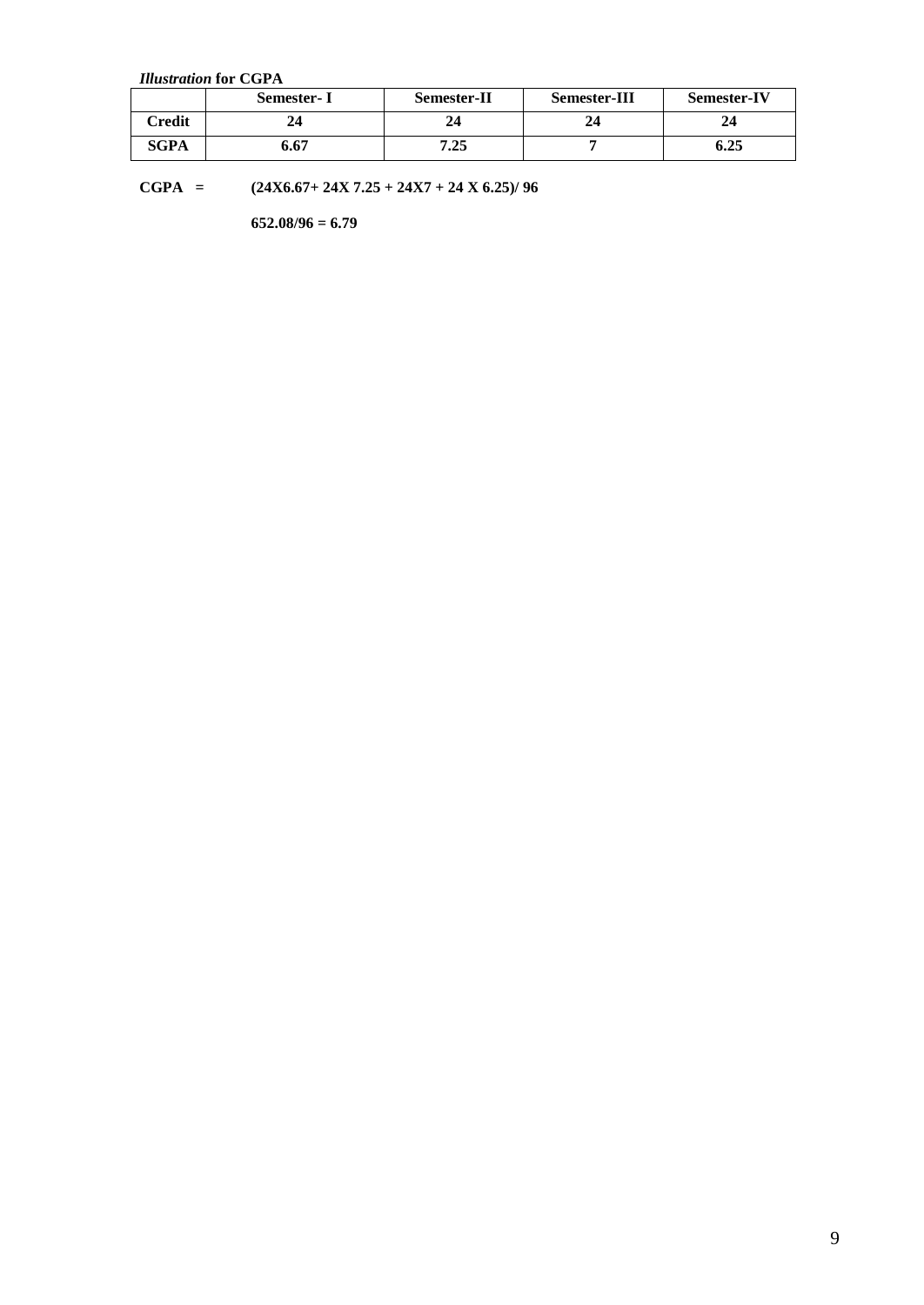***Illustration* for CGPA**

| | Semester- I | Semester-II | Semester-III | Semester-IV |
|---|---|---|---|---|
| **Credit** | **24** | **24** | **24** | **24** |
| **SGPA** | **6.67** | **7.25** | **7** | **6.25** |

**CGPA = (24X6.67+ 24X 7.25 + 24X7 + 24 X 6.25)/ 96**

**652.08/96 = 6.79**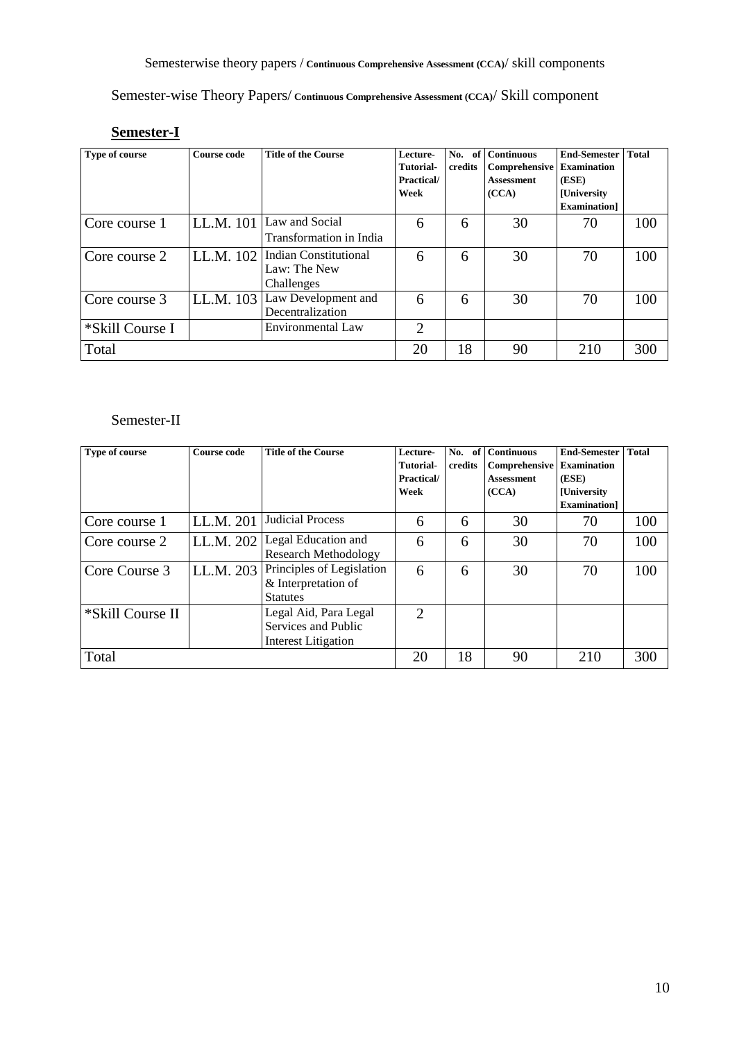Semesterwise theory papers / **Continuous Comprehensive Assessment (CCA)**/ skill components

Semester-wise Theory Papers/ **Continuous Comprehensive Assessment (CCA)**/ Skill component

**Semester-I**

| Type of course | Course code | Title of the Course | Lecture-Tutorial-Practical/ Week | No. of credits | Continuous Comprehensive Assessment (CCA) | End-Semester Examination (ESE) [University Examination] | Total |
|---|---|---|---|---|---|---|---|
| Core course 1 | LL.M. 101 | Law and Social Transformation in India | 6 | 6 | 30 | 70 | 100 |
| Core course 2 | LL.M. 102 | Indian Constitutional Law: The New Challenges | 6 | 6 | 30 | 70 | 100 |
| Core course 3 | LL.M. 103 | Law Development and Decentralization | 6 | 6 | 30 | 70 | 100 |
| *Skill Course I | | Environmental Law | 2 | | | | |
| Total | | | 20 | 18 | 90 | 210 | 300 |

Semester-II

| Type of course | Course code | Title of the Course | Lecture-Tutorial-Practical/ Week | No. of credits | Continuous Comprehensive Assessment (CCA) | End-Semester Examination (ESE) [University Examination] | Total |
|---|---|---|---|---|---|---|---|
| Core course 1 | LL.M. 201 | Judicial Process | 6 | 6 | 30 | 70 | 100 |
| Core course 2 | LL.M. 202 | Legal Education and Research Methodology | 6 | 6 | 30 | 70 | 100 |
| Core Course 3 | LL.M. 203 | Principles of Legislation & Interpretation of Statutes | 6 | 6 | 30 | 70 | 100 |
| *Skill Course II | | Legal Aid, Para Legal Services and Public Interest Litigation | 2 | | | | |
| Total | | | 20 | 18 | 90 | 210 | 300 |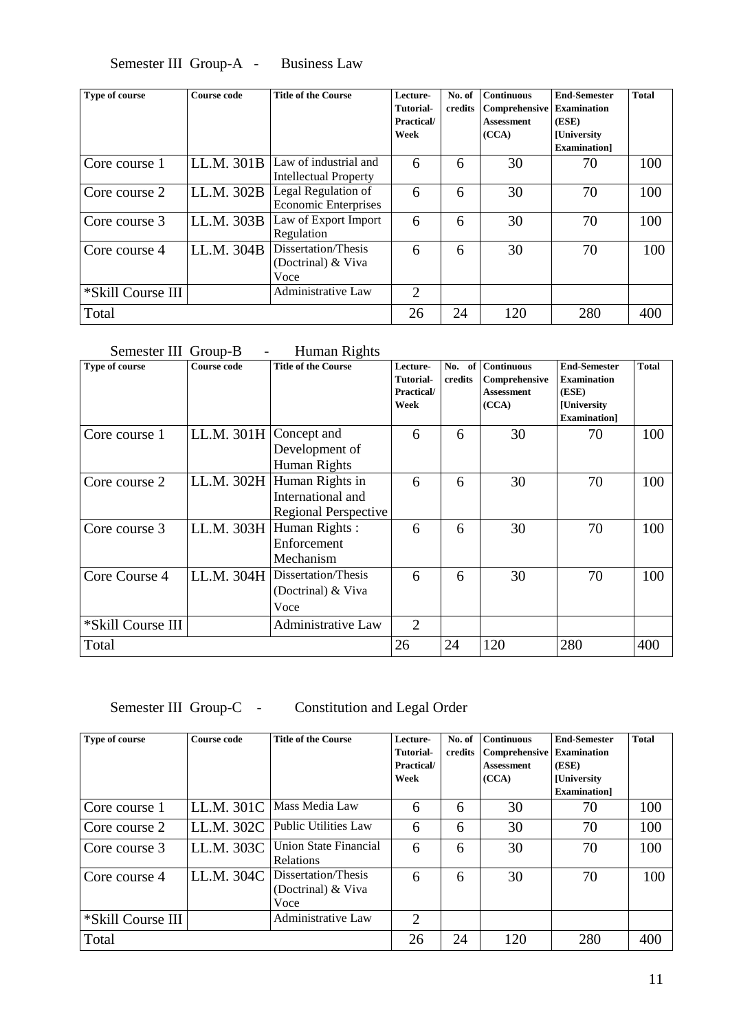Semester III Group-A - Business Law

| Type of course | Course code | Title of the Course | Lecture-Tutorial-Practical/ Week | No. of credits | Continuous Comprehensive Assessment (CCA) | End-Semester Examination (ESE) [University Examination] | Total |
|---|---|---|---|---|---|---|---|
| Core course 1 | LL.M. 301B | Law of industrial and Intellectual Property | 6 | 6 | 30 | 70 | 100 |
| Core course 2 | LL.M. 302B | Legal Regulation of Economic Enterprises | 6 | 6 | 30 | 70 | 100 |
| Core course 3 | LL.M. 303B | Law of Export Import Regulation | 6 | 6 | 30 | 70 | 100 |
| Core course 4 | LL.M. 304B | Dissertation/Thesis (Doctrinal) & Viva Voce | 6 | 6 | 30 | 70 | 100 |
| *Skill Course III | | Administrative Law | 2 | | | | |
| Total | | | 26 | 24 | 120 | 280 | 400 |

Semester III Group-B - Human Rights

| Type of course | Course code | Title of the Course | Lecture-Tutorial-Practical/ Week | No. of credits | Continuous Comprehensive Assessment (CCA) | End-Semester Examination (ESE) [University Examination] | Total |
|---|---|---|---|---|---|---|---|
| Core course 1 | LL.M. 301H | Concept and Development of Human Rights | 6 | 6 | 30 | 70 | 100 |
| Core course 2 | LL.M. 302H | Human Rights in International and Regional Perspective | 6 | 6 | 30 | 70 | 100 |
| Core course 3 | LL.M. 303H | Human Rights : Enforcement Mechanism | 6 | 6 | 30 | 70 | 100 |
| Core Course 4 | LL.M. 304H | Dissertation/Thesis (Doctrinal) & Viva Voce | 6 | 6 | 30 | 70 | 100 |
| *Skill Course III | | Administrative Law | 2 | | | | |
| Total | | | 26 | 24 | 120 | 280 | 400 |

Semester III Group-C - Constitution and Legal Order

| Type of course | Course code | Title of the Course | Lecture-Tutorial-Practical/ Week | No. of credits | Continuous Comprehensive Assessment (CCA) | End-Semester Examination (ESE) [University Examination] | Total |
|---|---|---|---|---|---|---|---|
| Core course 1 | LL.M. 301C | Mass Media Law | 6 | 6 | 30 | 70 | 100 |
| Core course 2 | LL.M. 302C | Public Utilities Law | 6 | 6 | 30 | 70 | 100 |
| Core course 3 | LL.M. 303C | Union State Financial Relations | 6 | 6 | 30 | 70 | 100 |
| Core course 4 | LL.M. 304C | Dissertation/Thesis (Doctrinal) & Viva Voce | 6 | 6 | 30 | 70 | 100 |
| *Skill Course III | | Administrative Law | 2 | | | | |
| Total | | | 26 | 24 | 120 | 280 | 400 |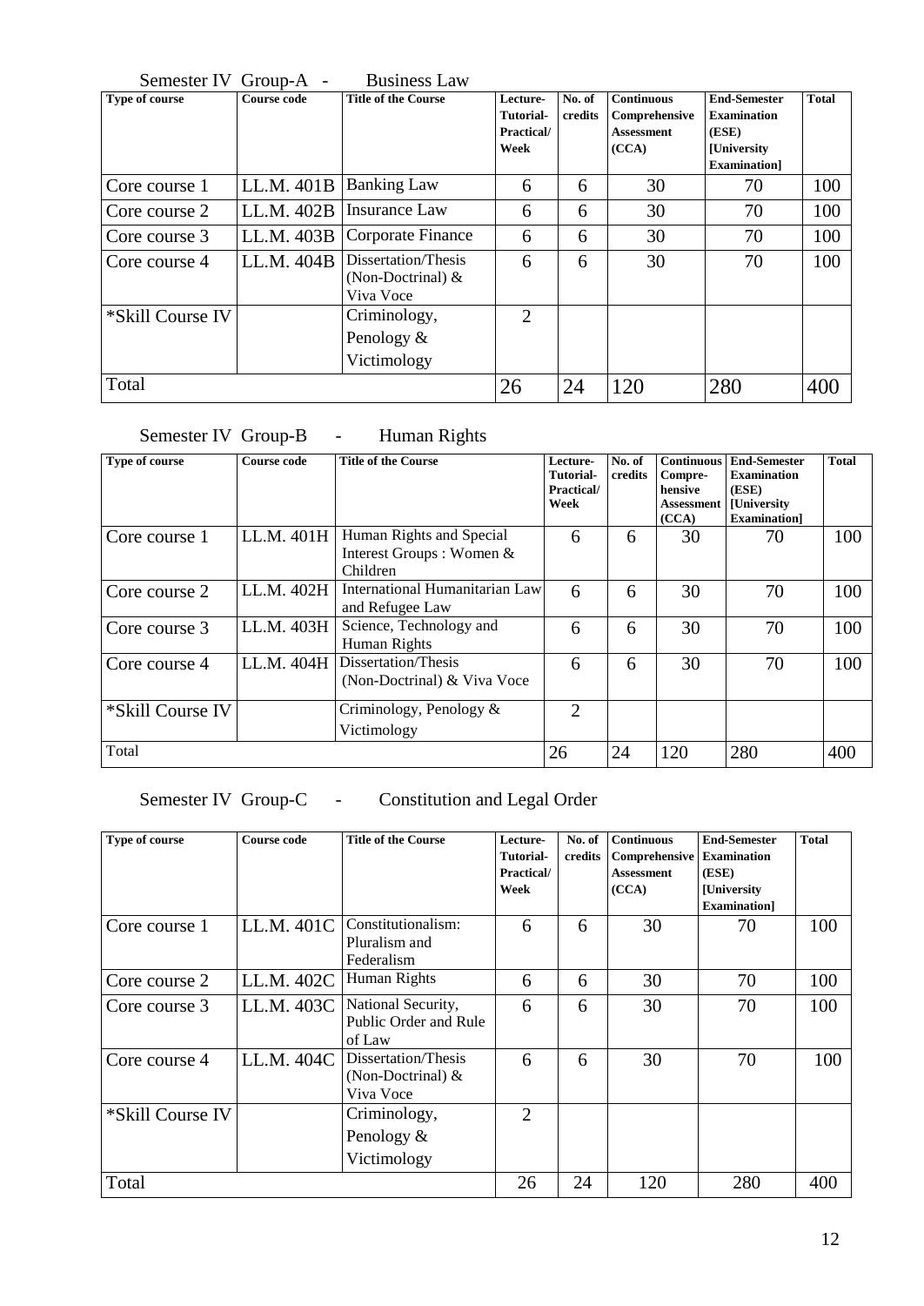Semester IV Group-A - Business Law

| Type of course | Course code | Title of the Course | Lecture-Tutorial-Practical/ Week | No. of credits | Continuous Comprehensive Assessment (CCA) | End-Semester Examination (ESE) [University Examination] | Total |
|---|---|---|---|---|---|---|---|
| Core course 1 | LL.M. 401B | Banking Law | 6 | 6 | 30 | 70 | 100 |
| Core course 2 | LL.M. 402B | Insurance Law | 6 | 6 | 30 | 70 | 100 |
| Core course 3 | LL.M. 403B | Corporate Finance | 6 | 6 | 30 | 70 | 100 |
| Core course 4 | LL.M. 404B | Dissertation/Thesis (Non-Doctrinal) & Viva Voce | 6 | 6 | 30 | 70 | 100 |
| *Skill Course IV | | Criminology, Penology & Victimology | 2 | | | | |
| Total | | | 26 | 24 | 120 | 280 | 400 |

Semester IV Group-B - Human Rights

| Type of course | Course code | Title of the Course | Lecture-Tutorial-Practical/ Week | No. of credits | Continuous Compre-hensive Assessment (CCA) | End-Semester Examination (ESE) [University Examination] | Total |
|---|---|---|---|---|---|---|---|
| Core course 1 | LL.M. 401H | Human Rights and Special Interest Groups : Women & Children | 6 | 6 | 30 | 70 | 100 |
| Core course 2 | LL.M. 402H | International Humanitarian Law and Refugee Law | 6 | 6 | 30 | 70 | 100 |
| Core course 3 | LL.M. 403H | Science, Technology and Human Rights | 6 | 6 | 30 | 70 | 100 |
| Core course 4 | LL.M. 404H | Dissertation/Thesis (Non-Doctrinal) & Viva Voce | 6 | 6 | 30 | 70 | 100 |
| *Skill Course IV | | Criminology, Penology & Victimology | 2 | | | | |
| Total | | | 26 | 24 | 120 | 280 | 400 |

Semester IV Group-C - Constitution and Legal Order

| Type of course | Course code | Title of the Course | Lecture-Tutorial-Practical/ Week | No. of credits | Continuous Comprehensive Assessment (CCA) | End-Semester Examination (ESE) [University Examination] | Total |
|---|---|---|---|---|---|---|---|
| Core course 1 | LL.M. 401C | Constitutionalism: Pluralism and Federalism | 6 | 6 | 30 | 70 | 100 |
| Core course 2 | LL.M. 402C | Human Rights | 6 | 6 | 30 | 70 | 100 |
| Core course 3 | LL.M. 403C | National Security, Public Order and Rule of Law | 6 | 6 | 30 | 70 | 100 |
| Core course 4 | LL.M. 404C | Dissertation/Thesis (Non-Doctrinal) & Viva Voce | 6 | 6 | 30 | 70 | 100 |
| *Skill Course IV | | Criminology, Penology & Victimology | 2 | | | | |
| Total | | | 26 | 24 | 120 | 280 | 400 |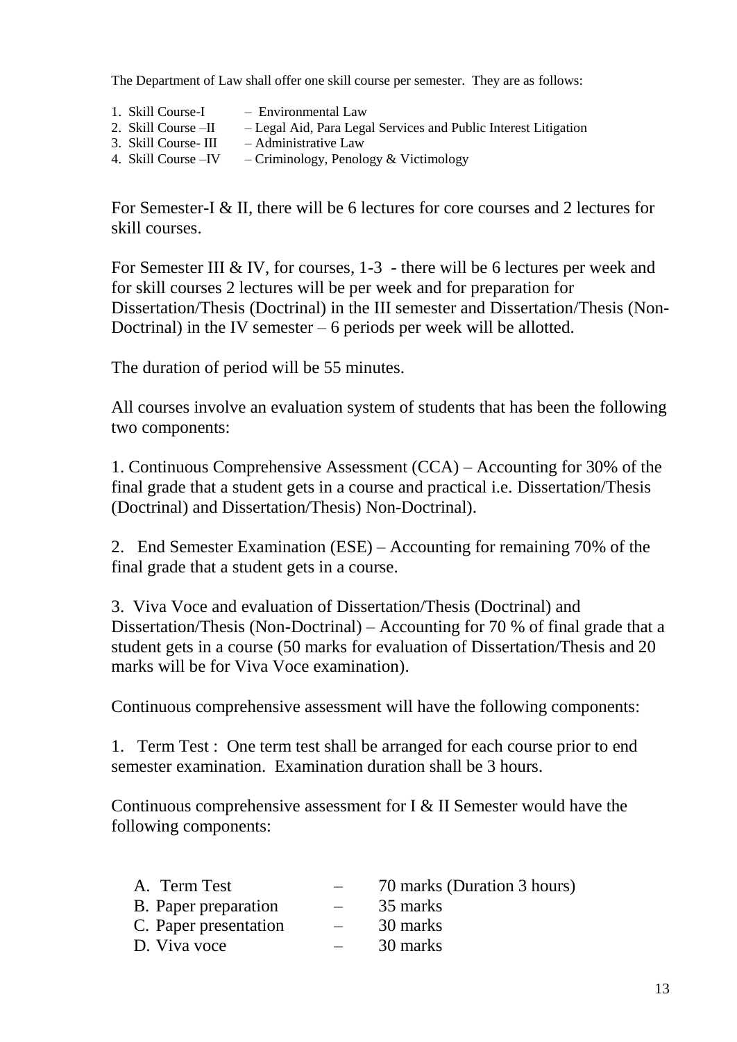The Department of Law shall offer one skill course per semester. They are as follows:

1. Skill Course-I – Environmental Law
2. Skill Course –II – Legal Aid, Para Legal Services and Public Interest Litigation
3. Skill Course- III – Administrative Law
4. Skill Course –IV – Criminology, Penology & Victimology

For Semester-I & II, there will be 6 lectures for core courses and 2 lectures for skill courses.

For Semester III & IV, for courses, 1-3 - there will be 6 lectures per week and for skill courses 2 lectures will be per week and for preparation for Dissertation/Thesis (Doctrinal) in the III semester and Dissertation/Thesis (Non-Doctrinal) in the IV semester – 6 periods per week will be allotted.

The duration of period will be 55 minutes.

All courses involve an evaluation system of students that has been the following two components:

1. Continuous Comprehensive Assessment (CCA) – Accounting for 30% of the final grade that a student gets in a course and practical i.e. Dissertation/Thesis (Doctrinal) and Dissertation/Thesis) Non-Doctrinal).

2. End Semester Examination (ESE) – Accounting for remaining 70% of the final grade that a student gets in a course.

3. Viva Voce and evaluation of Dissertation/Thesis (Doctrinal) and Dissertation/Thesis (Non-Doctrinal) – Accounting for 70 % of final grade that a student gets in a course (50 marks for evaluation of Dissertation/Thesis and 20 marks will be for Viva Voce examination).

Continuous comprehensive assessment will have the following components:

1. Term Test : One term test shall be arranged for each course prior to end semester examination. Examination duration shall be 3 hours.

Continuous comprehensive assessment for I & II Semester would have the following components:

A. Term Test – 70 marks (Duration 3 hours)
B. Paper preparation – 35 marks
C. Paper presentation – 30 marks
D. Viva voce – 30 marks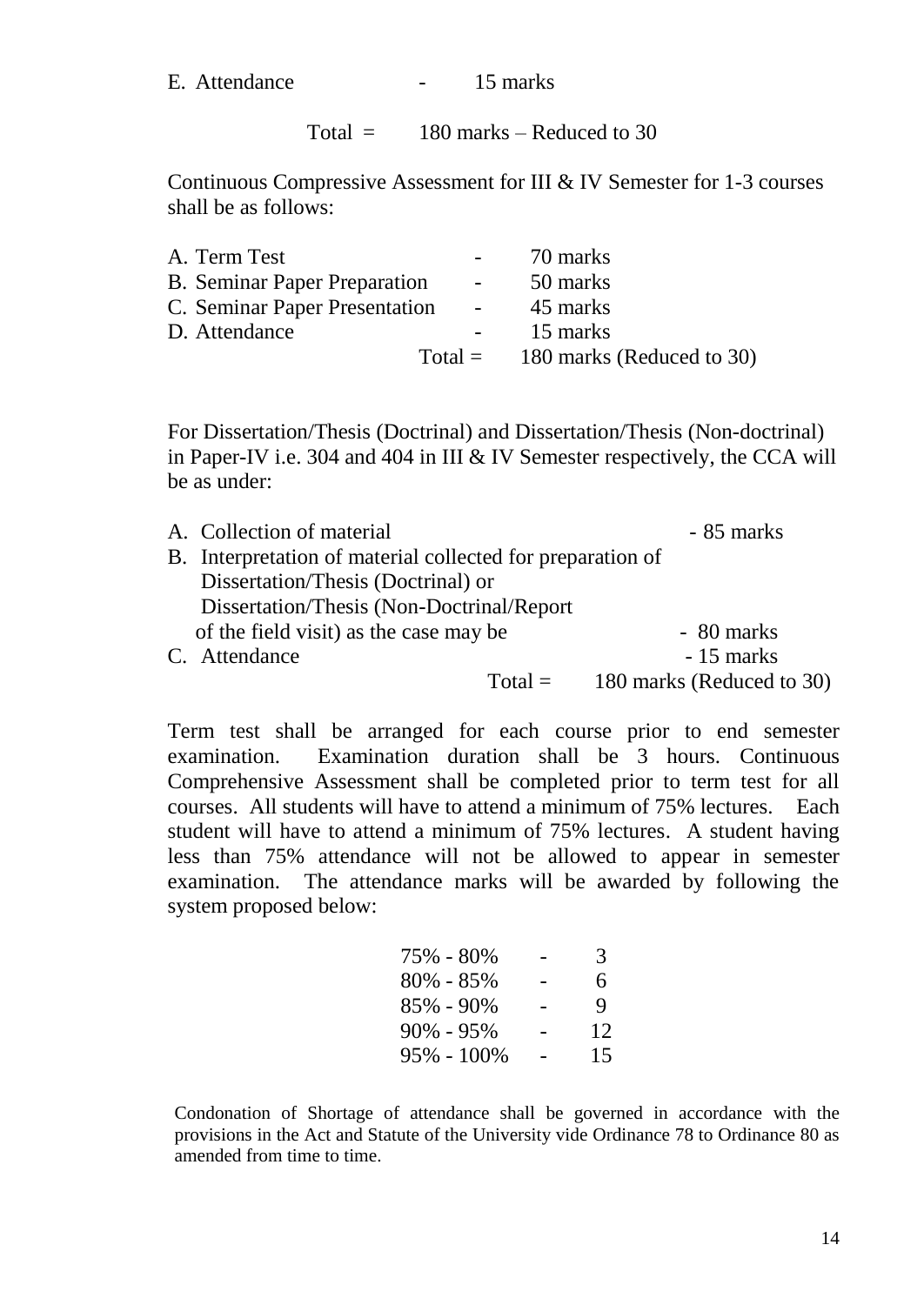E. Attendance - 15 marks

Total = 180 marks – Reduced to 30

Continuous Compressive Assessment for III & IV Semester for 1-3 courses shall be as follows:

| | | |
|---|---|---|
| A. Term Test | - | 70 marks |
| B. Seminar Paper Preparation | - | 50 marks |
| C. Seminar Paper Presentation | - | 45 marks |
| D. Attendance | - | 15 marks |
| | Total = | 180 marks (Reduced to 30) |

For Dissertation/Thesis (Doctrinal) and Dissertation/Thesis (Non-doctrinal) in Paper-IV i.e. 304 and 404 in III & IV Semester respectively, the CCA will be as under:

| | | |
|---|---|---|
| A. Collection of material | | - 85 marks |
| B. Interpretation of material collected for preparation of Dissertation/Thesis (Doctrinal) or Dissertation/Thesis (Non-Doctrinal/Report of the field visit) as the case may be | | - 80 marks |
| C. Attendance | | - 15 marks |
| | Total = | 180 marks (Reduced to 30) |

Term test shall be arranged for each course prior to end semester examination. Examination duration shall be 3 hours. Continuous Comprehensive Assessment shall be completed prior to term test for all courses. All students will have to attend a minimum of 75% lectures. Each student will have to attend a minimum of 75% lectures. A student having less than 75% attendance will not be allowed to appear in semester examination. The attendance marks will be awarded by following the system proposed below:

| | | |
|---|---|---|
| 75% - 80% | - | 3 |
| 80% - 85% | - | 6 |
| 85% - 90% | - | 9 |
| 90% - 95% | - | 12 |
| 95% - 100% | - | 15 |

Condonation of Shortage of attendance shall be governed in accordance with the provisions in the Act and Statute of the University vide Ordinance 78 to Ordinance 80 as amended from time to time.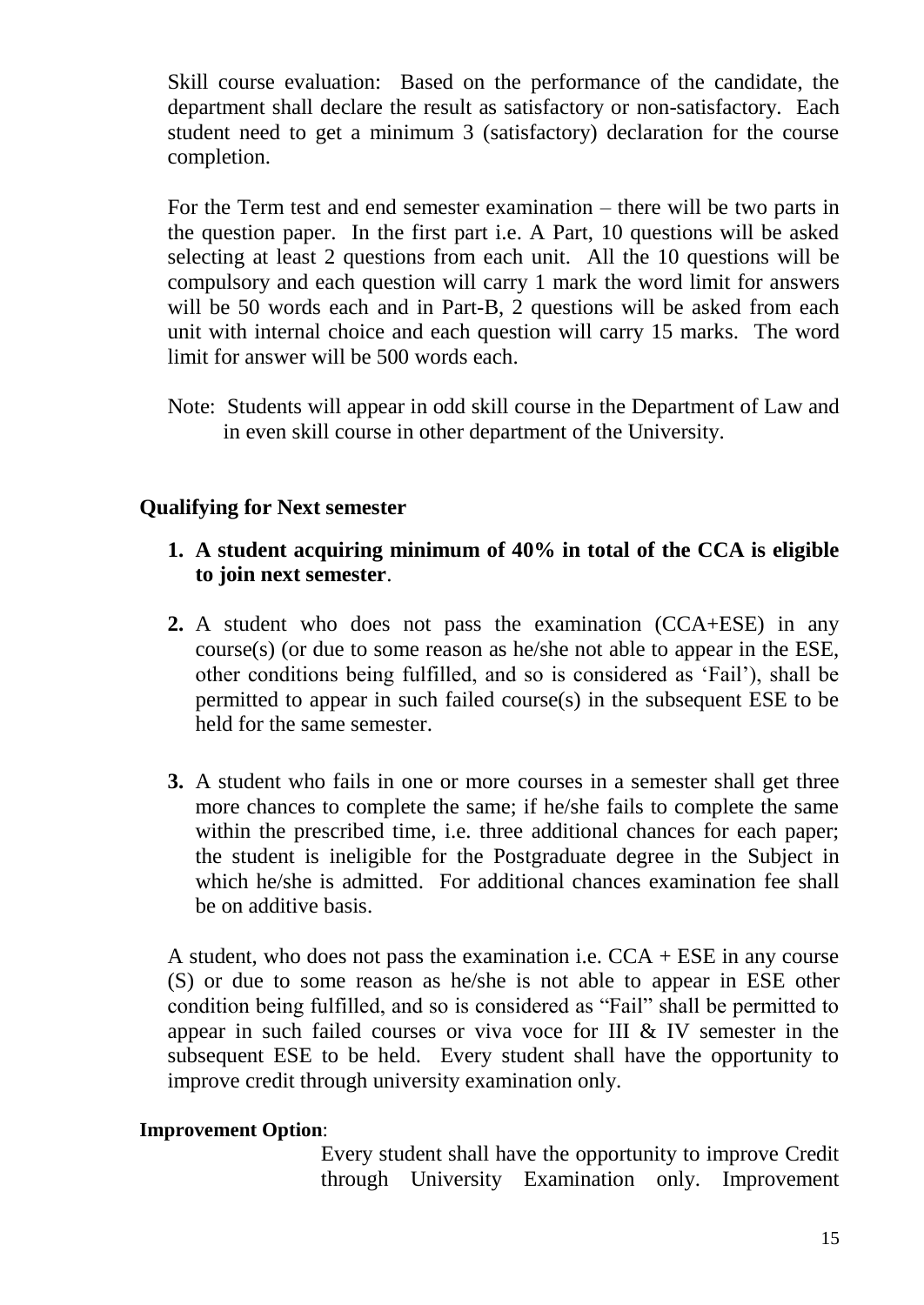Skill course evaluation: Based on the performance of the candidate, the department shall declare the result as satisfactory or non-satisfactory. Each student need to get a minimum 3 (satisfactory) declaration for the course completion.

For the Term test and end semester examination – there will be two parts in the question paper. In the first part i.e. A Part, 10 questions will be asked selecting at least 2 questions from each unit. All the 10 questions will be compulsory and each question will carry 1 mark the word limit for answers will be 50 words each and in Part-B, 2 questions will be asked from each unit with internal choice and each question will carry 15 marks. The word limit for answer will be 500 words each.

Note: Students will appear in odd skill course in the Department of Law and in even skill course in other department of the University.

### Qualifying for Next semester

1. **A student acquiring minimum of 40% in total of the CCA is eligible to join next semester**.

2. A student who does not pass the examination (CCA+ESE) in any course(s) (or due to some reason as he/she not able to appear in the ESE, other conditions being fulfilled, and so is considered as 'Fail'), shall be permitted to appear in such failed course(s) in the subsequent ESE to be held for the same semester.

3. A student who fails in one or more courses in a semester shall get three more chances to complete the same; if he/she fails to complete the same within the prescribed time, i.e. three additional chances for each paper; the student is ineligible for the Postgraduate degree in the Subject in which he/she is admitted. For additional chances examination fee shall be on additive basis.

A student, who does not pass the examination i.e. CCA + ESE in any course (S) or due to some reason as he/she is not able to appear in ESE other condition being fulfilled, and so is considered as "Fail" shall be permitted to appear in such failed courses or viva voce for III & IV semester in the subsequent ESE to be held. Every student shall have the opportunity to improve credit through university examination only.

**Improvement Option**:

Every student shall have the opportunity to improve Credit through University Examination only. Improvement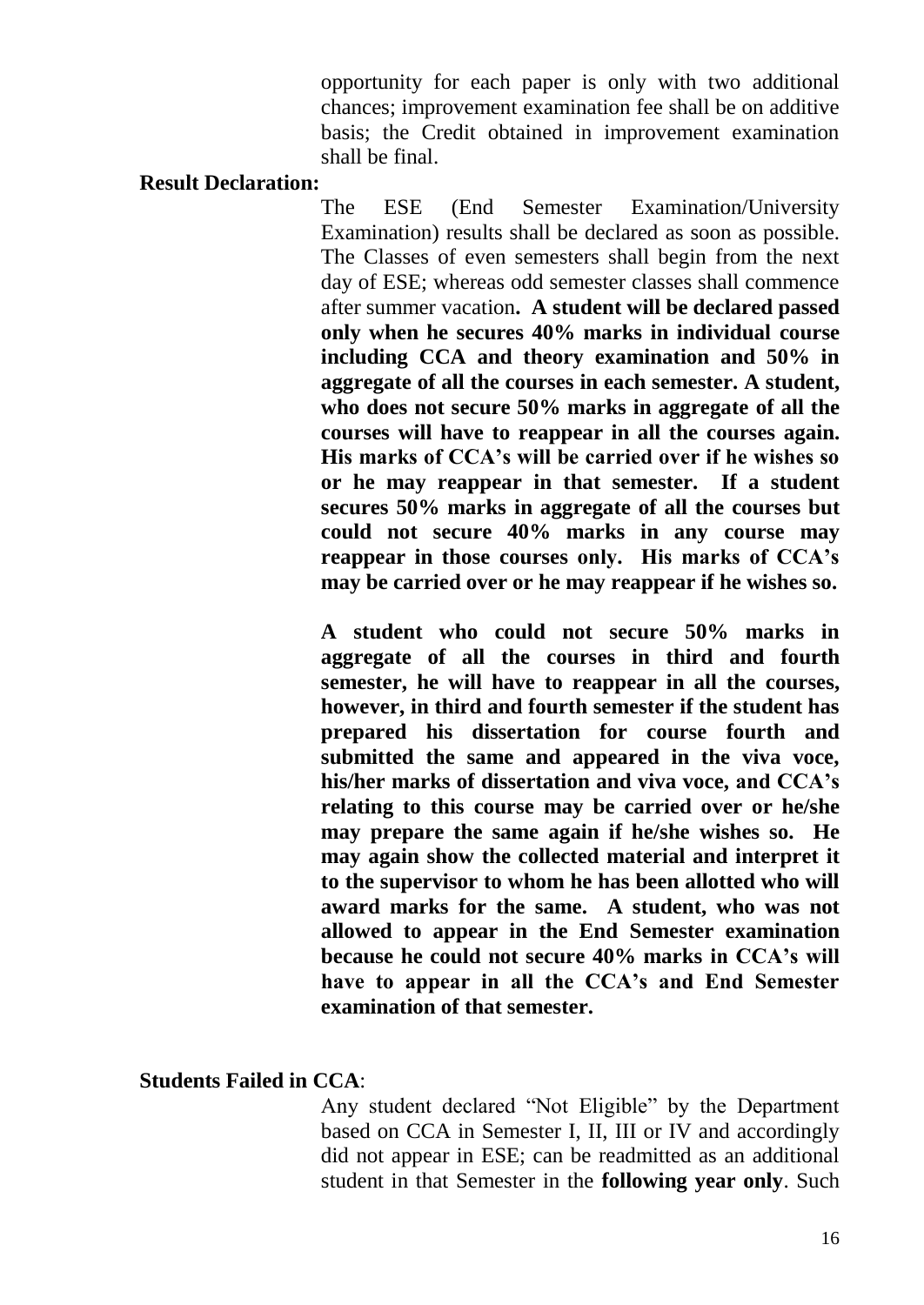opportunity for each paper is only with two additional chances; improvement examination fee shall be on additive basis; the Credit obtained in improvement examination shall be final.

**Result Declaration:**

The ESE (End Semester Examination/University Examination) results shall be declared as soon as possible. The Classes of even semesters shall begin from the next day of ESE; whereas odd semester classes shall commence after summer vacation**. A student will be declared passed only when he secures 40% marks in individual course including CCA and theory examination and 50% in aggregate of all the courses in each semester. A student, who does not secure 50% marks in aggregate of all the courses will have to reappear in all the courses again. His marks of CCA's will be carried over if he wishes so or he may reappear in that semester. If a student secures 50% marks in aggregate of all the courses but could not secure 40% marks in any course may reappear in those courses only. His marks of CCA's may be carried over or he may reappear if he wishes so.**

**A student who could not secure 50% marks in aggregate of all the courses in third and fourth semester, he will have to reappear in all the courses, however, in third and fourth semester if the student has prepared his dissertation for course fourth and submitted the same and appeared in the viva voce, his/her marks of dissertation and viva voce, and CCA's relating to this course may be carried over or he/she may prepare the same again if he/she wishes so. He may again show the collected material and interpret it to the supervisor to whom he has been allotted who will award marks for the same. A student, who was not allowed to appear in the End Semester examination because he could not secure 40% marks in CCA's will have to appear in all the CCA's and End Semester examination of that semester.**

**Students Failed in CCA**:

Any student declared "Not Eligible" by the Department based on CCA in Semester I, II, III or IV and accordingly did not appear in ESE; can be readmitted as an additional student in that Semester in the **following year only**. Such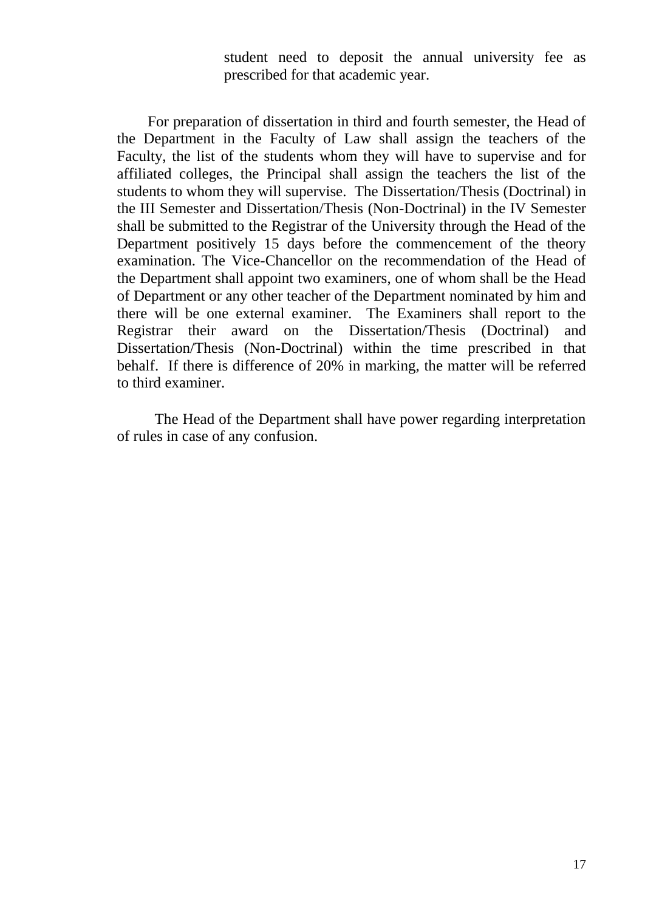student need to deposit the annual university fee as prescribed for that academic year.

For preparation of dissertation in third and fourth semester, the Head of the Department in the Faculty of Law shall assign the teachers of the Faculty, the list of the students whom they will have to supervise and for affiliated colleges, the Principal shall assign the teachers the list of the students to whom they will supervise. The Dissertation/Thesis (Doctrinal) in the III Semester and Dissertation/Thesis (Non-Doctrinal) in the IV Semester shall be submitted to the Registrar of the University through the Head of the Department positively 15 days before the commencement of the theory examination. The Vice-Chancellor on the recommendation of the Head of the Department shall appoint two examiners, one of whom shall be the Head of Department or any other teacher of the Department nominated by him and there will be one external examiner. The Examiners shall report to the Registrar their award on the Dissertation/Thesis (Doctrinal) and Dissertation/Thesis (Non-Doctrinal) within the time prescribed in that behalf. If there is difference of 20% in marking, the matter will be referred to third examiner.

The Head of the Department shall have power regarding interpretation of rules in case of any confusion.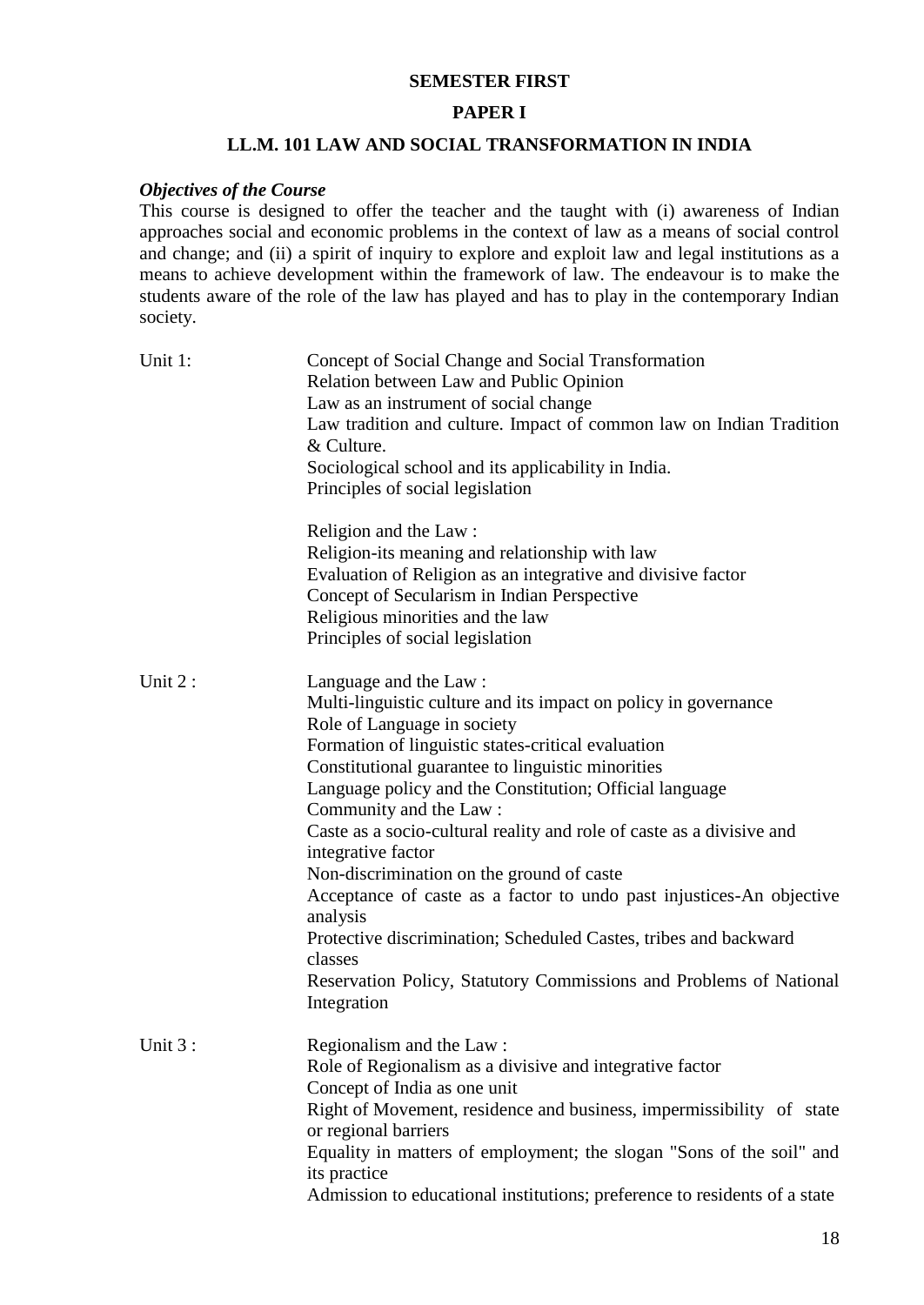## SEMESTER FIRST

## PAPER I

## LL.M. 101 LAW AND SOCIAL TRANSFORMATION IN INDIA

***Objectives of the Course***

This course is designed to offer the teacher and the taught with (i) awareness of Indian approaches social and economic problems in the context of law as a means of social control and change; and (ii) a spirit of inquiry to explore and exploit law and legal institutions as a means to achieve development within the framework of law. The endeavour is to make the students aware of the role of the law has played and has to play in the contemporary Indian society.

**Unit 1:**

Concept of Social Change and Social Transformation
Relation between Law and Public Opinion
Law as an instrument of social change
Law tradition and culture. Impact of common law on Indian Tradition & Culture.
Sociological school and its applicability in India.
Principles of social legislation

Religion and the Law :
Religion-its meaning and relationship with law
Evaluation of Religion as an integrative and divisive factor
Concept of Secularism in Indian Perspective
Religious minorities and the law
Principles of social legislation

**Unit 2 :**

Language and the Law :
Multi-linguistic culture and its impact on policy in governance
Role of Language in society
Formation of linguistic states-critical evaluation
Constitutional guarantee to linguistic minorities
Language policy and the Constitution; Official language
Community and the Law :
Caste as a socio-cultural reality and role of caste as a divisive and integrative factor
Non-discrimination on the ground of caste
Acceptance of caste as a factor to undo past injustices-An objective analysis
Protective discrimination; Scheduled Castes, tribes and backward classes
Reservation Policy, Statutory Commissions and Problems of National Integration

**Unit 3 :**

Regionalism and the Law :
Role of Regionalism as a divisive and integrative factor
Concept of India as one unit
Right of Movement, residence and business, impermissibility of state or regional barriers
Equality in matters of employment; the slogan "Sons of the soil" and its practice
Admission to educational institutions; preference to residents of a state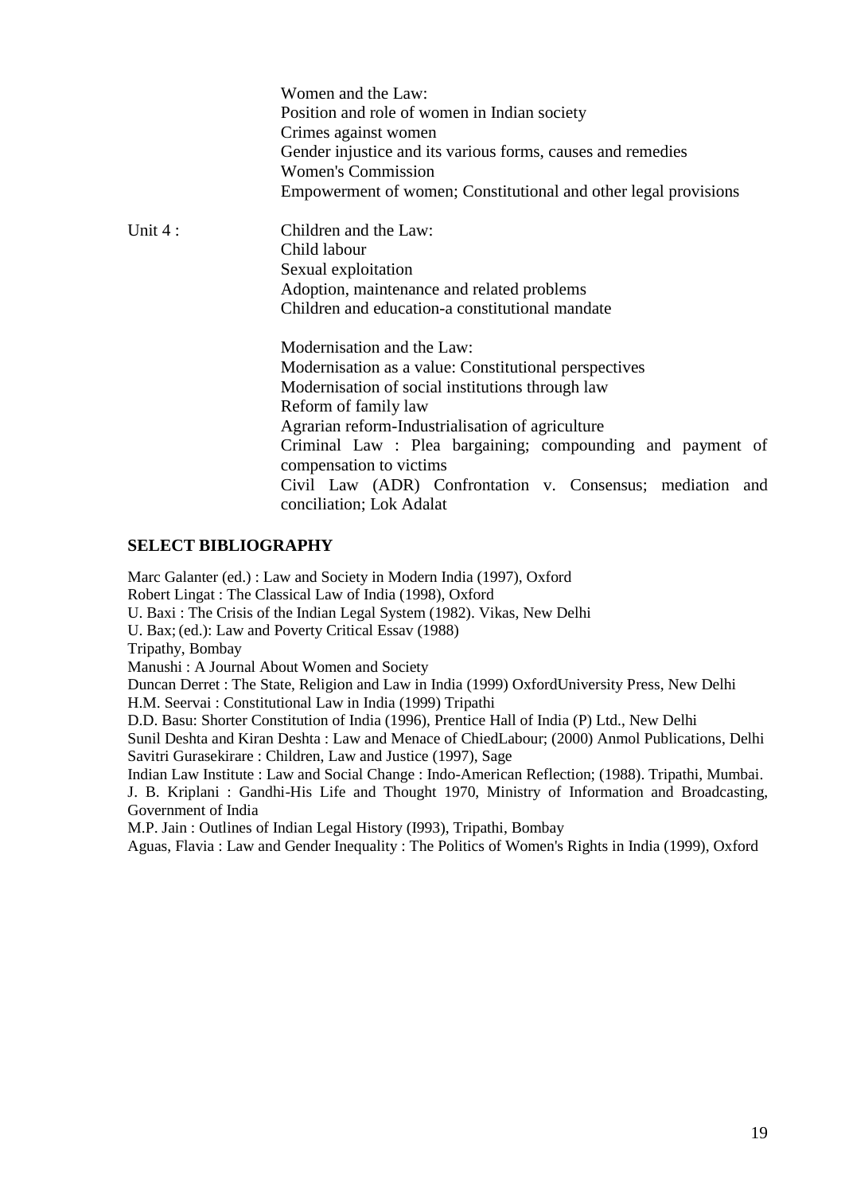Women and the Law:
Position and role of women in Indian society
Crimes against women
Gender injustice and its various forms, causes and remedies
Women's Commission
Empowerment of women; Constitutional and other legal provisions

Unit 4 : Children and the Law:
Child labour
Sexual exploitation
Adoption, maintenance and related problems
Children and education-a constitutional mandate

Modernisation and the Law:
Modernisation as a value: Constitutional perspectives
Modernisation of social institutions through law
Reform of family law
Agrarian reform-Industrialisation of agriculture
Criminal Law : Plea bargaining; compounding and payment of compensation to victims
Civil Law (ADR) Confrontation v. Consensus; mediation and conciliation; Lok Adalat

## SELECT BIBLIOGRAPHY

Marc Galanter (ed.) : Law and Society in Modern India (1997), Oxford
Robert Lingat : The Classical Law of India (1998), Oxford
U. Baxi : The Crisis of the Indian Legal System (1982). Vikas, New Delhi
U. Bax; (ed.): Law and Poverty Critical Essav (1988)
Tripathy, Bombay
Manushi : A Journal About Women and Society
Duncan Derret : The State, Religion and Law in India (1999) OxfordUniversity Press, New Delhi
H.M. Seervai : Constitutional Law in India (1999) Tripathi
D.D. Basu: Shorter Constitution of India (1996), Prentice Hall of India (P) Ltd., New Delhi
Sunil Deshta and Kiran Deshta : Law and Menace of ChiedLabour; (2000) Anmol Publications, Delhi
Savitri Gurasekirare : Children, Law and Justice (1997), Sage
Indian Law Institute : Law and Social Change : Indo-American Reflection; (1988). Tripathi, Mumbai.
J. B. Kriplani : Gandhi-His Life and Thought 1970, Ministry of Information and Broadcasting, Government of India
M.P. Jain : Outlines of Indian Legal History (I993), Tripathi, Bombay
Aguas, Flavia : Law and Gender Inequality : The Politics of Women's Rights in India (1999), Oxford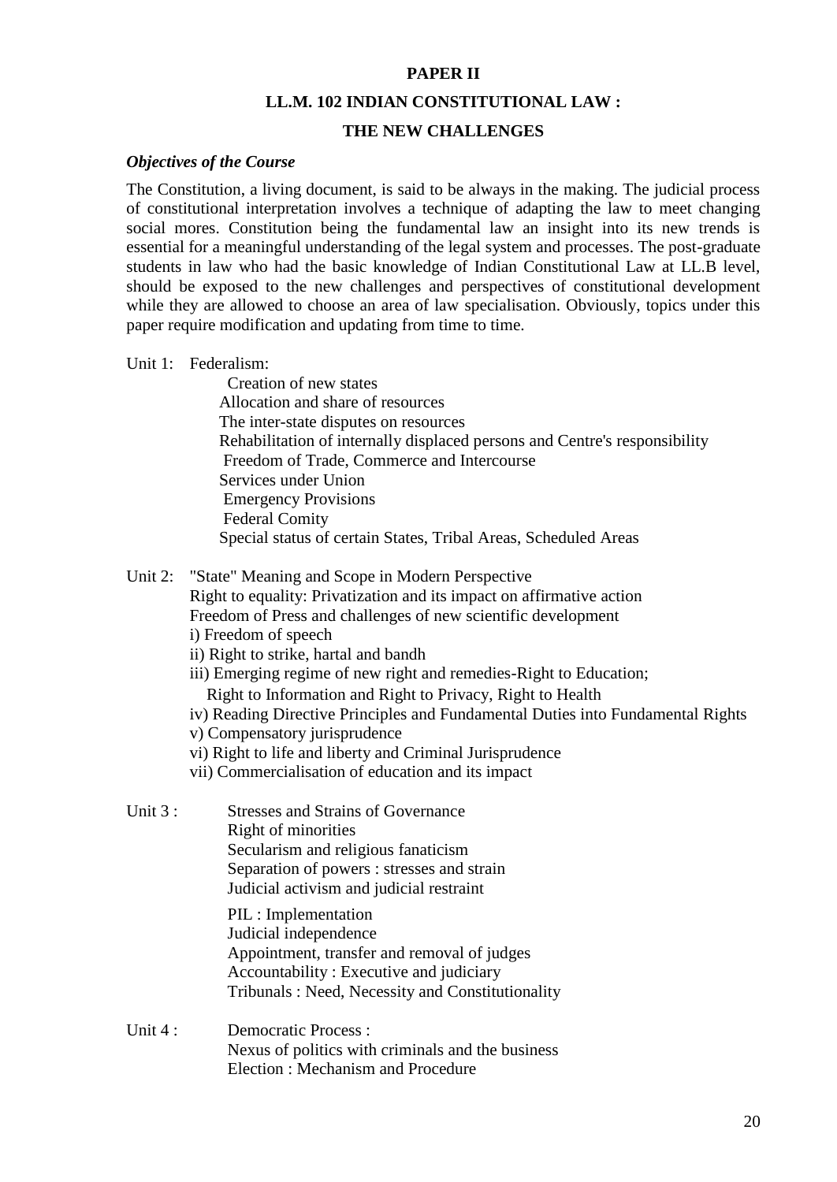## PAPER II

## LL.M. 102 INDIAN CONSTITUTIONAL LAW :

## THE NEW CHALLENGES

### *Objectives of the Course*

The Constitution, a living document, is said to be always in the making. The judicial process of constitutional interpretation involves a technique of adapting the law to meet changing social mores. Constitution being the fundamental law an insight into its new trends is essential for a meaningful understanding of the legal system and processes. The post-graduate students in law who had the basic knowledge of Indian Constitutional Law at LL.B level, should be exposed to the new challenges and perspectives of constitutional development while they are allowed to choose an area of law specialisation. Obviously, topics under this paper require modification and updating from time to time.

Unit 1: Federalism:

- Creation of new states
- Allocation and share of resources
- The inter-state disputes on resources
- Rehabilitation of internally displaced persons and Centre's responsibility
- Freedom of Trade, Commerce and Intercourse
- Services under Union
- Emergency Provisions
- Federal Comity
- Special status of certain States, Tribal Areas, Scheduled Areas

Unit 2: "State" Meaning and Scope in Modern Perspective

- Right to equality: Privatization and its impact on affirmative action
- Freedom of Press and challenges of new scientific development
- i) Freedom of speech
- ii) Right to strike, hartal and bandh
- iii) Emerging regime of new right and remedies-Right to Education; Right to Information and Right to Privacy, Right to Health
- iv) Reading Directive Principles and Fundamental Duties into Fundamental Rights
- v) Compensatory jurisprudence
- vi) Right to life and liberty and Criminal Jurisprudence
- vii) Commercialisation of education and its impact

Unit 3 : Stresses and Strains of Governance

- Right of minorities
- Secularism and religious fanaticism
- Separation of powers : stresses and strain
- Judicial activism and judicial restraint
- PIL : Implementation
- Judicial independence
- Appointment, transfer and removal of judges
- Accountability : Executive and judiciary
- Tribunals : Need, Necessity and Constitutionality

Unit 4 : Democratic Process :

- Nexus of politics with criminals and the business
- Election : Mechanism and Procedure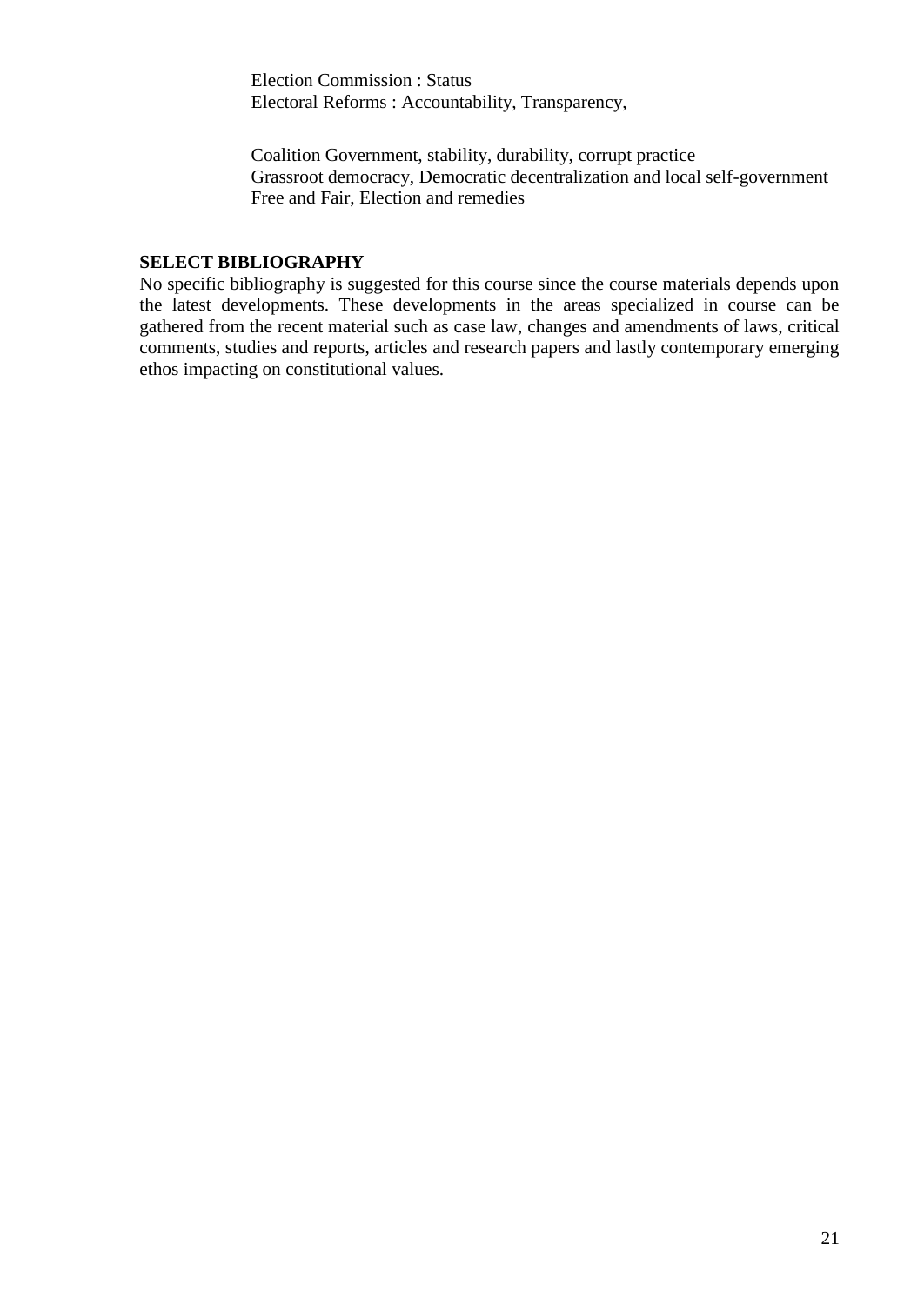Election Commission : Status
Electoral Reforms : Accountability, Transparency,

Coalition Government, stability, durability, corrupt practice
Grassroot democracy, Democratic decentralization and local self-government
Free and Fair, Election and remedies

**SELECT BIBLIOGRAPHY**

No specific bibliography is suggested for this course since the course materials depends upon the latest developments. These developments in the areas specialized in course can be gathered from the recent material such as case law, changes and amendments of laws, critical comments, studies and reports, articles and research papers and lastly contemporary emerging ethos impacting on constitutional values.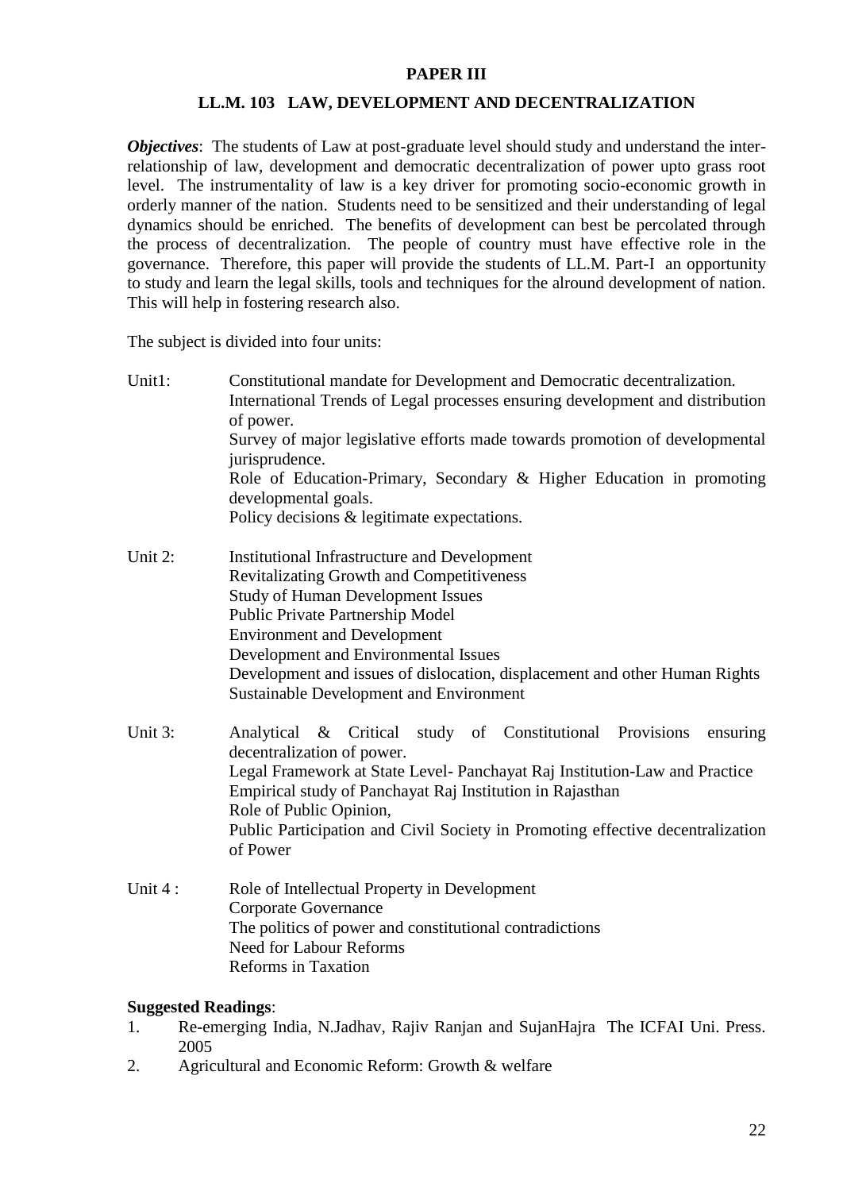**PAPER III**

## LL.M. 103 LAW, DEVELOPMENT AND DECENTRALIZATION

***Objectives***: The students of Law at post-graduate level should study and understand the inter-relationship of law, development and democratic decentralization of power upto grass root level. The instrumentality of law is a key driver for promoting socio-economic growth in orderly manner of the nation. Students need to be sensitized and their understanding of legal dynamics should be enriched. The benefits of development can best be percolated through the process of decentralization. The people of country must have effective role in the governance. Therefore, this paper will provide the students of LL.M. Part-I an opportunity to study and learn the legal skills, tools and techniques for the alround development of nation. This will help in fostering research also.

The subject is divided into four units:

Unit1:
Constitutional mandate for Development and Democratic decentralization.
International Trends of Legal processes ensuring development and distribution of power.
Survey of major legislative efforts made towards promotion of developmental jurisprudence.
Role of Education-Primary, Secondary & Higher Education in promoting developmental goals.
Policy decisions & legitimate expectations.

Unit 2:
Institutional Infrastructure and Development
Revitalizating Growth and Competitiveness
Study of Human Development Issues
Public Private Partnership Model
Environment and Development
Development and Environmental Issues
Development and issues of dislocation, displacement and other Human Rights
Sustainable Development and Environment

Unit 3:
Analytical & Critical study of Constitutional Provisions ensuring decentralization of power.
Legal Framework at State Level- Panchayat Raj Institution-Law and Practice
Empirical study of Panchayat Raj Institution in Rajasthan
Role of Public Opinion,
Public Participation and Civil Society in Promoting effective decentralization of Power

Unit 4 :
Role of Intellectual Property in Development
Corporate Governance
The politics of power and constitutional contradictions
Need for Labour Reforms
Reforms in Taxation

**Suggested Readings**:

1. Re-emerging India, N.Jadhav, Rajiv Ranjan and SujanHajra The ICFAI Uni. Press. 2005
2. Agricultural and Economic Reform: Growth & welfare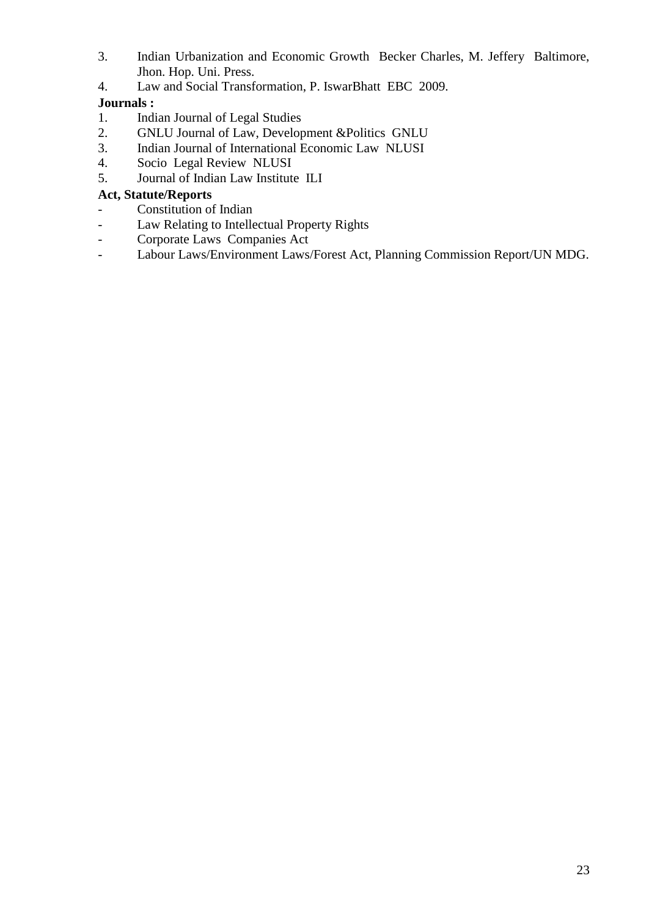3. Indian Urbanization and Economic Growth Becker Charles, M. Jeffery Baltimore, Jhon. Hop. Uni. Press.
4. Law and Social Transformation, P. IswarBhatt EBC 2009.

**Journals :**

1. Indian Journal of Legal Studies
2. GNLU Journal of Law, Development &Politics GNLU
3. Indian Journal of International Economic Law NLUSI
4. Socio Legal Review NLUSI
5. Journal of Indian Law Institute ILI

**Act, Statute/Reports**

- Constitution of Indian
- Law Relating to Intellectual Property Rights
- Corporate Laws Companies Act
- Labour Laws/Environment Laws/Forest Act, Planning Commission Report/UN MDG.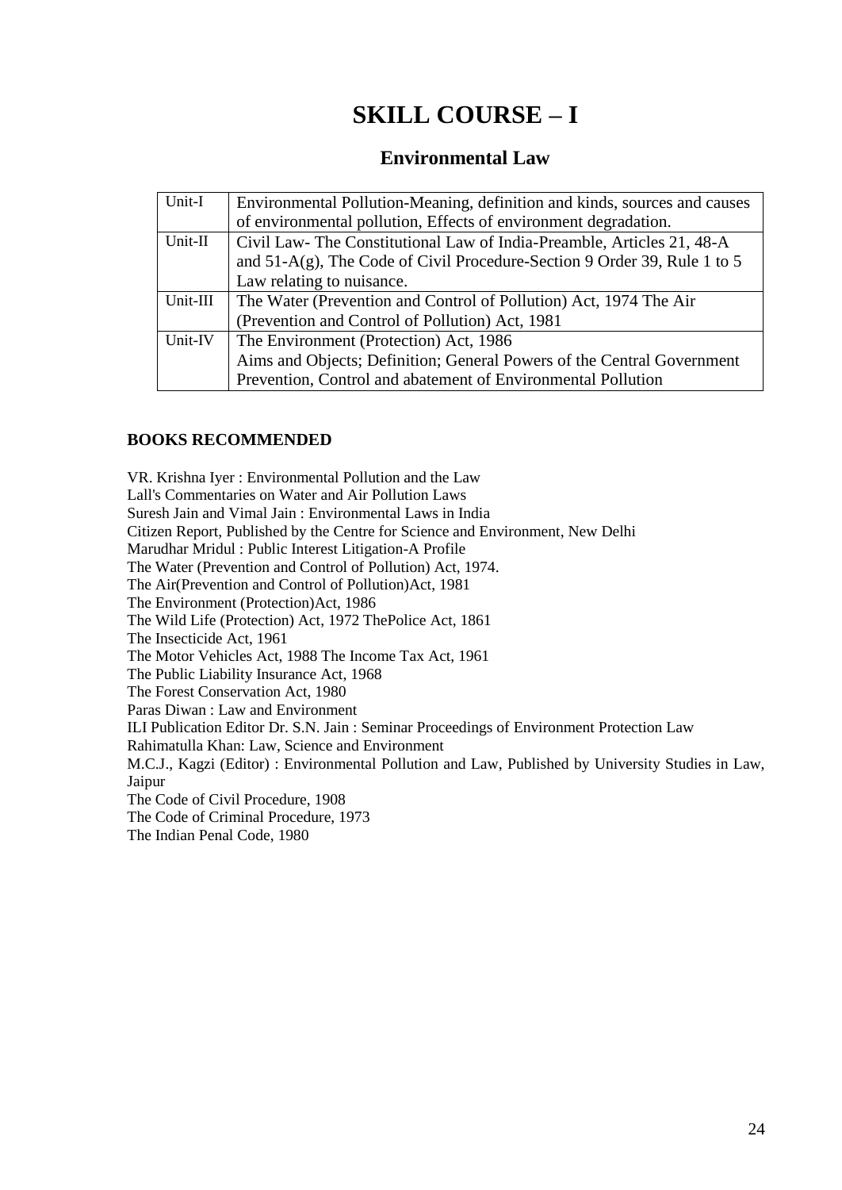# SKILL COURSE – I

## Environmental Law

| | |
|---|---|
| Unit-I | Environmental Pollution-Meaning, definition and kinds, sources and causes of environmental pollution, Effects of environment degradation. |
| Unit-II | Civil Law- The Constitutional Law of India-Preamble, Articles 21, 48-A and 51-A(g), The Code of Civil Procedure-Section 9 Order 39, Rule 1 to 5 Law relating to nuisance. |
| Unit-III | The Water (Prevention and Control of Pollution) Act, 1974 The Air (Prevention and Control of Pollution) Act, 1981 |
| Unit-IV | The Environment (Protection) Act, 1986<br>Aims and Objects; Definition; General Powers of the Central Government<br>Prevention, Control and abatement of Environmental Pollution |

### BOOKS RECOMMENDED

VR. Krishna Iyer : Environmental Pollution and the Law
Lall's Commentaries on Water and Air Pollution Laws
Suresh Jain and Vimal Jain : Environmental Laws in India
Citizen Report, Published by the Centre for Science and Environment, New Delhi
Marudhar Mridul : Public Interest Litigation-A Profile
The Water (Prevention and Control of Pollution) Act, 1974.
The Air(Prevention and Control of Pollution)Act, 1981
The Environment (Protection)Act, 1986
The Wild Life (Protection) Act, 1972 ThePolice Act, 1861
The Insecticide Act, 1961
The Motor Vehicles Act, 1988 The Income Tax Act, 1961
The Public Liability Insurance Act, 1968
The Forest Conservation Act, 1980
Paras Diwan : Law and Environment
ILI Publication Editor Dr. S.N. Jain : Seminar Proceedings of Environment Protection Law
Rahimatulla Khan: Law, Science and Environment
M.C.J., Kagzi (Editor) : Environmental Pollution and Law, Published by University Studies in Law, Jaipur
The Code of Civil Procedure, 1908
The Code of Criminal Procedure, 1973
The Indian Penal Code, 1980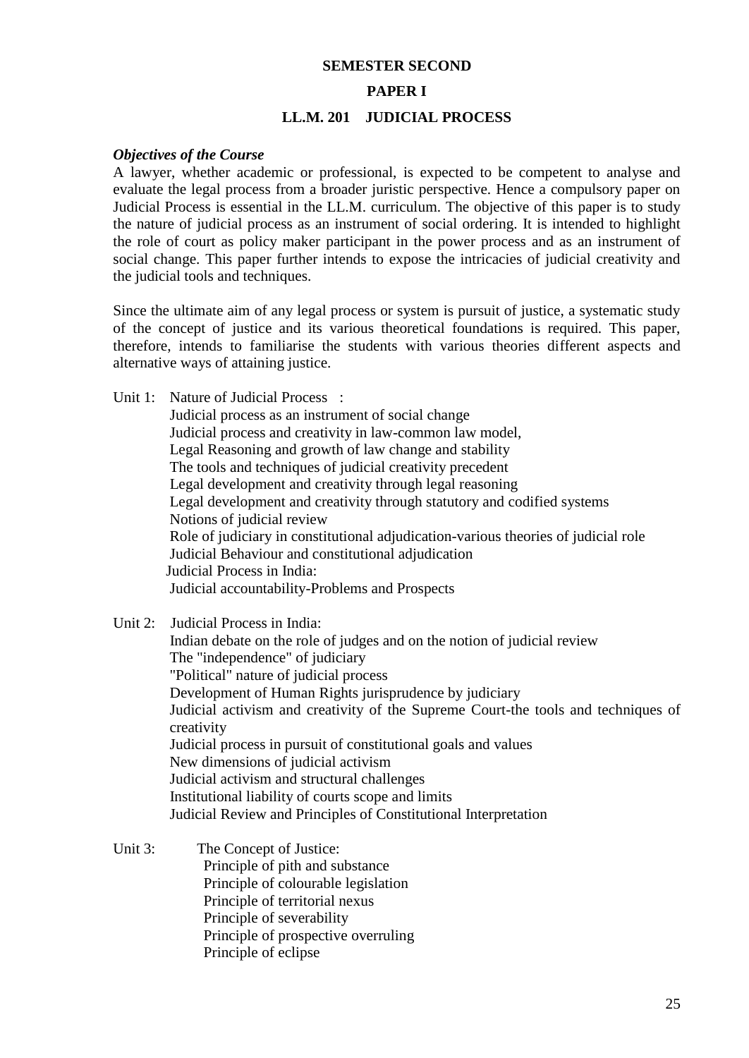**SEMESTER SECOND**

**PAPER I**

**LL.M. 201 JUDICIAL PROCESS**

***Objectives of the Course***

A lawyer, whether academic or professional, is expected to be competent to analyse and evaluate the legal process from a broader juristic perspective. Hence a compulsory paper on Judicial Process is essential in the LL.M. curriculum. The objective of this paper is to study the nature of judicial process as an instrument of social ordering. It is intended to highlight the role of court as policy maker participant in the power process and as an instrument of social change. This paper further intends to expose the intricacies of judicial creativity and the judicial tools and techniques.

Since the ultimate aim of any legal process or system is pursuit of justice, a systematic study of the concept of justice and its various theoretical foundations is required. This paper, therefore, intends to familiarise the students with various theories different aspects and alternative ways of attaining justice.

Unit 1: Nature of Judicial Process :

- Judicial process as an instrument of social change
- Judicial process and creativity in law-common law model,
- Legal Reasoning and growth of law change and stability
- The tools and techniques of judicial creativity precedent
- Legal development and creativity through legal reasoning
- Legal development and creativity through statutory and codified systems
- Notions of judicial review
- Role of judiciary in constitutional adjudication-various theories of judicial role
- Judicial Behaviour and constitutional adjudication
- Judicial Process in India:
- Judicial accountability-Problems and Prospects

Unit 2: Judicial Process in India:

- Indian debate on the role of judges and on the notion of judicial review
- The "independence" of judiciary
- "Political" nature of judicial process
- Development of Human Rights jurisprudence by judiciary
- Judicial activism and creativity of the Supreme Court-the tools and techniques of creativity
- Judicial process in pursuit of constitutional goals and values
- New dimensions of judicial activism
- Judicial activism and structural challenges
- Institutional liability of courts scope and limits
- Judicial Review and Principles of Constitutional Interpretation

Unit 3: The Concept of Justice:

- Principle of pith and substance
- Principle of colourable legislation
- Principle of territorial nexus
- Principle of severability
- Principle of prospective overruling
- Principle of eclipse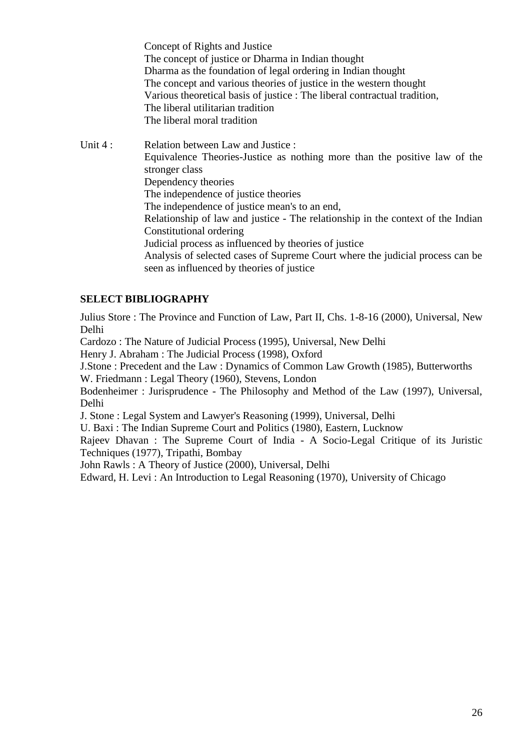Concept of Rights and Justice
The concept of justice or Dharma in Indian thought
Dharma as the foundation of legal ordering in Indian thought
The concept and various theories of justice in the western thought
Various theoretical basis of justice : The liberal contractual tradition,
The liberal utilitarian tradition
The liberal moral tradition

Unit 4 : Relation between Law and Justice :
Equivalence Theories-Justice as nothing more than the positive law of the stronger class
Dependency theories
The independence of justice theories
The independence of justice mean's to an end,
Relationship of law and justice - The relationship in the context of the Indian Constitutional ordering
Judicial process as influenced by theories of justice
Analysis of selected cases of Supreme Court where the judicial process can be seen as influenced by theories of justice

**SELECT BIBLIOGRAPHY**

Julius Store : The Province and Function of Law, Part II, Chs. 1-8-16 (2000), Universal, New Delhi
Cardozo : The Nature of Judicial Process (1995), Universal, New Delhi
Henry J. Abraham : The Judicial Process (1998), Oxford
J.Stone : Precedent and the Law : Dynamics of Common Law Growth (1985), Butterworths
W. Friedmann : Legal Theory (1960), Stevens, London
Bodenheimer : Jurisprudence - The Philosophy and Method of the Law (1997), Universal, Delhi
J. Stone : Legal System and Lawyer's Reasoning (1999), Universal, Delhi
U. Baxi : The Indian Supreme Court and Politics (1980), Eastern, Lucknow
Rajeev Dhavan : The Supreme Court of India - A Socio-Legal Critique of its Juristic Techniques (1977), Tripathi, Bombay
John Rawls : A Theory of Justice (2000), Universal, Delhi
Edward, H. Levi : An Introduction to Legal Reasoning (1970), University of Chicago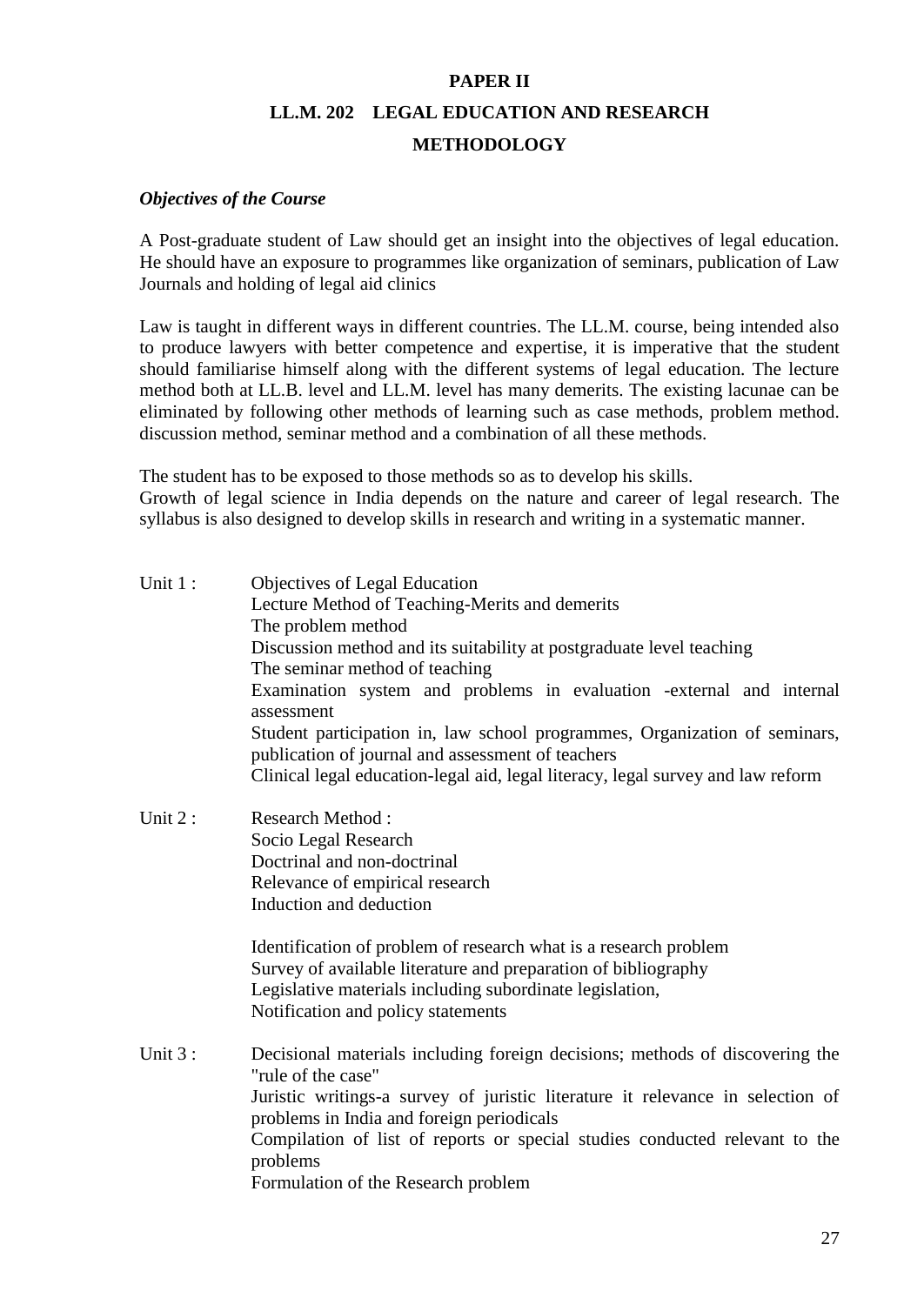## PAPER II

## LL.M. 202 LEGAL EDUCATION AND RESEARCH METHODOLOGY

***Objectives of the Course***

A Post-graduate student of Law should get an insight into the objectives of legal education. He should have an exposure to programmes like organization of seminars, publication of Law Journals and holding of legal aid clinics

Law is taught in different ways in different countries. The LL.M. course, being intended also to produce lawyers with better competence and expertise, it is imperative that the student should familiarise himself along with the different systems of legal education. The lecture method both at LL.B. level and LL.M. level has many demerits. The existing lacunae can be eliminated by following other methods of learning such as case methods, problem method. discussion method, seminar method and a combination of all these methods.

The student has to be exposed to those methods so as to develop his skills.
Growth of legal science in India depends on the nature and career of legal research. The syllabus is also designed to develop skills in research and writing in a systematic manner.

Unit 1 :
Objectives of Legal Education
Lecture Method of Teaching-Merits and demerits
The problem method
Discussion method and its suitability at postgraduate level teaching
The seminar method of teaching
Examination system and problems in evaluation -external and internal assessment
Student participation in, law school programmes, Organization of seminars, publication of journal and assessment of teachers
Clinical legal education-legal aid, legal literacy, legal survey and law reform

Unit 2 :
Research Method :
Socio Legal Research
Doctrinal and non-doctrinal
Relevance of empirical research
Induction and deduction

Identification of problem of research what is a research problem
Survey of available literature and preparation of bibliography
Legislative materials including subordinate legislation,
Notification and policy statements

Unit 3 :
Decisional materials including foreign decisions; methods of discovering the "rule of the case"
Juristic writings-a survey of juristic literature it relevance in selection of problems in India and foreign periodicals
Compilation of list of reports or special studies conducted relevant to the problems
Formulation of the Research problem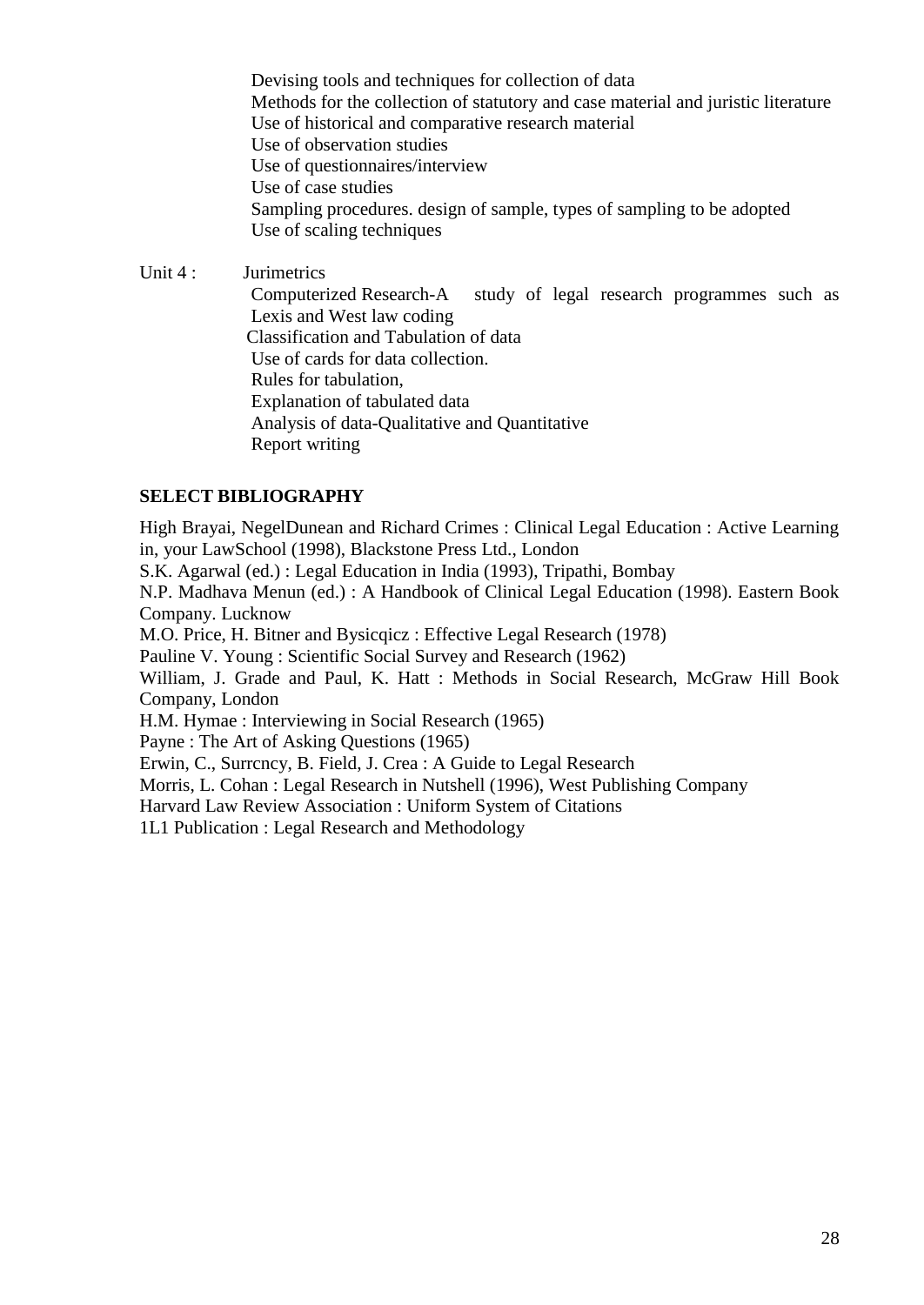Devising tools and techniques for collection of data
Methods for the collection of statutory and case material and juristic literature
Use of historical and comparative research material
Use of observation studies
Use of questionnaires/interview
Use of case studies
Sampling procedures. design of sample, types of sampling to be adopted
Use of scaling techniques

Unit 4 : Jurimetrics
Computerized Research-A study of legal research programmes such as Lexis and West law coding
Classification and Tabulation of data
Use of cards for data collection.
Rules for tabulation,
Explanation of tabulated data
Analysis of data-Qualitative and Quantitative
Report writing

**SELECT BIBLIOGRAPHY**

High Brayai, NegelDunean and Richard Crimes : Clinical Legal Education : Active Learning in, your LawSchool (1998), Blackstone Press Ltd., London
S.K. Agarwal (ed.) : Legal Education in India (1993), Tripathi, Bombay
N.P. Madhava Menun (ed.) : A Handbook of Clinical Legal Education (1998). Eastern Book Company. Lucknow
M.O. Price, H. Bitner and Bysicqicz : Effective Legal Research (1978)
Pauline V. Young : Scientific Social Survey and Research (1962)
William, J. Grade and Paul, K. Hatt : Methods in Social Research, McGraw Hill Book Company, London
H.M. Hymae : Interviewing in Social Research (1965)
Payne : The Art of Asking Questions (1965)
Erwin, C., Surrcncy, B. Field, J. Crea : A Guide to Legal Research
Morris, L. Cohan : Legal Research in Nutshell (1996), West Publishing Company
Harvard Law Review Association : Uniform System of Citations
1L1 Publication : Legal Research and Methodology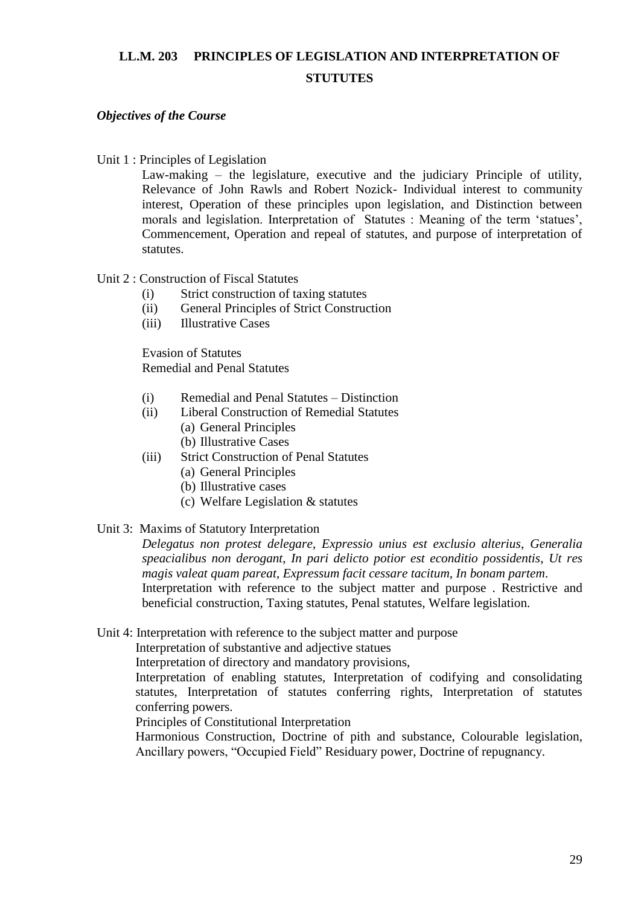## LL.M. 203 PRINCIPLES OF LEGISLATION AND INTERPRETATION OF STUTUTES

***Objectives of the Course***

Unit 1 : Principles of Legislation

Law-making – the legislature, executive and the judiciary Principle of utility, Relevance of John Rawls and Robert Nozick- Individual interest to community interest, Operation of these principles upon legislation, and Distinction between morals and legislation. Interpretation of Statutes : Meaning of the term 'statues', Commencement, Operation and repeal of statutes, and purpose of interpretation of statutes.

Unit 2 : Construction of Fiscal Statutes

- (i) Strict construction of taxing statutes
- (ii) General Principles of Strict Construction
- (iii) Illustrative Cases

Evasion of Statutes
Remedial and Penal Statutes

- (i) Remedial and Penal Statutes – Distinction
- (ii) Liberal Construction of Remedial Statutes
  - (a) General Principles
  - (b) Illustrative Cases
- (iii) Strict Construction of Penal Statutes
  - (a) General Principles
  - (b) Illustrative cases
  - (c) Welfare Legislation & statutes

Unit 3: Maxims of Statutory Interpretation

*Delegatus non protest delegare*, *Expressio unius est exclusio alterius*, *Generalia speacialibus non derogant*, *In pari delicto potior est econditio possidentis*, *Ut res magis valeat quam pareat*, *Expressum facit cessare tacitum*, *In bonam partem*.
Interpretation with reference to the subject matter and purpose . Restrictive and beneficial construction, Taxing statutes, Penal statutes, Welfare legislation.

Unit 4: Interpretation with reference to the subject matter and purpose

Interpretation of substantive and adjective statues

Interpretation of directory and mandatory provisions,

Interpretation of enabling statutes, Interpretation of codifying and consolidating statutes, Interpretation of statutes conferring rights, Interpretation of statutes conferring powers.

Principles of Constitutional Interpretation

Harmonious Construction, Doctrine of pith and substance, Colourable legislation, Ancillary powers, "Occupied Field" Residuary power, Doctrine of repugnancy.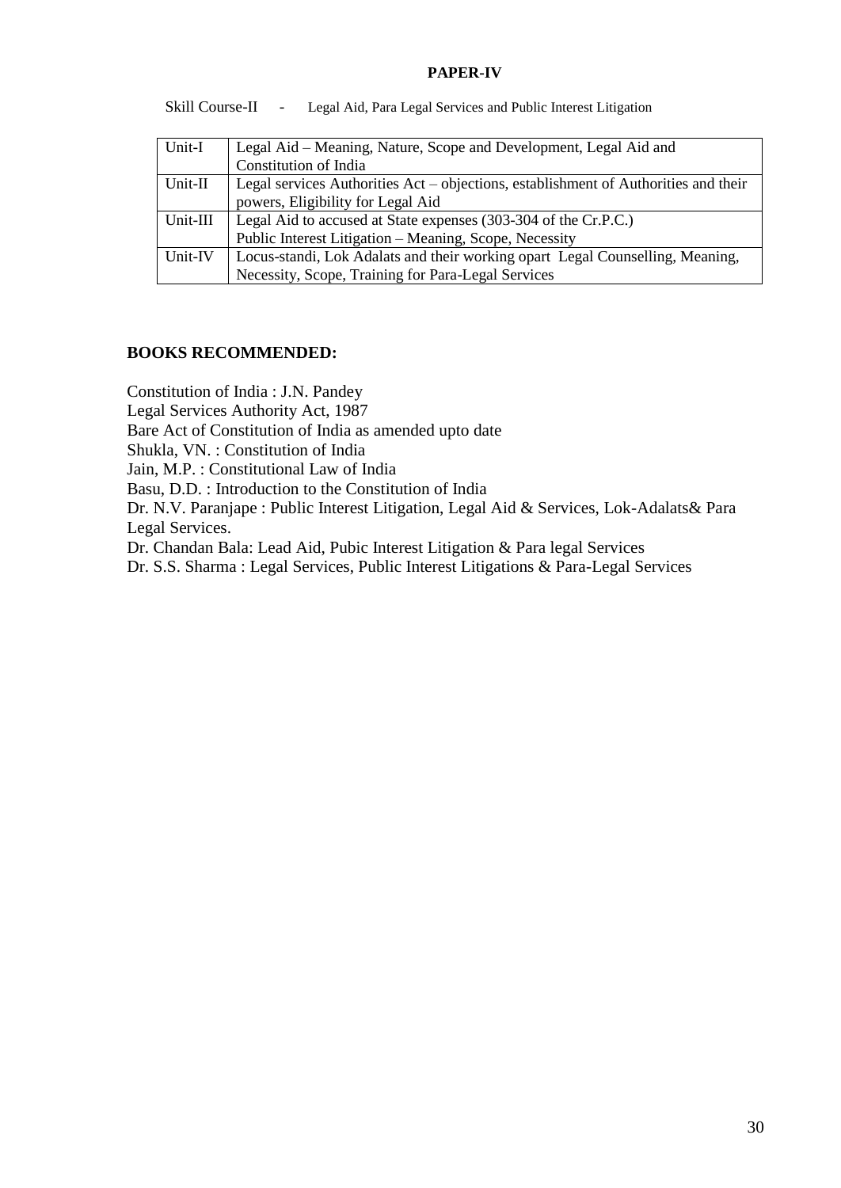**PAPER-IV**

Skill Course-II - Legal Aid, Para Legal Services and Public Interest Litigation

| | |
|---|---|
| Unit-I | Legal Aid – Meaning, Nature, Scope and Development, Legal Aid and Constitution of India |
| Unit-II | Legal services Authorities Act – objections, establishment of Authorities and their powers, Eligibility for Legal Aid |
| Unit-III | Legal Aid to accused at State expenses (303-304 of the Cr.P.C.)<br>Public Interest Litigation – Meaning, Scope, Necessity |
| Unit-IV | Locus-standi, Lok Adalats and their working opart Legal Counselling, Meaning, Necessity, Scope, Training for Para-Legal Services |

**BOOKS RECOMMENDED:**

Constitution of India : J.N. Pandey
Legal Services Authority Act, 1987
Bare Act of Constitution of India as amended upto date
Shukla, VN. : Constitution of India
Jain, M.P. : Constitutional Law of India
Basu, D.D. : Introduction to the Constitution of India
Dr. N.V. Paranjape : Public Interest Litigation, Legal Aid & Services, Lok-Adalats& Para Legal Services.
Dr. Chandan Bala: Lead Aid, Pubic Interest Litigation & Para legal Services
Dr. S.S. Sharma : Legal Services, Public Interest Litigations & Para-Legal Services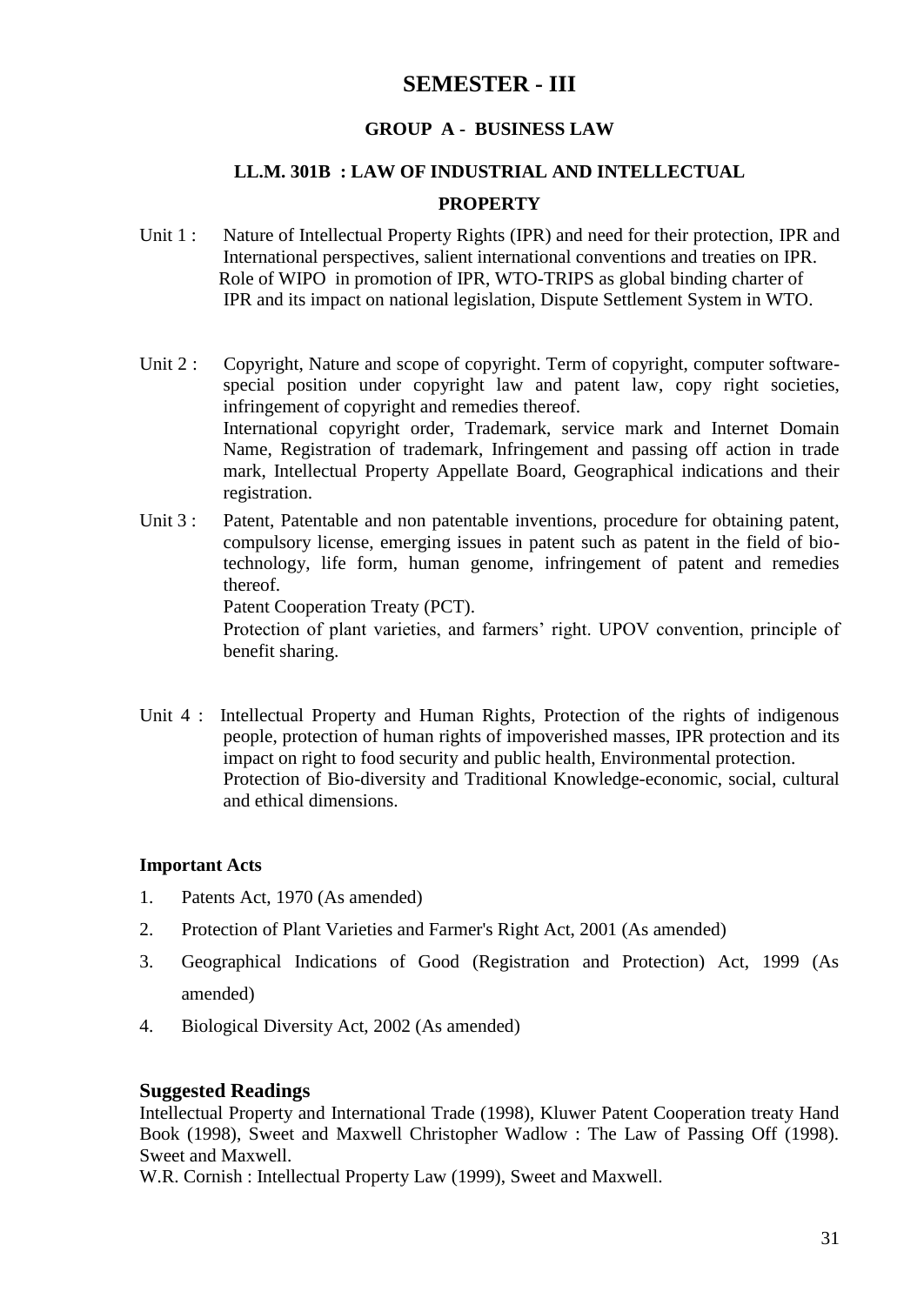# SEMESTER - III

## GROUP A - BUSINESS LAW

## LL.M. 301B : LAW OF INDUSTRIAL AND INTELLECTUAL PROPERTY

Unit 1 : Nature of Intellectual Property Rights (IPR) and need for their protection, IPR and International perspectives, salient international conventions and treaties on IPR. Role of WIPO in promotion of IPR, WTO-TRIPS as global binding charter of IPR and its impact on national legislation, Dispute Settlement System in WTO.

Unit 2 : Copyright, Nature and scope of copyright. Term of copyright, computer software- special position under copyright law and patent law, copy right societies, infringement of copyright and remedies thereof.
International copyright order, Trademark, service mark and Internet Domain Name, Registration of trademark, Infringement and passing off action in trade mark, Intellectual Property Appellate Board, Geographical indications and their registration.

Unit 3 : Patent, Patentable and non patentable inventions, procedure for obtaining patent, compulsory license, emerging issues in patent such as patent in the field of bio-technology, life form, human genome, infringement of patent and remedies thereof.
Patent Cooperation Treaty (PCT).
Protection of plant varieties, and farmers' right. UPOV convention, principle of benefit sharing.

Unit 4 : Intellectual Property and Human Rights, Protection of the rights of indigenous people, protection of human rights of impoverished masses, IPR protection and its impact on right to food security and public health, Environmental protection.
Protection of Bio-diversity and Traditional Knowledge-economic, social, cultural and ethical dimensions.

**Important Acts**

1. Patents Act, 1970 (As amended)
2. Protection of Plant Varieties and Farmer's Right Act, 2001 (As amended)
3. Geographical Indications of Good (Registration and Protection) Act, 1999 (As amended)
4. Biological Diversity Act, 2002 (As amended)

### Suggested Readings

Intellectual Property and International Trade (1998), Kluwer Patent Cooperation treaty Hand Book (1998), Sweet and Maxwell Christopher Wadlow : The Law of Passing Off (1998). Sweet and Maxwell.

W.R. Cornish : Intellectual Property Law (1999), Sweet and Maxwell.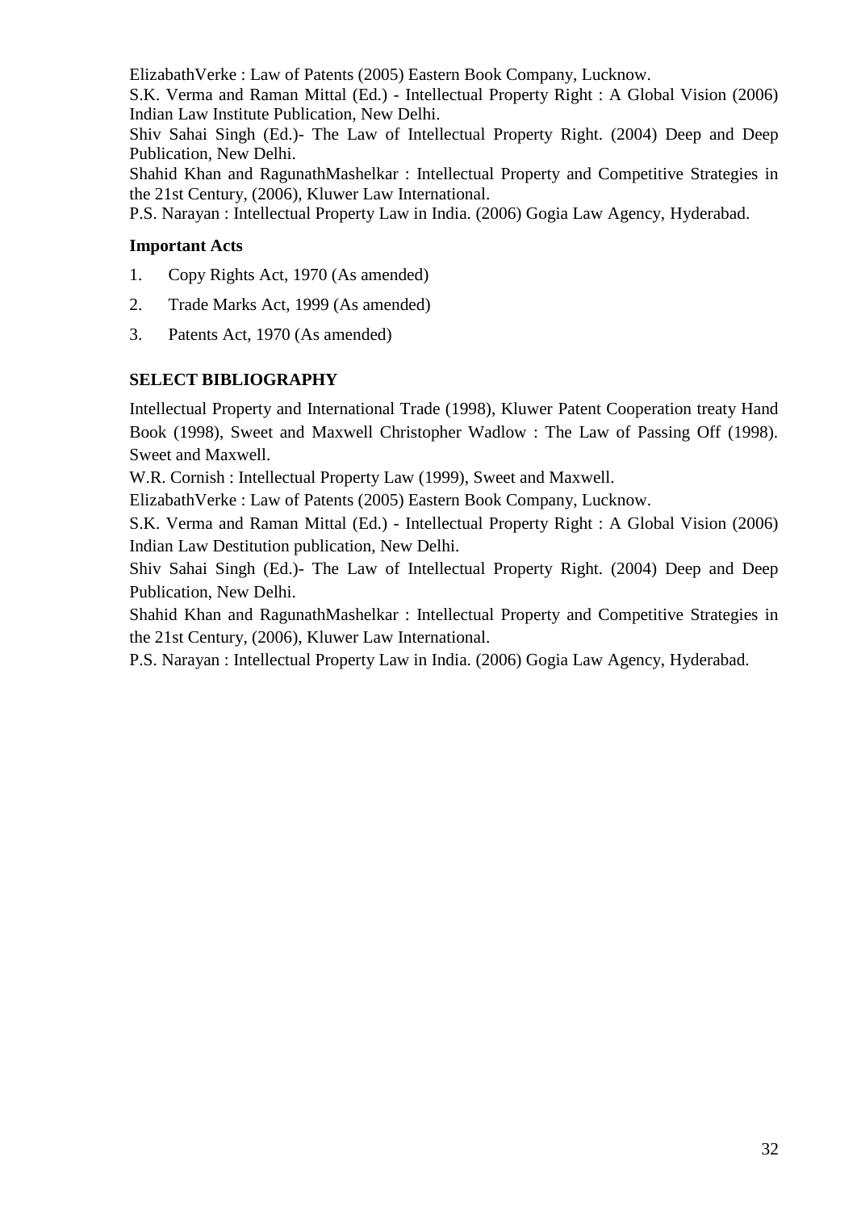ElizabathVerke : Law of Patents (2005) Eastern Book Company, Lucknow.

S.K. Verma and Raman Mittal (Ed.) - Intellectual Property Right : A Global Vision (2006) Indian Law Institute Publication, New Delhi.

Shiv Sahai Singh (Ed.)- The Law of Intellectual Property Right. (2004) Deep and Deep Publication, New Delhi.

Shahid Khan and RagunathMashelkar : Intellectual Property and Competitive Strategies in the 21st Century, (2006), Kluwer Law International.

P.S. Narayan : Intellectual Property Law in India. (2006) Gogia Law Agency, Hyderabad.

**Important Acts**

1. Copy Rights Act, 1970 (As amended)
2. Trade Marks Act, 1999 (As amended)
3. Patents Act, 1970 (As amended)

**SELECT BIBLIOGRAPHY**

Intellectual Property and International Trade (1998), Kluwer Patent Cooperation treaty Hand Book (1998), Sweet and Maxwell Christopher Wadlow : The Law of Passing Off (1998). Sweet and Maxwell.

W.R. Cornish : Intellectual Property Law (1999), Sweet and Maxwell.

ElizabathVerke : Law of Patents (2005) Eastern Book Company, Lucknow.

S.K. Verma and Raman Mittal (Ed.) - Intellectual Property Right : A Global Vision (2006) Indian Law Destitution publication, New Delhi.

Shiv Sahai Singh (Ed.)- The Law of Intellectual Property Right. (2004) Deep and Deep Publication, New Delhi.

Shahid Khan and RagunathMashelkar : Intellectual Property and Competitive Strategies in the 21st Century, (2006), Kluwer Law International.

P.S. Narayan : Intellectual Property Law in India. (2006) Gogia Law Agency, Hyderabad.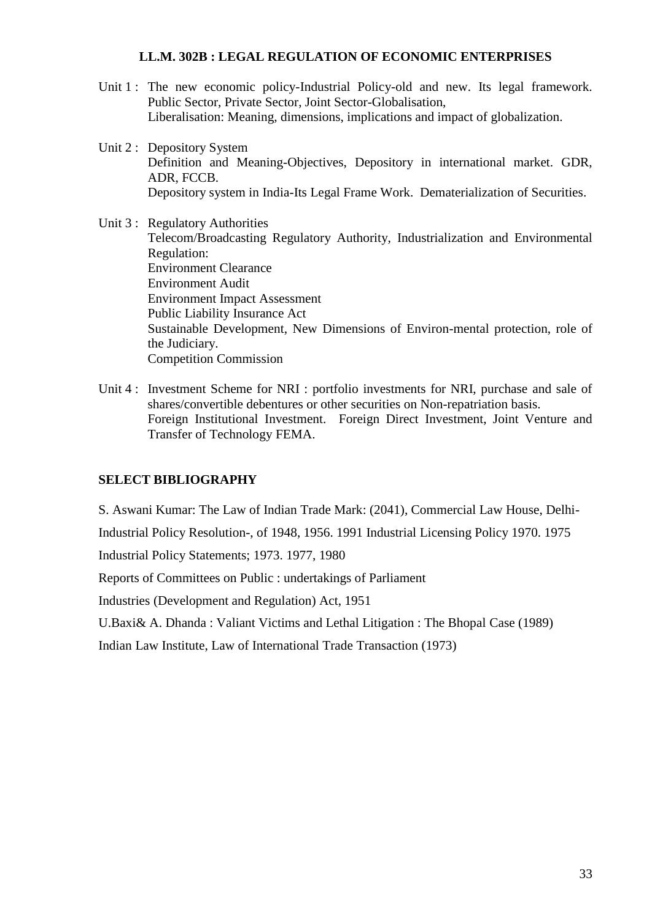## LL.M. 302B : LEGAL REGULATION OF ECONOMIC ENTERPRISES

Unit 1 : The new economic policy-Industrial Policy-old and new. Its legal framework. Public Sector, Private Sector, Joint Sector-Globalisation,
Liberalisation: Meaning, dimensions, implications and impact of globalization.

Unit 2 : Depository System
Definition and Meaning-Objectives, Depository in international market. GDR, ADR, FCCB.
Depository system in India-Its Legal Frame Work. Dematerialization of Securities.

Unit 3 : Regulatory Authorities
Telecom/Broadcasting Regulatory Authority, Industrialization and Environmental Regulation:
Environment Clearance
Environment Audit
Environment Impact Assessment
Public Liability Insurance Act
Sustainable Development, New Dimensions of Environ-mental protection, role of the Judiciary.
Competition Commission

Unit 4 : Investment Scheme for NRI : portfolio investments for NRI, purchase and sale of shares/convertible debentures or other securities on Non-repatriation basis.
Foreign Institutional Investment. Foreign Direct Investment, Joint Venture and Transfer of Technology FEMA.

### SELECT BIBLIOGRAPHY

S. Aswani Kumar: The Law of Indian Trade Mark: (2041), Commercial Law House, Delhi-

Industrial Policy Resolution-, of 1948, 1956. 1991 Industrial Licensing Policy 1970. 1975

Industrial Policy Statements; 1973. 1977, 1980

Reports of Committees on Public : undertakings of Parliament

Industries (Development and Regulation) Act, 1951

U.Baxi& A. Dhanda : Valiant Victims and Lethal Litigation : The Bhopal Case (1989)

Indian Law Institute, Law of International Trade Transaction (1973)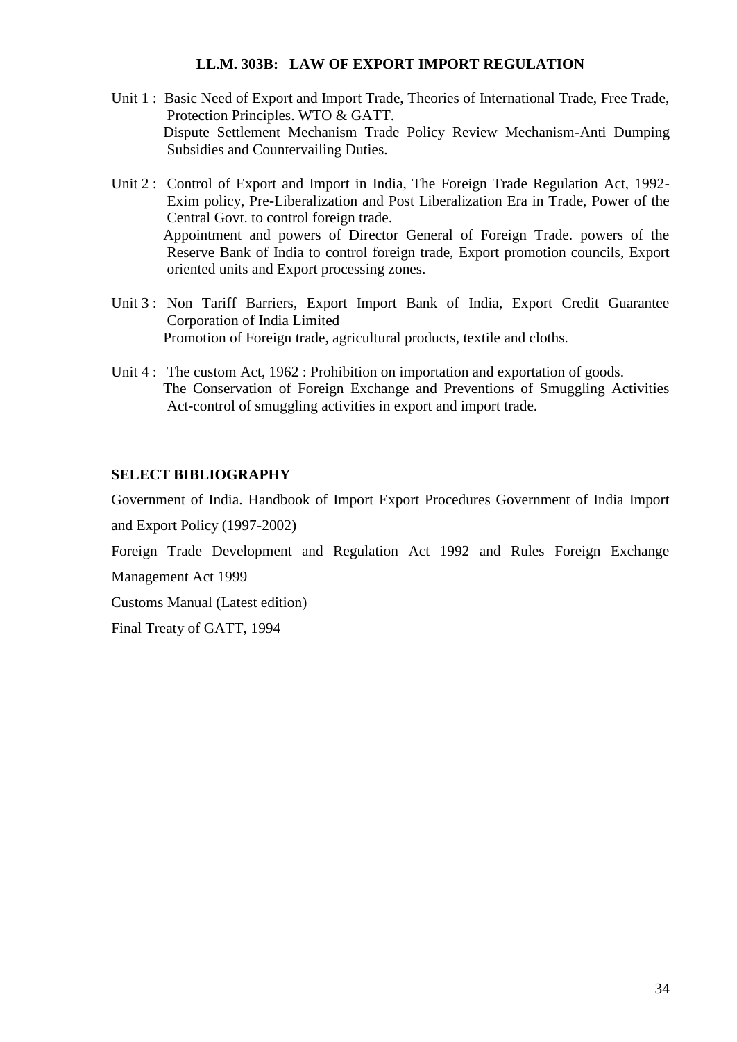## LL.M. 303B: LAW OF EXPORT IMPORT REGULATION

Unit 1 : Basic Need of Export and Import Trade, Theories of International Trade, Free Trade, Protection Principles. WTO & GATT.
Dispute Settlement Mechanism Trade Policy Review Mechanism-Anti Dumping Subsidies and Countervailing Duties.

Unit 2 : Control of Export and Import in India, The Foreign Trade Regulation Act, 1992-Exim policy, Pre-Liberalization and Post Liberalization Era in Trade, Power of the Central Govt. to control foreign trade.
Appointment and powers of Director General of Foreign Trade. powers of the Reserve Bank of India to control foreign trade, Export promotion councils, Export oriented units and Export processing zones.

Unit 3 : Non Tariff Barriers, Export Import Bank of India, Export Credit Guarantee Corporation of India Limited
Promotion of Foreign trade, agricultural products, textile and cloths.

Unit 4 : The custom Act, 1962 : Prohibition on importation and exportation of goods.
The Conservation of Foreign Exchange and Preventions of Smuggling Activities Act-control of smuggling activities in export and import trade.

### SELECT BIBLIOGRAPHY

Government of India. Handbook of Import Export Procedures Government of India Import and Export Policy (1997-2002)

Foreign Trade Development and Regulation Act 1992 and Rules Foreign Exchange Management Act 1999

Customs Manual (Latest edition)

Final Treaty of GATT, 1994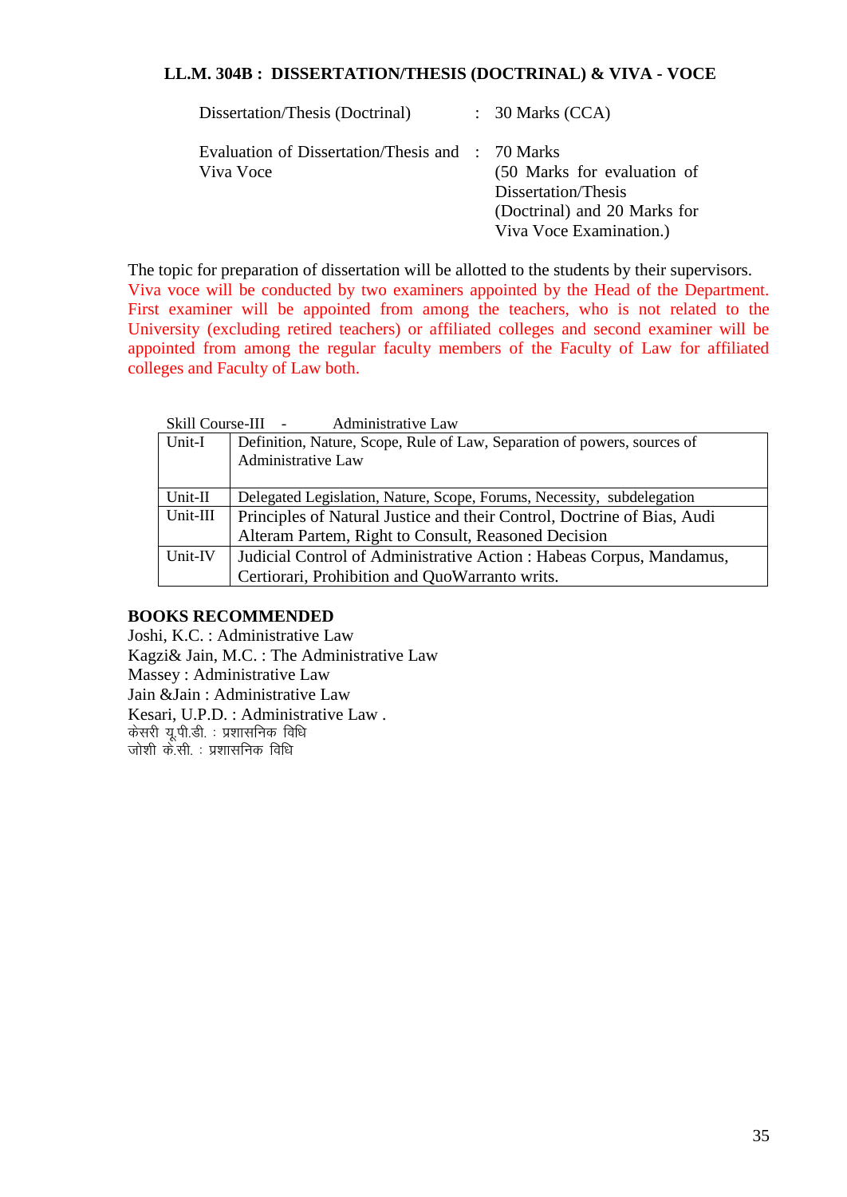**LL.M. 304B : DISSERTATION/THESIS (DOCTRINAL) & VIVA - VOCE**

| | | |
|---|---|---|
| Dissertation/Thesis (Doctrinal) | : | 30 Marks (CCA) |
| Evaluation of Dissertation/Thesis and Viva Voce | : | 70 Marks (50 Marks for evaluation of Dissertation/Thesis (Doctrinal) and 20 Marks for Viva Voce Examination.) |

The topic for preparation of dissertation will be allotted to the students by their supervisors. Viva voce will be conducted by two examiners appointed by the Head of the Department. First examiner will be appointed from among the teachers, who is not related to the University (excluding retired teachers) or affiliated colleges and second examiner will be appointed from among the regular faculty members of the Faculty of Law for affiliated colleges and Faculty of Law both.

Skill Course-III - Administrative Law

| | |
|---|---|
| Unit-I | Definition, Nature, Scope, Rule of Law, Separation of powers, sources of Administrative Law |
| Unit-II | Delegated Legislation, Nature, Scope, Forums, Necessity, subdelegation |
| Unit-III | Principles of Natural Justice and their Control, Doctrine of Bias, Audi Alteram Partem, Right to Consult, Reasoned Decision |
| Unit-IV | Judicial Control of Administrative Action : Habeas Corpus, Mandamus, Certiorari, Prohibition and QuoWarranto writs. |

**BOOKS RECOMMENDED**

Joshi, K.C. : Administrative Law
Kagzi& Jain, M.C. : The Administrative Law
Massey : Administrative Law
Jain &Jain : Administrative Law
Kesari, U.P.D. : Administrative Law .
केसरी यू.पी.डी. : प्रशासनिक विधि
जोशी के.सी. : प्रशासनिक विधि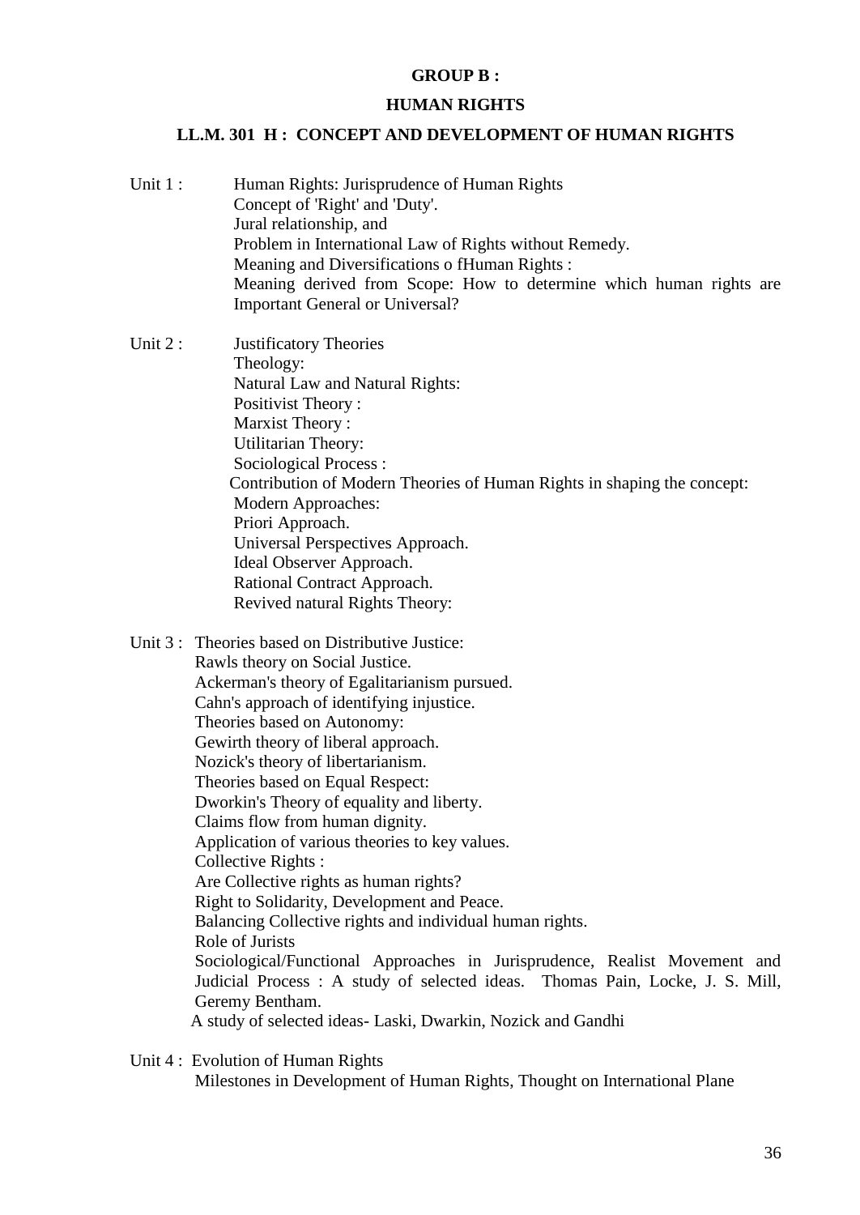## GROUP B :

## HUMAN RIGHTS

### LL.M. 301 H : CONCEPT AND DEVELOPMENT OF HUMAN RIGHTS

Unit 1 : Human Rights: Jurisprudence of Human Rights
Concept of 'Right' and 'Duty'.
Jural relationship, and
Problem in International Law of Rights without Remedy.
Meaning and Diversifications o fHuman Rights :
Meaning derived from Scope: How to determine which human rights are Important General or Universal?

Unit 2 : Justificatory Theories
Theology:
Natural Law and Natural Rights:
Positivist Theory :
Marxist Theory :
Utilitarian Theory:
Sociological Process :
Contribution of Modern Theories of Human Rights in shaping the concept:
Modern Approaches:
Priori Approach.
Universal Perspectives Approach.
Ideal Observer Approach.
Rational Contract Approach.
Revived natural Rights Theory:

Unit 3 : Theories based on Distributive Justice:
Rawls theory on Social Justice.
Ackerman's theory of Egalitarianism pursued.
Cahn's approach of identifying injustice.
Theories based on Autonomy:
Gewirth theory of liberal approach.
Nozick's theory of libertarianism.
Theories based on Equal Respect:
Dworkin's Theory of equality and liberty.
Claims flow from human dignity.
Application of various theories to key values.
Collective Rights :
Are Collective rights as human rights?
Right to Solidarity, Development and Peace.
Balancing Collective rights and individual human rights.
Role of Jurists
Sociological/Functional Approaches in Jurisprudence, Realist Movement and Judicial Process : A study of selected ideas. Thomas Pain, Locke, J. S. Mill, Geremy Bentham.
A study of selected ideas- Laski, Dwarkin, Nozick and Gandhi

Unit 4 : Evolution of Human Rights
Milestones in Development of Human Rights, Thought on International Plane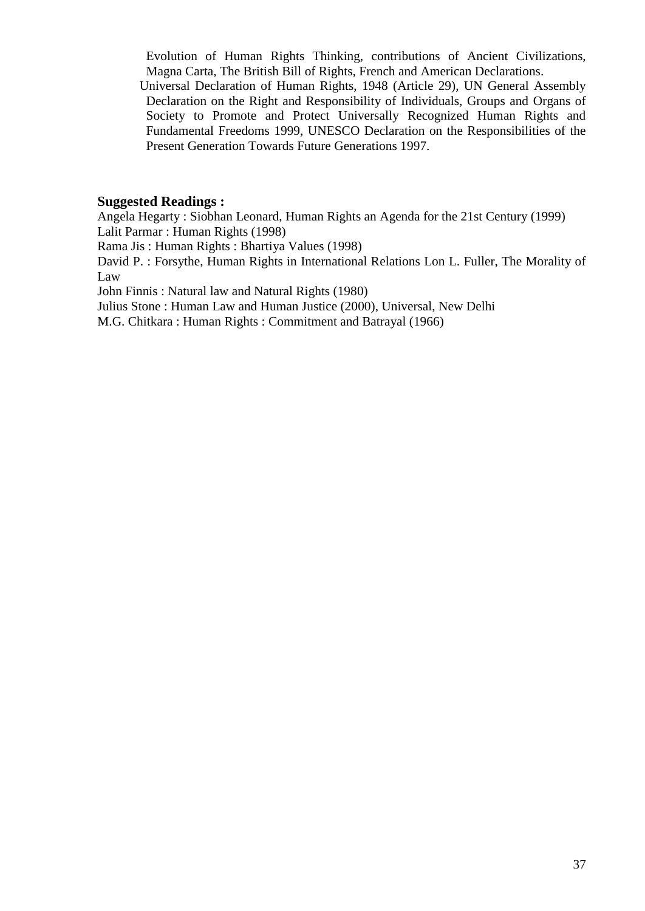Evolution of Human Rights Thinking, contributions of Ancient Civilizations, Magna Carta, The British Bill of Rights, French and American Declarations.

Universal Declaration of Human Rights, 1948 (Article 29), UN General Assembly Declaration on the Right and Responsibility of Individuals, Groups and Organs of Society to Promote and Protect Universally Recognized Human Rights and Fundamental Freedoms 1999, UNESCO Declaration on the Responsibilities of the Present Generation Towards Future Generations 1997.

**Suggested Readings :**

Angela Hegarty : Siobhan Leonard, Human Rights an Agenda for the 21st Century (1999)
Lalit Parmar : Human Rights (1998)
Rama Jis : Human Rights : Bhartiya Values (1998)
David P. : Forsythe, Human Rights in International Relations Lon L. Fuller, The Morality of Law
John Finnis : Natural law and Natural Rights (1980)
Julius Stone : Human Law and Human Justice (2000), Universal, New Delhi
M.G. Chitkara : Human Rights : Commitment and Batrayal (1966)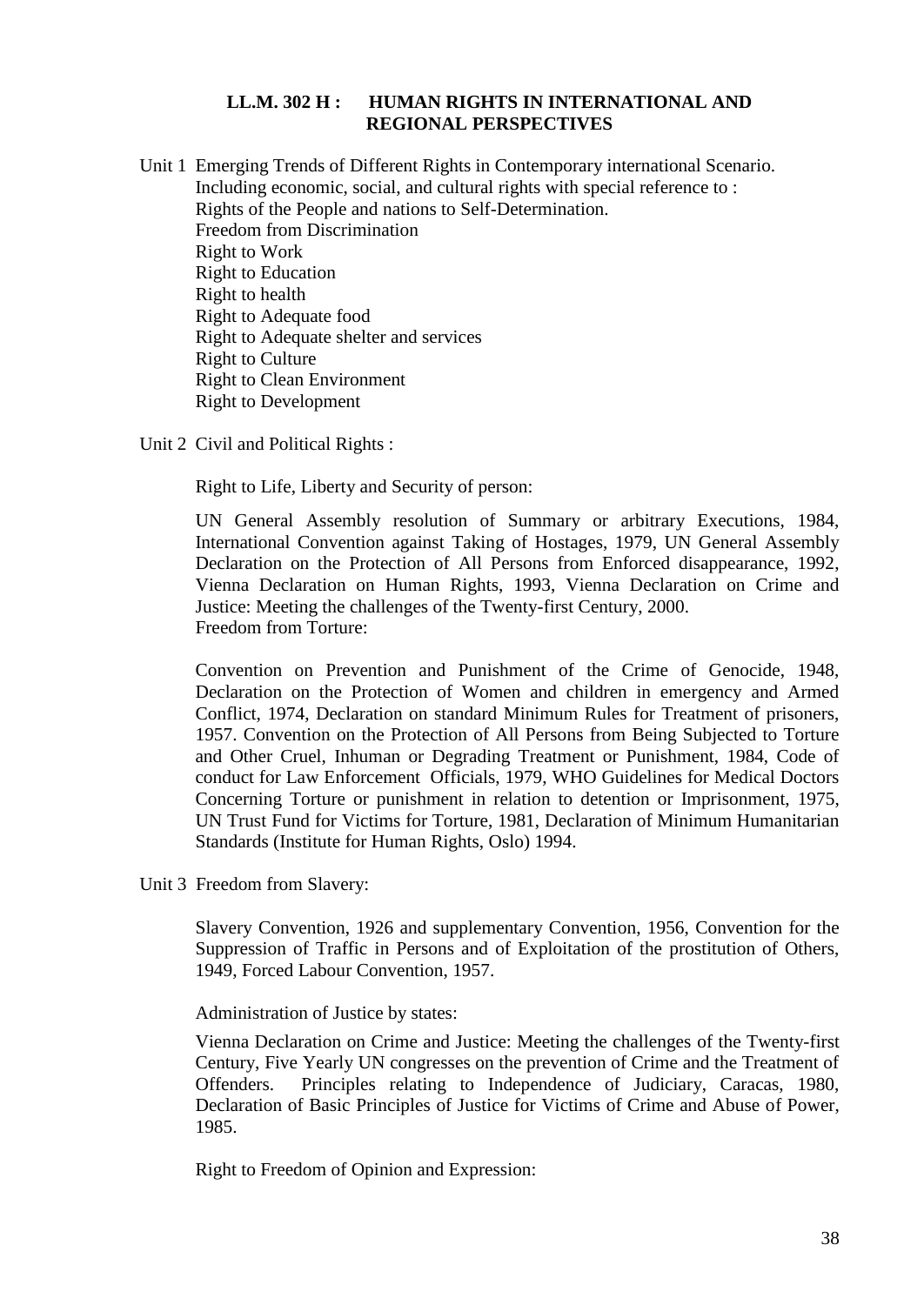### LL.M. 302 H : HUMAN RIGHTS IN INTERNATIONAL AND REGIONAL PERSPECTIVES

Unit 1 Emerging Trends of Different Rights in Contemporary international Scenario.
Including economic, social, and cultural rights with special reference to :
Rights of the People and nations to Self-Determination.
Freedom from Discrimination
Right to Work
Right to Education
Right to health
Right to Adequate food
Right to Adequate shelter and services
Right to Culture
Right to Clean Environment
Right to Development

Unit 2 Civil and Political Rights :

Right to Life, Liberty and Security of person:

UN General Assembly resolution of Summary or arbitrary Executions, 1984, International Convention against Taking of Hostages, 1979, UN General Assembly Declaration on the Protection of All Persons from Enforced disappearance, 1992, Vienna Declaration on Human Rights, 1993, Vienna Declaration on Crime and Justice: Meeting the challenges of the Twenty-first Century, 2000.
Freedom from Torture:

Convention on Prevention and Punishment of the Crime of Genocide, 1948, Declaration on the Protection of Women and children in emergency and Armed Conflict, 1974, Declaration on standard Minimum Rules for Treatment of prisoners, 1957. Convention on the Protection of All Persons from Being Subjected to Torture and Other Cruel, Inhuman or Degrading Treatment or Punishment, 1984, Code of conduct for Law Enforcement Officials, 1979, WHO Guidelines for Medical Doctors Concerning Torture or punishment in relation to detention or Imprisonment, 1975, UN Trust Fund for Victims for Torture, 1981, Declaration of Minimum Humanitarian Standards (Institute for Human Rights, Oslo) 1994.

Unit 3 Freedom from Slavery:

Slavery Convention, 1926 and supplementary Convention, 1956, Convention for the Suppression of Traffic in Persons and of Exploitation of the prostitution of Others, 1949, Forced Labour Convention, 1957.

Administration of Justice by states:

Vienna Declaration on Crime and Justice: Meeting the challenges of the Twenty-first Century, Five Yearly UN congresses on the prevention of Crime and the Treatment of Offenders. Principles relating to Independence of Judiciary, Caracas, 1980, Declaration of Basic Principles of Justice for Victims of Crime and Abuse of Power, 1985.

Right to Freedom of Opinion and Expression: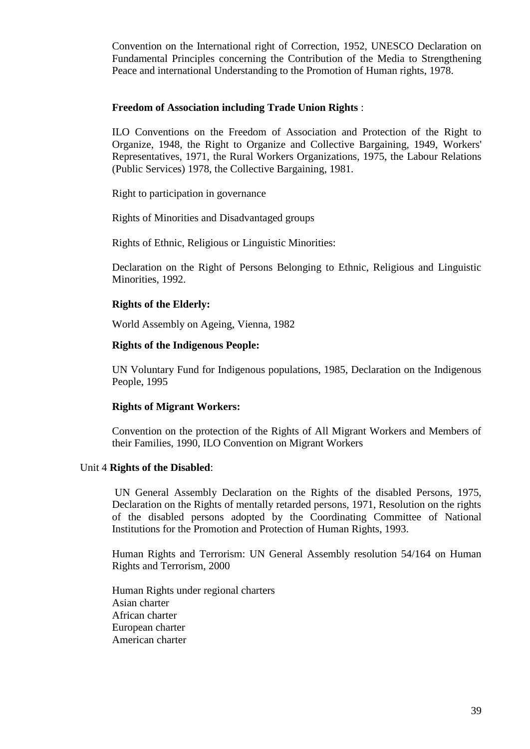Convention on the International right of Correction, 1952, UNESCO Declaration on Fundamental Principles concerning the Contribution of the Media to Strengthening Peace and international Understanding to the Promotion of Human rights, 1978.

**Freedom of Association including Trade Union Rights** :

ILO Conventions on the Freedom of Association and Protection of the Right to Organize, 1948, the Right to Organize and Collective Bargaining, 1949, Workers' Representatives, 1971, the Rural Workers Organizations, 1975, the Labour Relations (Public Services) 1978, the Collective Bargaining, 1981.

Right to participation in governance

Rights of Minorities and Disadvantaged groups

Rights of Ethnic, Religious or Linguistic Minorities:

Declaration on the Right of Persons Belonging to Ethnic, Religious and Linguistic Minorities, 1992.

**Rights of the Elderly:**

World Assembly on Ageing, Vienna, 1982

**Rights of the Indigenous People:**

UN Voluntary Fund for Indigenous populations, 1985, Declaration on the Indigenous People, 1995

**Rights of Migrant Workers:**

Convention on the protection of the Rights of All Migrant Workers and Members of their Families, 1990, ILO Convention on Migrant Workers

Unit 4 **Rights of the Disabled**:

UN General Assembly Declaration on the Rights of the disabled Persons, 1975, Declaration on the Rights of mentally retarded persons, 1971, Resolution on the rights of the disabled persons adopted by the Coordinating Committee of National Institutions for the Promotion and Protection of Human Rights, 1993.

Human Rights and Terrorism: UN General Assembly resolution 54/164 on Human Rights and Terrorism, 2000

Human Rights under regional charters
Asian charter
African charter
European charter
American charter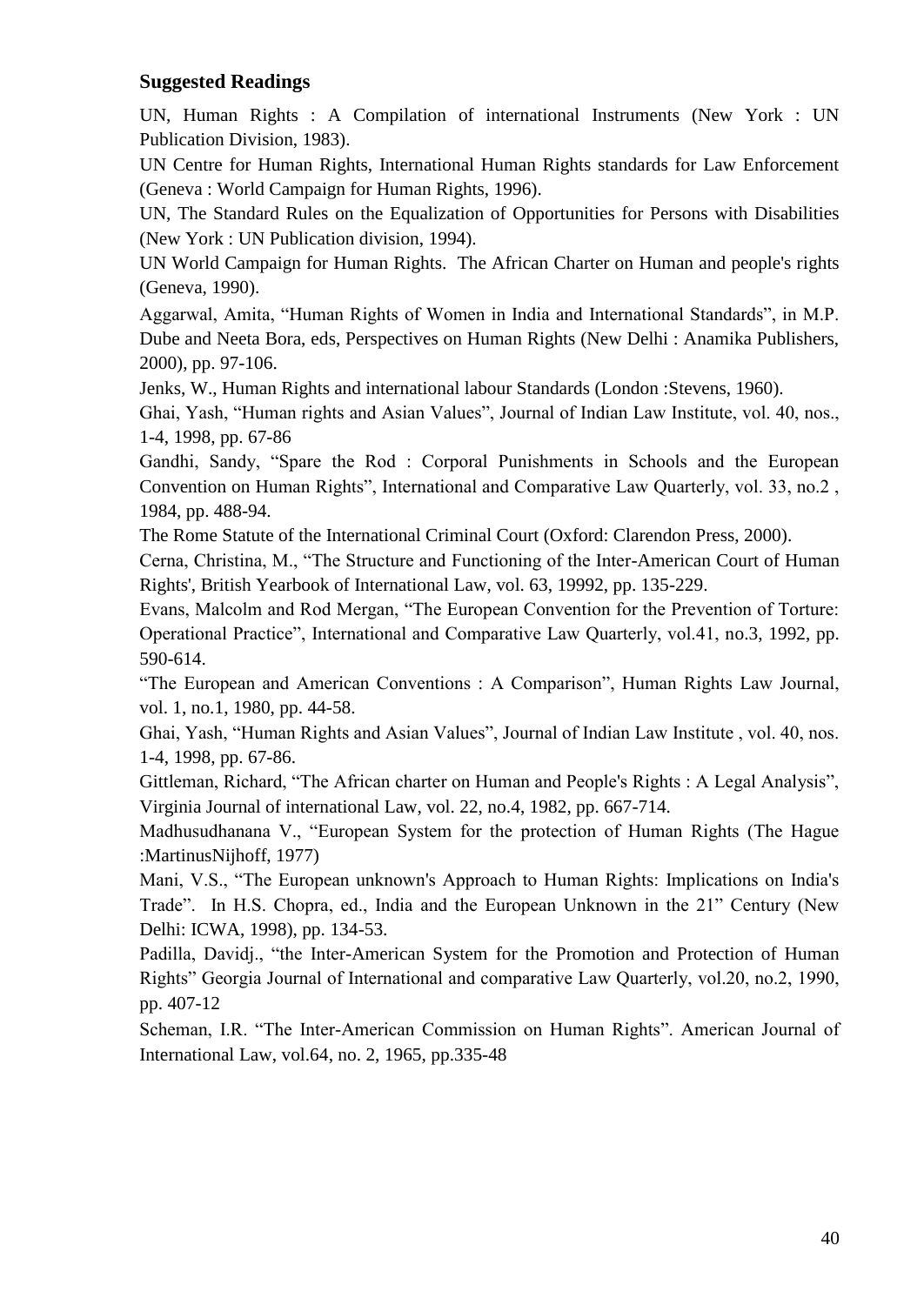## Suggested Readings

UN, Human Rights : A Compilation of international Instruments (New York : UN Publication Division, 1983).

UN Centre for Human Rights, International Human Rights standards for Law Enforcement (Geneva : World Campaign for Human Rights, 1996).

UN, The Standard Rules on the Equalization of Opportunities for Persons with Disabilities (New York : UN Publication division, 1994).

UN World Campaign for Human Rights. The African Charter on Human and people's rights (Geneva, 1990).

Aggarwal, Amita, "Human Rights of Women in India and International Standards", in M.P. Dube and Neeta Bora, eds, Perspectives on Human Rights (New Delhi : Anamika Publishers, 2000), pp. 97-106.

Jenks, W., Human Rights and international labour Standards (London :Stevens, 1960).

Ghai, Yash, "Human rights and Asian Values", Journal of Indian Law Institute, vol. 40, nos., 1-4, 1998, pp. 67-86

Gandhi, Sandy, "Spare the Rod : Corporal Punishments in Schools and the European Convention on Human Rights", International and Comparative Law Quarterly, vol. 33, no.2 , 1984, pp. 488-94.

The Rome Statute of the International Criminal Court (Oxford: Clarendon Press, 2000).

Cerna, Christina, M., "The Structure and Functioning of the Inter-American Court of Human Rights', British Yearbook of International Law, vol. 63, 19992, pp. 135-229.

Evans, Malcolm and Rod Mergan, "The European Convention for the Prevention of Torture: Operational Practice", International and Comparative Law Quarterly, vol.41, no.3, 1992, pp. 590-614.

"The European and American Conventions : A Comparison", Human Rights Law Journal, vol. 1, no.1, 1980, pp. 44-58.

Ghai, Yash, "Human Rights and Asian Values", Journal of Indian Law Institute , vol. 40, nos. 1-4, 1998, pp. 67-86.

Gittleman, Richard, "The African charter on Human and People's Rights : A Legal Analysis", Virginia Journal of international Law, vol. 22, no.4, 1982, pp. 667-714.

Madhusudhanana V., "European System for the protection of Human Rights (The Hague :MartinusNijhoff, 1977)

Mani, V.S., "The European unknown's Approach to Human Rights: Implications on India's Trade". In H.S. Chopra, ed., India and the European Unknown in the 21" Century (New Delhi: ICWA, 1998), pp. 134-53.

Padilla, Davidj., "the Inter-American System for the Promotion and Protection of Human Rights" Georgia Journal of International and comparative Law Quarterly, vol.20, no.2, 1990, pp. 407-12

Scheman, I.R. "The Inter-American Commission on Human Rights". American Journal of International Law, vol.64, no. 2, 1965, pp.335-48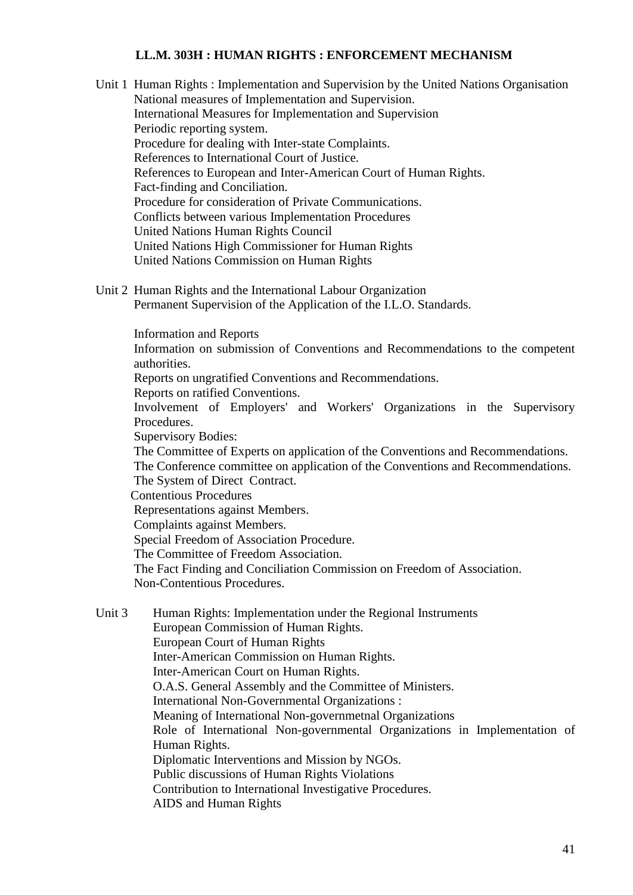## LL.M. 303H : HUMAN RIGHTS : ENFORCEMENT MECHANISM

Unit 1 Human Rights : Implementation and Supervision by the United Nations Organisation

National measures of Implementation and Supervision.
International Measures for Implementation and Supervision
Periodic reporting system.
Procedure for dealing with Inter-state Complaints.
References to International Court of Justice.
References to European and Inter-American Court of Human Rights.
Fact-finding and Conciliation.
Procedure for consideration of Private Communications.
Conflicts between various Implementation Procedures
United Nations Human Rights Council
United Nations High Commissioner for Human Rights
United Nations Commission on Human Rights

Unit 2 Human Rights and the International Labour Organization

Permanent Supervision of the Application of the I.L.O. Standards.

Information and Reports
Information on submission of Conventions and Recommendations to the competent authorities.
Reports on ungratified Conventions and Recommendations.
Reports on ratified Conventions.
Involvement of Employers' and Workers' Organizations in the Supervisory Procedures.
Supervisory Bodies:
The Committee of Experts on application of the Conventions and Recommendations.
The Conference committee on application of the Conventions and Recommendations.
The System of Direct Contract.
Contentious Procedures
Representations against Members.
Complaints against Members.
Special Freedom of Association Procedure.
The Committee of Freedom Association.
The Fact Finding and Conciliation Commission on Freedom of Association.
Non-Contentious Procedures.

Unit 3 Human Rights: Implementation under the Regional Instruments

European Commission of Human Rights.
European Court of Human Rights
Inter-American Commission on Human Rights.
Inter-American Court on Human Rights.
O.A.S. General Assembly and the Committee of Ministers.
International Non-Governmental Organizations :
Meaning of International Non-governmetnal Organizations
Role of International Non-governmental Organizations in Implementation of Human Rights.
Diplomatic Interventions and Mission by NGOs.
Public discussions of Human Rights Violations
Contribution to International Investigative Procedures.
AIDS and Human Rights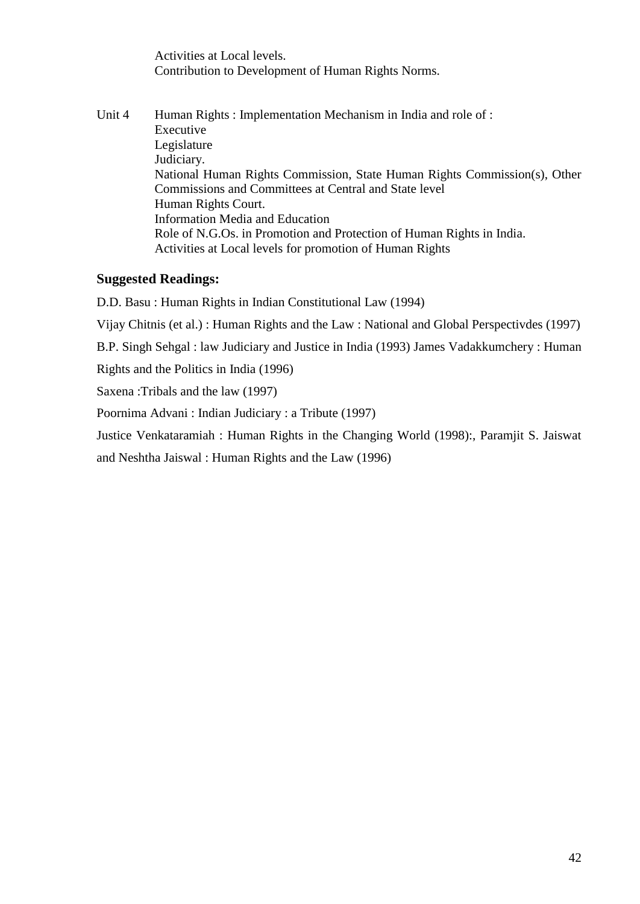Activities at Local levels.
Contribution to Development of Human Rights Norms.

Unit 4 Human Rights : Implementation Mechanism in India and role of :
Executive
Legislature
Judiciary.
National Human Rights Commission, State Human Rights Commission(s), Other Commissions and Committees at Central and State level
Human Rights Court.
Information Media and Education
Role of N.G.Os. in Promotion and Protection of Human Rights in India.
Activities at Local levels for promotion of Human Rights

## Suggested Readings:

D.D. Basu : Human Rights in Indian Constitutional Law (1994)

Vijay Chitnis (et al.) : Human Rights and the Law : National and Global Perspectivdes (1997)

B.P. Singh Sehgal : law Judiciary and Justice in India (1993) James Vadakkumchery : Human Rights and the Politics in India (1996)

Saxena :Tribals and the law (1997)

Poornima Advani : Indian Judiciary : a Tribute (1997)

Justice Venkataramiah : Human Rights in the Changing World (1998):, Paramjit S. Jaiswat and Neshtha Jaiswal : Human Rights and the Law (1996)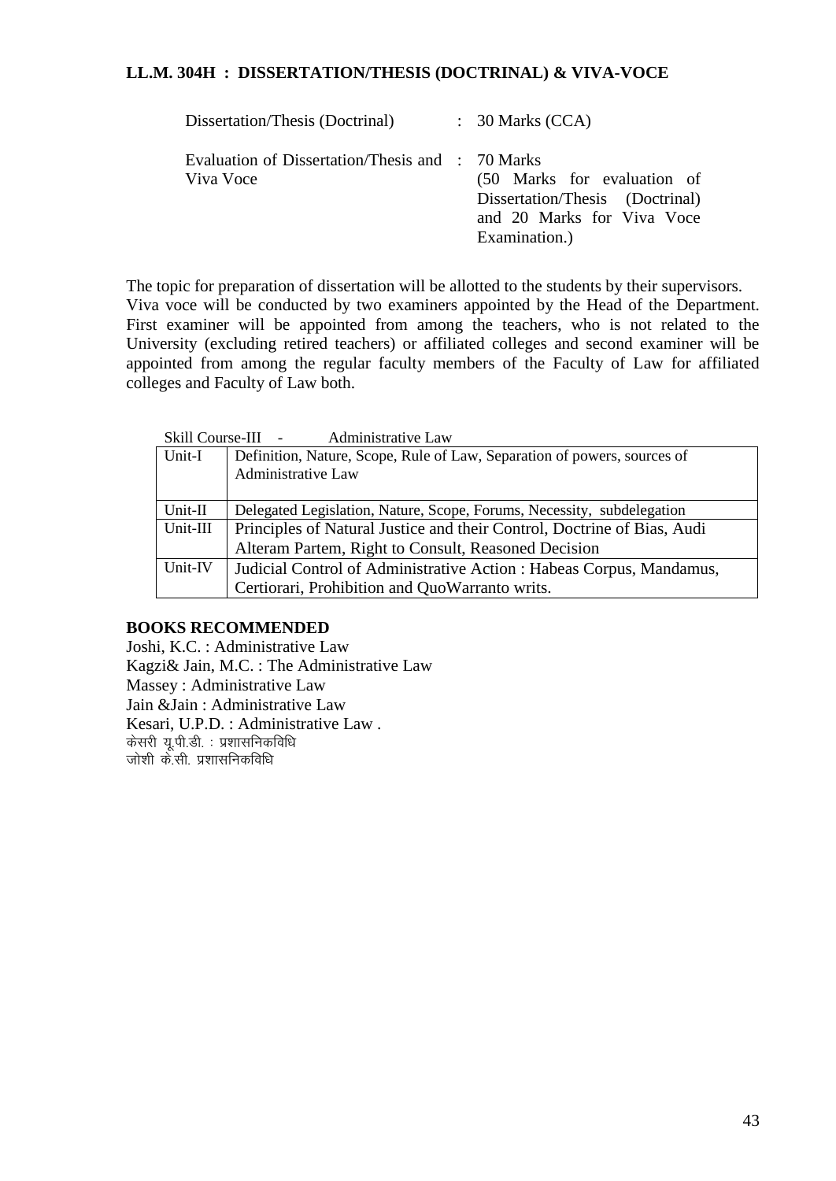**LL.M. 304H : DISSERTATION/THESIS (DOCTRINAL) & VIVA-VOCE**

| | | |
|---|---|---|
| Dissertation/Thesis (Doctrinal) | : | 30 Marks (CCA) |
| Evaluation of Dissertation/Thesis and Viva Voce | : | 70 Marks (50 Marks for evaluation of Dissertation/Thesis (Doctrinal) and 20 Marks for Viva Voce Examination.) |

The topic for preparation of dissertation will be allotted to the students by their supervisors.
Viva voce will be conducted by two examiners appointed by the Head of the Department. First examiner will be appointed from among the teachers, who is not related to the University (excluding retired teachers) or affiliated colleges and second examiner will be appointed from among the regular faculty members of the Faculty of Law for affiliated colleges and Faculty of Law both.

Skill Course-III - Administrative Law

| | |
|---|---|
| Unit-I | Definition, Nature, Scope, Rule of Law, Separation of powers, sources of Administrative Law |
| Unit-II | Delegated Legislation, Nature, Scope, Forums, Necessity, subdelegation |
| Unit-III | Principles of Natural Justice and their Control, Doctrine of Bias, Audi Alteram Partem, Right to Consult, Reasoned Decision |
| Unit-IV | Judicial Control of Administrative Action : Habeas Corpus, Mandamus, Certiorari, Prohibition and QuoWarranto writs. |

**BOOKS RECOMMENDED**

Joshi, K.C. : Administrative Law
Kagzi& Jain, M.C. : The Administrative Law
Massey : Administrative Law
Jain &Jain : Administrative Law
Kesari, U.P.D. : Administrative Law .
केसरी यू.पी.डी. : प्रशासनिकविधि
जोशी के.सी. प्रशासनिकविधि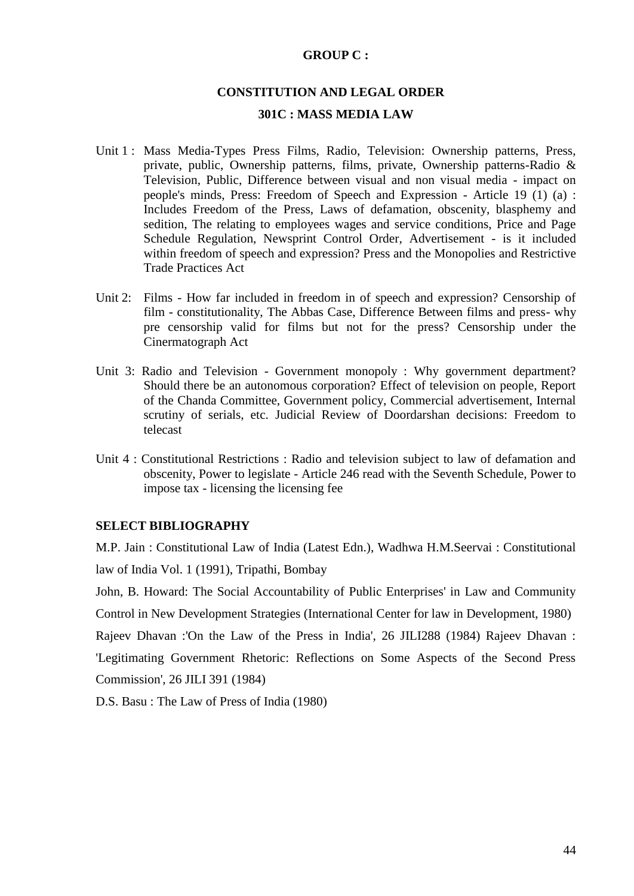**GROUP C :**

## CONSTITUTION AND LEGAL ORDER

### 301C : MASS MEDIA LAW

Unit 1 : Mass Media-Types Press Films, Radio, Television: Ownership patterns, Press, private, public, Ownership patterns, films, private, Ownership patterns-Radio & Television, Public, Difference between visual and non visual media - impact on people's minds, Press: Freedom of Speech and Expression - Article 19 (1) (a) : Includes Freedom of the Press, Laws of defamation, obscenity, blasphemy and sedition, The relating to employees wages and service conditions, Price and Page Schedule Regulation, Newsprint Control Order, Advertisement - is it included within freedom of speech and expression? Press and the Monopolies and Restrictive Trade Practices Act

Unit 2: Films - How far included in freedom in of speech and expression? Censorship of film - constitutionality, The Abbas Case, Difference Between films and press- why pre censorship valid for films but not for the press? Censorship under the Cinermatograph Act

Unit 3: Radio and Television - Government monopoly : Why government department? Should there be an autonomous corporation? Effect of television on people, Report of the Chanda Committee, Government policy, Commercial advertisement, Internal scrutiny of serials, etc. Judicial Review of Doordarshan decisions: Freedom to telecast

Unit 4 : Constitutional Restrictions : Radio and television subject to law of defamation and obscenity, Power to legislate - Article 246 read with the Seventh Schedule, Power to impose tax - licensing the licensing fee

**SELECT BIBLIOGRAPHY**

M.P. Jain : Constitutional Law of India (Latest Edn.), Wadhwa H.M.Seervai : Constitutional law of India Vol. 1 (1991), Tripathi, Bombay

John, B. Howard: The Social Accountability of Public Enterprises' in Law and Community Control in New Development Strategies (International Center for law in Development, 1980)

Rajeev Dhavan :'On the Law of the Press in India', 26 JILI288 (1984) Rajeev Dhavan : 'Legitimating Government Rhetoric: Reflections on Some Aspects of the Second Press Commission', 26 JILI 391 (1984)

D.S. Basu : The Law of Press of India (1980)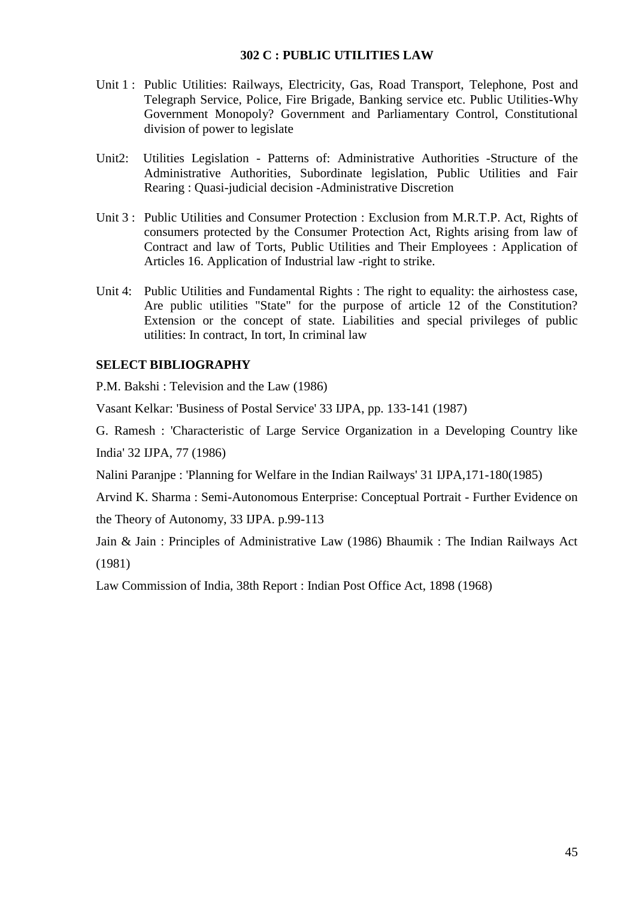## 302 C : PUBLIC UTILITIES LAW

Unit 1 : Public Utilities: Railways, Electricity, Gas, Road Transport, Telephone, Post and Telegraph Service, Police, Fire Brigade, Banking service etc. Public Utilities-Why Government Monopoly? Government and Parliamentary Control, Constitutional division of power to legislate

Unit2: Utilities Legislation - Patterns of: Administrative Authorities -Structure of the Administrative Authorities, Subordinate legislation, Public Utilities and Fair Rearing : Quasi-judicial decision -Administrative Discretion

Unit 3 : Public Utilities and Consumer Protection : Exclusion from M.R.T.P. Act, Rights of consumers protected by the Consumer Protection Act, Rights arising from law of Contract and law of Torts, Public Utilities and Their Employees : Application of Articles 16. Application of Industrial law -right to strike.

Unit 4: Public Utilities and Fundamental Rights : The right to equality: the airhostess case, Are public utilities "State" for the purpose of article 12 of the Constitution? Extension or the concept of state. Liabilities and special privileges of public utilities: In contract, In tort, In criminal law

### SELECT BIBLIOGRAPHY

P.M. Bakshi : Television and the Law (1986)

Vasant Kelkar: 'Business of Postal Service' 33 IJPA, pp. 133-141 (1987)

G. Ramesh : 'Characteristic of Large Service Organization in a Developing Country like India' 32 IJPA, 77 (1986)

Nalini Paranjpe : 'Planning for Welfare in the Indian Railways' 31 IJPA,171-180(1985)

Arvind K. Sharma : Semi-Autonomous Enterprise: Conceptual Portrait - Further Evidence on the Theory of Autonomy, 33 IJPA. p.99-113

Jain & Jain : Principles of Administrative Law (1986) Bhaumik : The Indian Railways Act (1981)

Law Commission of India, 38th Report : Indian Post Office Act, 1898 (1968)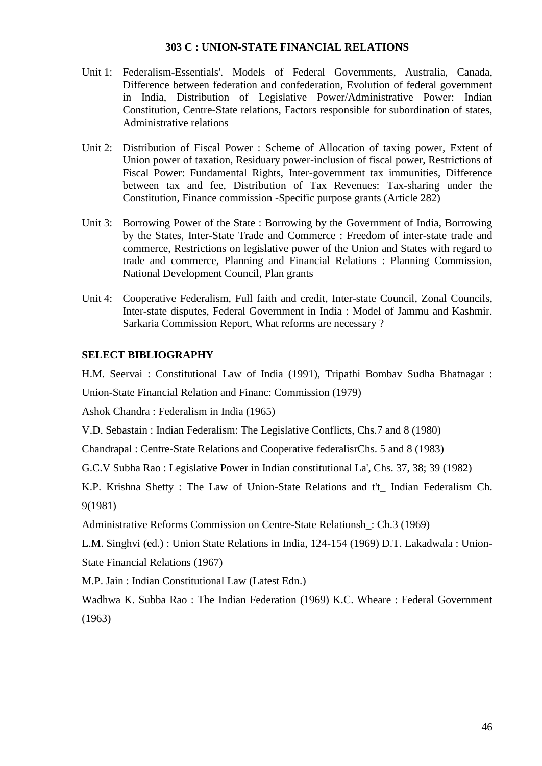## 303 C : UNION-STATE FINANCIAL RELATIONS

Unit 1: Federalism-Essentials'. Models of Federal Governments, Australia, Canada, Difference between federation and confederation, Evolution of federal government in India, Distribution of Legislative Power/Administrative Power: Indian Constitution, Centre-State relations, Factors responsible for subordination of states, Administrative relations

Unit 2: Distribution of Fiscal Power : Scheme of Allocation of taxing power, Extent of Union power of taxation, Residuary power-inclusion of fiscal power, Restrictions of Fiscal Power: Fundamental Rights, Inter-government tax immunities, Difference between tax and fee, Distribution of Tax Revenues: Tax-sharing under the Constitution, Finance commission -Specific purpose grants (Article 282)

Unit 3: Borrowing Power of the State : Borrowing by the Government of India, Borrowing by the States, Inter-State Trade and Commerce : Freedom of inter-state trade and commerce, Restrictions on legislative power of the Union and States with regard to trade and commerce, Planning and Financial Relations : Planning Commission, National Development Council, Plan grants

Unit 4: Cooperative Federalism, Full faith and credit, Inter-state Council, Zonal Councils, Inter-state disputes, Federal Government in India : Model of Jammu and Kashmir. Sarkaria Commission Report, What reforms are necessary ?

### SELECT BIBLIOGRAPHY

H.M. Seervai : Constitutional Law of India (1991), Tripathi Bombav Sudha Bhatnagar : Union-State Financial Relation and Financ: Commission (1979)

Ashok Chandra : Federalism in India (1965)

V.D. Sebastain : Indian Federalism: The Legislative Conflicts, Chs.7 and 8 (1980)

Chandrapal : Centre-State Relations and Cooperative federalisrChs. 5 and 8 (1983)

G.C.V Subha Rao : Legislative Power in Indian constitutional La', Chs. 37, 38; 39 (1982)

K.P. Krishna Shetty : The Law of Union-State Relations and t't_ Indian Federalism Ch. 9(1981)

Administrative Reforms Commission on Centre-State Relationsh_: Ch.3 (1969)

L.M. Singhvi (ed.) : Union State Relations in India, 124-154 (1969) D.T. Lakadwala : Union-State Financial Relations (1967)

M.P. Jain : Indian Constitutional Law (Latest Edn.)

Wadhwa K. Subba Rao : The Indian Federation (1969) K.C. Wheare : Federal Government (1963)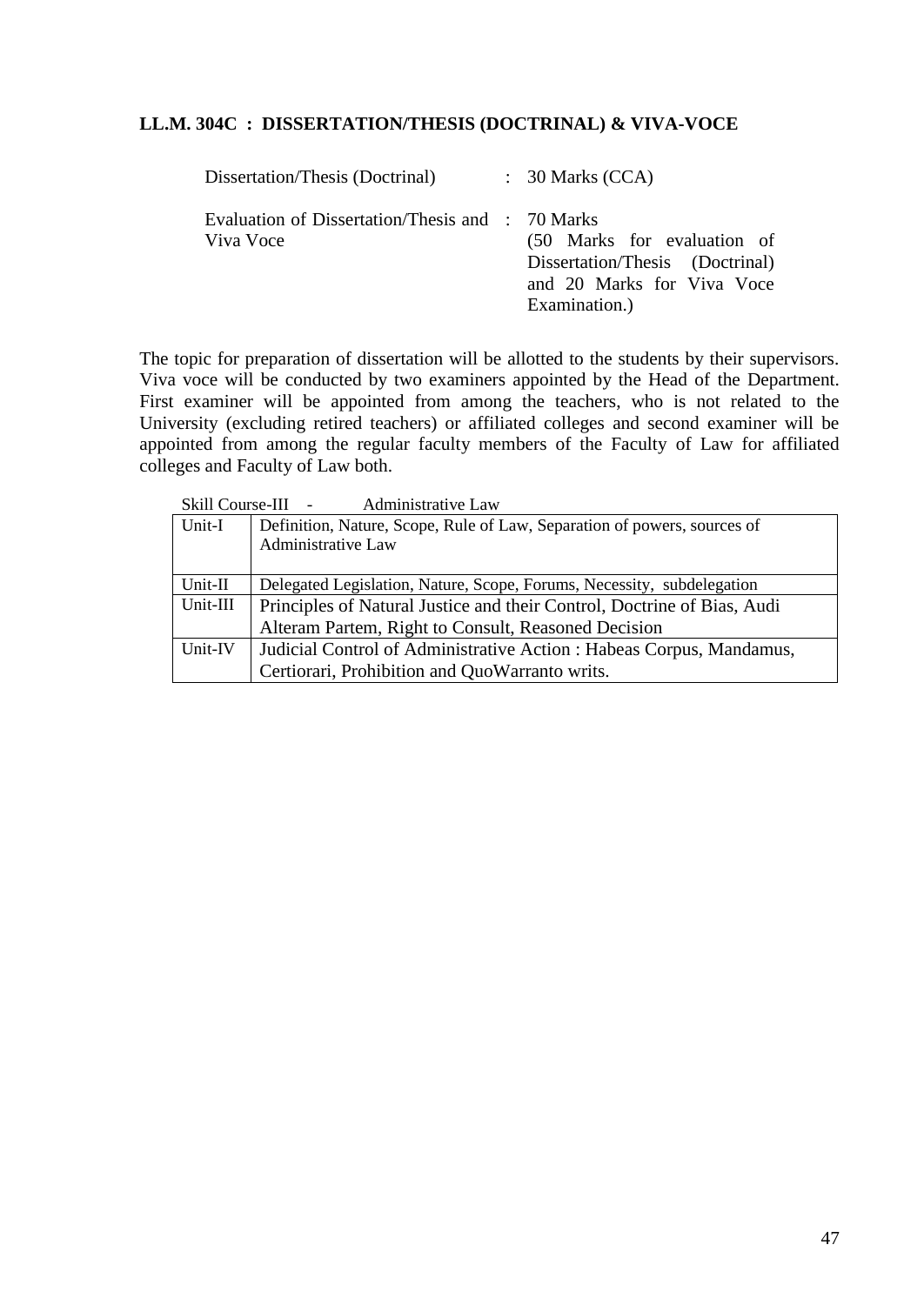**LL.M. 304C : DISSERTATION/THESIS (DOCTRINAL) & VIVA-VOCE**

| | | |
|---|---|---|
| Dissertation/Thesis (Doctrinal) | : | 30 Marks (CCA) |
| Evaluation of Dissertation/Thesis and Viva Voce | : | 70 Marks (50 Marks for evaluation of Dissertation/Thesis (Doctrinal) and 20 Marks for Viva Voce Examination.) |

The topic for preparation of dissertation will be allotted to the students by their supervisors. Viva voce will be conducted by two examiners appointed by the Head of the Department. First examiner will be appointed from among the teachers, who is not related to the University (excluding retired teachers) or affiliated colleges and second examiner will be appointed from among the regular faculty members of the Faculty of Law for affiliated colleges and Faculty of Law both.

Skill Course-III - Administrative Law

| | |
|---|---|
| Unit-I | Definition, Nature, Scope, Rule of Law, Separation of powers, sources of Administrative Law |
| Unit-II | Delegated Legislation, Nature, Scope, Forums, Necessity, subdelegation |
| Unit-III | Principles of Natural Justice and their Control, Doctrine of Bias, Audi Alteram Partem, Right to Consult, Reasoned Decision |
| Unit-IV | Judicial Control of Administrative Action : Habeas Corpus, Mandamus, Certiorari, Prohibition and QuoWarranto writs. |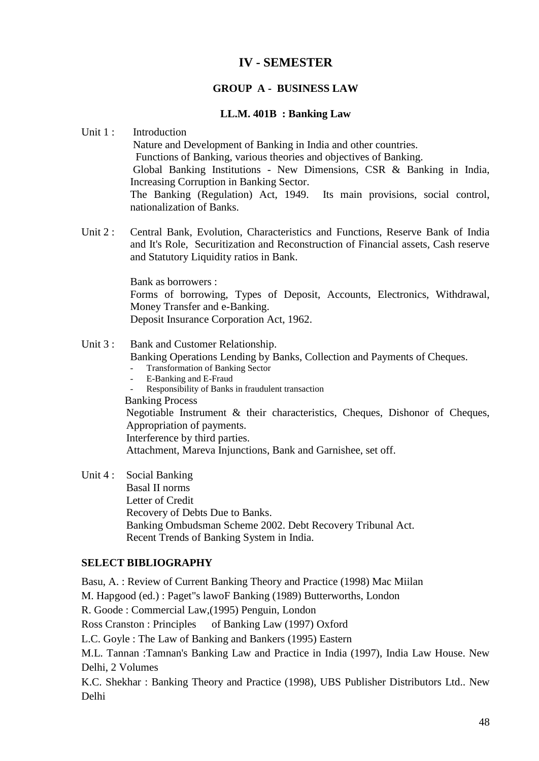# IV - SEMESTER

## GROUP A - BUSINESS LAW

### LL.M. 401B : Banking Law

**Unit 1 :** Introduction

Nature and Development of Banking in India and other countries.

Functions of Banking, various theories and objectives of Banking.

Global Banking Institutions - New Dimensions, CSR & Banking in India, Increasing Corruption in Banking Sector.

The Banking (Regulation) Act, 1949. Its main provisions, social control, nationalization of Banks.

**Unit 2 :** Central Bank, Evolution, Characteristics and Functions, Reserve Bank of India and It's Role, Securitization and Reconstruction of Financial assets, Cash reserve and Statutory Liquidity ratios in Bank.

Bank as borrowers :

Forms of borrowing, Types of Deposit, Accounts, Electronics, Withdrawal, Money Transfer and e-Banking.

Deposit Insurance Corporation Act, 1962.

**Unit 3 :** Bank and Customer Relationship.

Banking Operations Lending by Banks, Collection and Payments of Cheques.

- Transformation of Banking Sector
- E-Banking and E-Fraud
- Responsibility of Banks in fraudulent transaction

Banking Process

Negotiable Instrument & their characteristics, Cheques, Dishonor of Cheques, Appropriation of payments.

Interference by third parties.

Attachment, Mareva Injunctions, Bank and Garnishee, set off.

**Unit 4 :** Social Banking

Basal II norms

Letter of Credit

Recovery of Debts Due to Banks.

Banking Ombudsman Scheme 2002. Debt Recovery Tribunal Act.

Recent Trends of Banking System in India.

**SELECT BIBLIOGRAPHY**

Basu, A. : Review of Current Banking Theory and Practice (1998) Mac Miilan

M. Hapgood (ed.) : Paget"s lawoF Banking (1989) Butterworths, London

R. Goode : Commercial Law,(1995) Penguin, London

Ross Cranston : Principles of Banking Law (1997) Oxford

L.C. Goyle : The Law of Banking and Bankers (1995) Eastern

M.L. Tannan :Tamnan's Banking Law and Practice in India (1997), India Law House. New Delhi, 2 Volumes

K.C. Shekhar : Banking Theory and Practice (1998), UBS Publisher Distributors Ltd.. New Delhi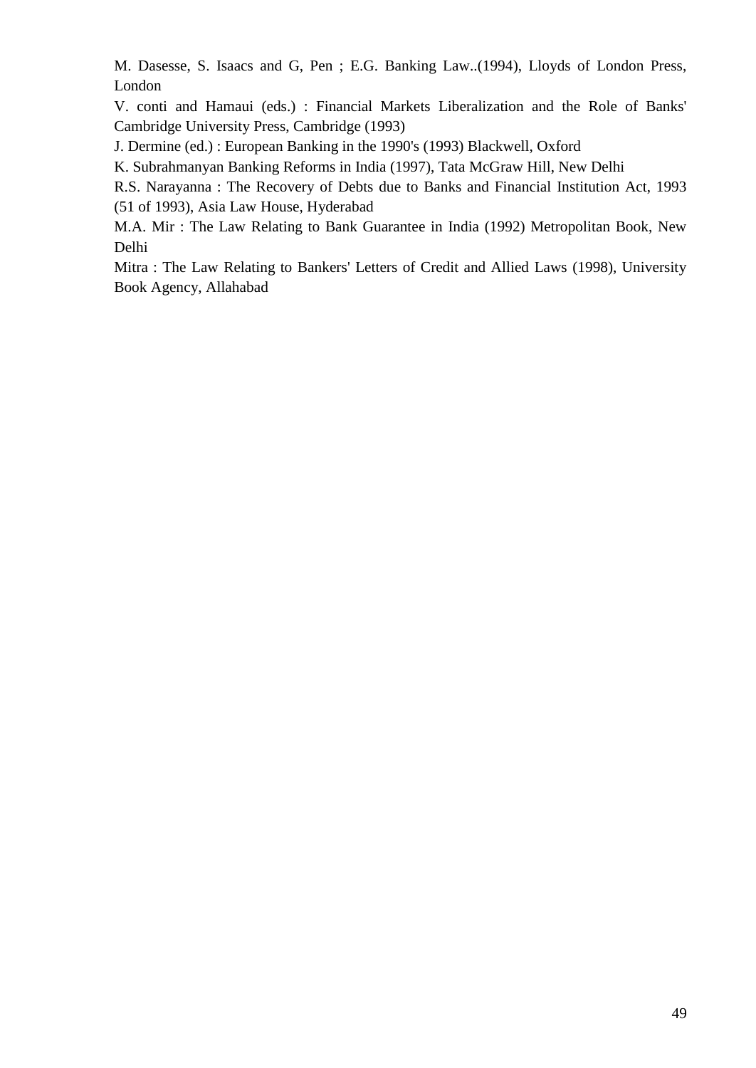M. Dasesse, S. Isaacs and G, Pen ; E.G. Banking Law..(1994), Lloyds of London Press, London

V. conti and Hamaui (eds.) : Financial Markets Liberalization and the Role of Banks' Cambridge University Press, Cambridge (1993)

J. Dermine (ed.) : European Banking in the 1990's (1993) Blackwell, Oxford

K. Subrahmanyan Banking Reforms in India (1997), Tata McGraw Hill, New Delhi

R.S. Narayanna : The Recovery of Debts due to Banks and Financial Institution Act, 1993 (51 of 1993), Asia Law House, Hyderabad

M.A. Mir : The Law Relating to Bank Guarantee in India (1992) Metropolitan Book, New Delhi

Mitra : The Law Relating to Bankers' Letters of Credit and Allied Laws (1998), University Book Agency, Allahabad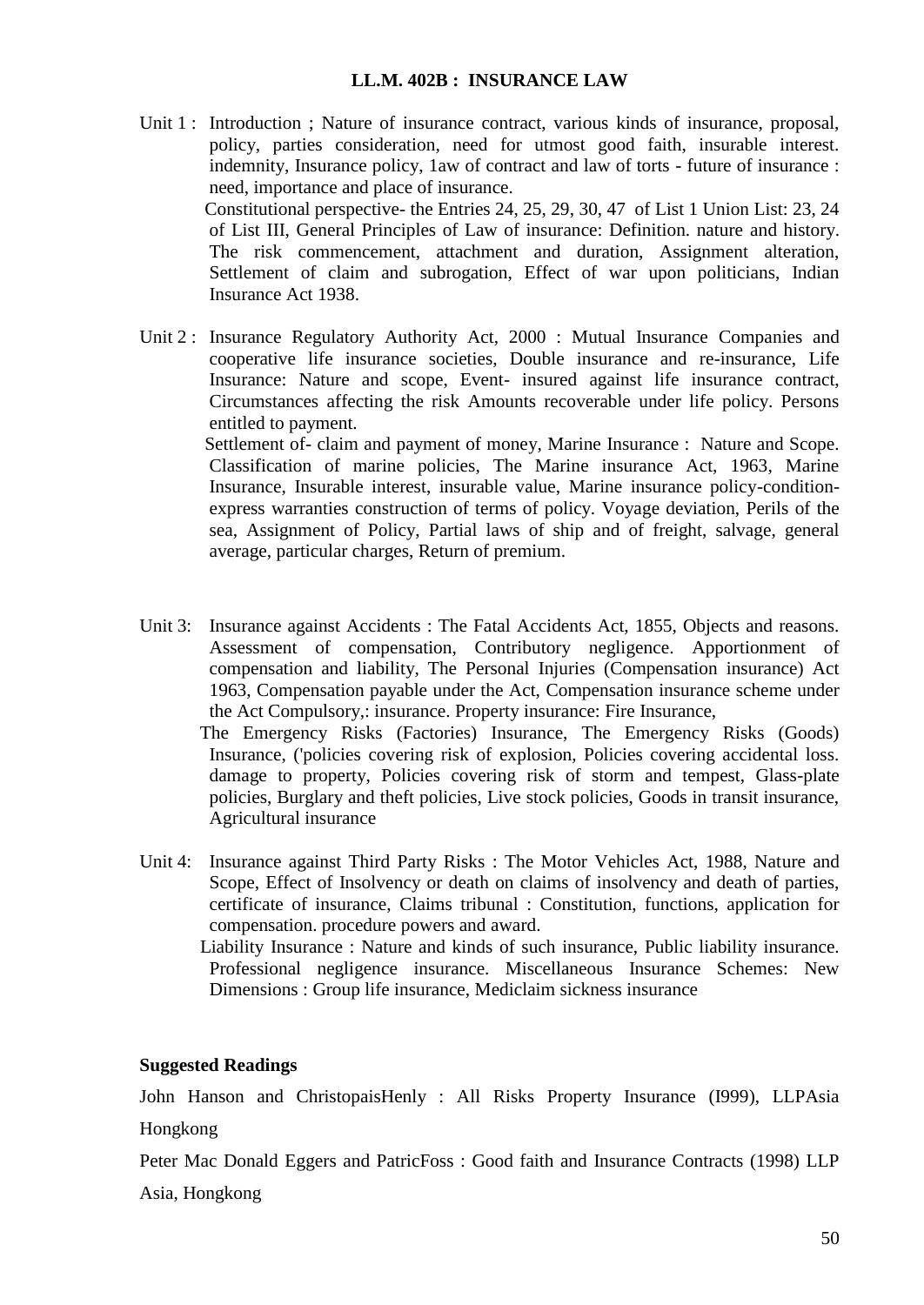**LL.M. 402B : INSURANCE LAW**

Unit 1 : Introduction ; Nature of insurance contract, various kinds of insurance, proposal, policy, parties consideration, need for utmost good faith, insurable interest. indemnity, Insurance policy, 1aw of contract and law of torts - future of insurance : need, importance and place of insurance.

Constitutional perspective- the Entries 24, 25, 29, 30, 47 of List 1 Union List: 23, 24 of List III, General Principles of Law of insurance: Definition. nature and history. The risk commencement, attachment and duration, Assignment alteration, Settlement of claim and subrogation, Effect of war upon politicians, Indian Insurance Act 1938.

Unit 2 : Insurance Regulatory Authority Act, 2000 : Mutual Insurance Companies and cooperative life insurance societies, Double insurance and re-insurance, Life Insurance: Nature and scope, Event- insured against life insurance contract, Circumstances affecting the risk Amounts recoverable under life policy. Persons entitled to payment.

Settlement of- claim and payment of money, Marine Insurance : Nature and Scope. Classification of marine policies, The Marine insurance Act, 1963, Marine Insurance, Insurable interest, insurable value, Marine insurance policy-condition-express warranties construction of terms of policy. Voyage deviation, Perils of the sea, Assignment of Policy, Partial laws of ship and of freight, salvage, general average, particular charges, Return of premium.

Unit 3: Insurance against Accidents : The Fatal Accidents Act, 1855, Objects and reasons. Assessment of compensation, Contributory negligence. Apportionment of compensation and liability, The Personal Injuries (Compensation insurance) Act 1963, Compensation payable under the Act, Compensation insurance scheme under the Act Compulsory,: insurance. Property insurance: Fire Insurance,

The Emergency Risks (Factories) Insurance, The Emergency Risks (Goods) Insurance, ('policies covering risk of explosion, Policies covering accidental loss. damage to property, Policies covering risk of storm and tempest, Glass-plate policies, Burglary and theft policies, Live stock policies, Goods in transit insurance, Agricultural insurance

Unit 4: Insurance against Third Party Risks : The Motor Vehicles Act, 1988, Nature and Scope, Effect of Insolvency or death on claims of insolvency and death of parties, certificate of insurance, Claims tribunal : Constitution, functions, application for compensation. procedure powers and award.

Liability Insurance : Nature and kinds of such insurance, Public liability insurance. Professional negligence insurance. Miscellaneous Insurance Schemes: New Dimensions : Group life insurance, Mediclaim sickness insurance

**Suggested Readings**

John Hanson and ChristopaisHenly : All Risks Property Insurance (I999), LLPAsia Hongkong

Peter Mac Donald Eggers and PatricFoss : Good faith and Insurance Contracts (1998) LLP Asia, Hongkong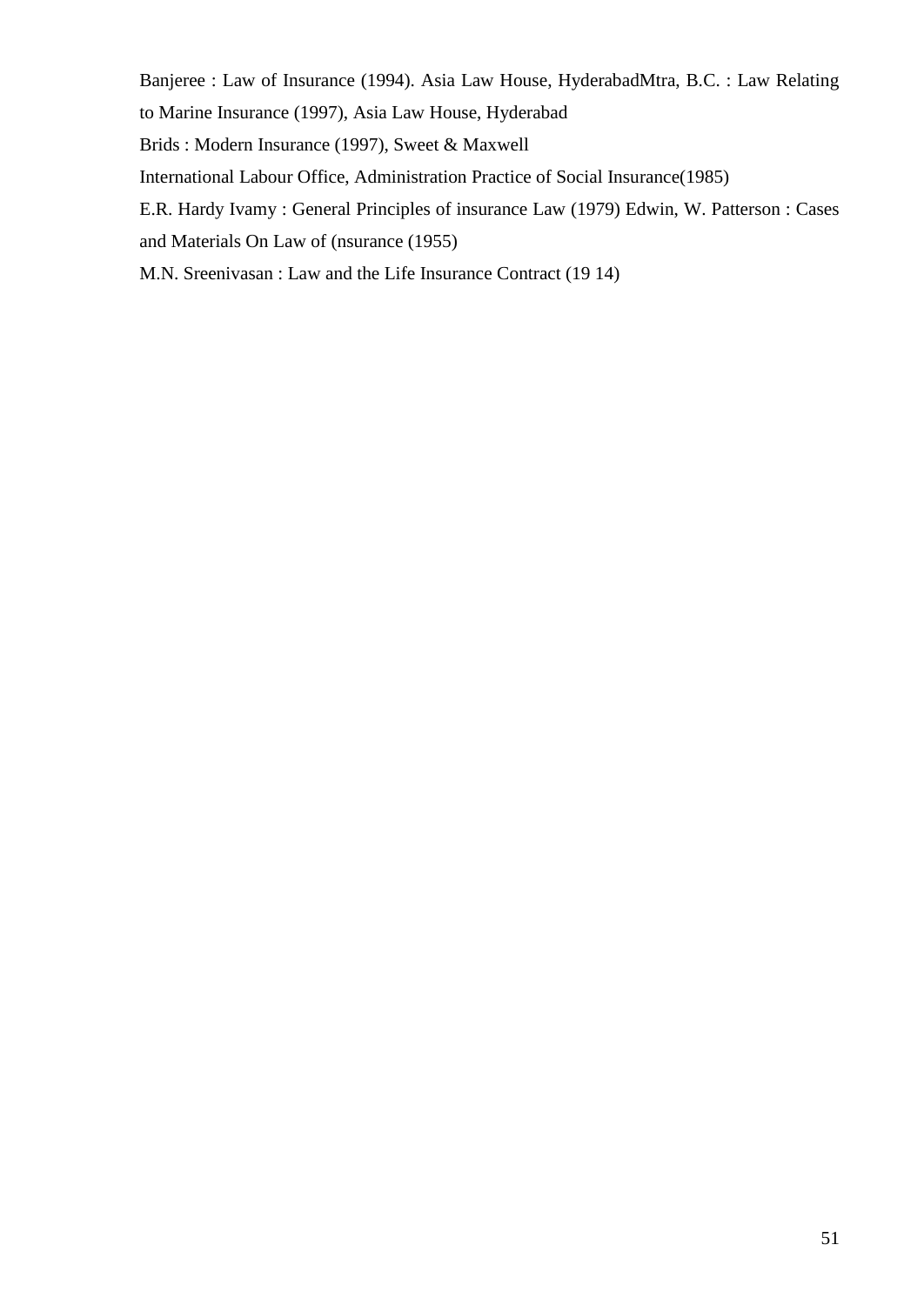Banjeree : Law of Insurance (1994). Asia Law House, HyderabadMtra, B.C. : Law Relating to Marine Insurance (1997), Asia Law House, Hyderabad

Brids : Modern Insurance (1997), Sweet & Maxwell

International Labour Office, Administration Practice of Social Insurance(1985)

E.R. Hardy Ivamy : General Principles of insurance Law (1979) Edwin, W. Patterson : Cases and Materials On Law of (nsurance (1955)

M.N. Sreenivasan : Law and the Life Insurance Contract (19 14)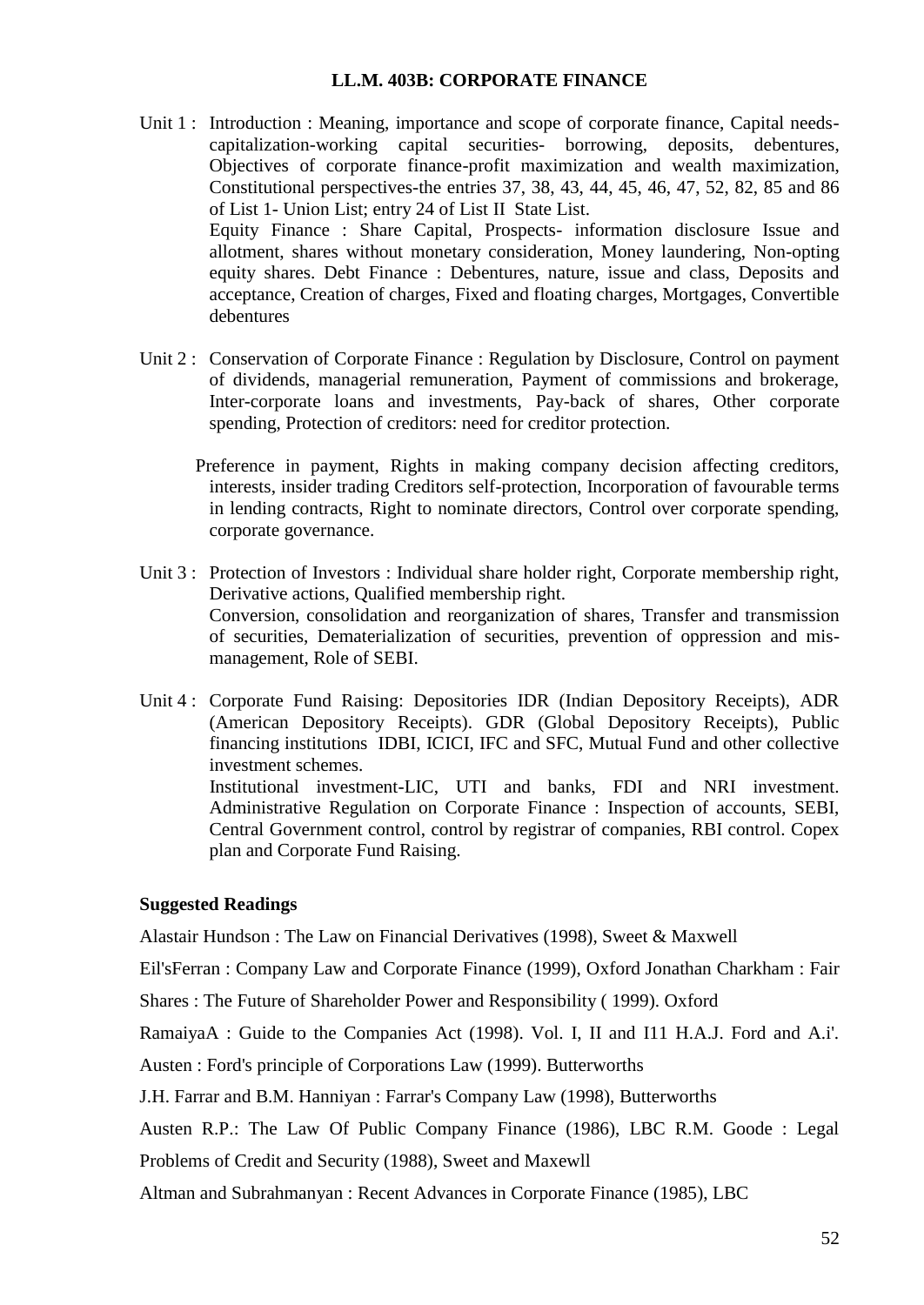**LL.M. 403B: CORPORATE FINANCE**

Unit 1 : Introduction : Meaning, importance and scope of corporate finance, Capital needs-capitalization-working capital securities- borrowing, deposits, debentures, Objectives of corporate finance-profit maximization and wealth maximization, Constitutional perspectives-the entries 37, 38, 43, 44, 45, 46, 47, 52, 82, 85 and 86 of List 1- Union List; entry 24 of List II State List.
Equity Finance : Share Capital, Prospects- information disclosure Issue and allotment, shares without monetary consideration, Money laundering, Non-opting equity shares. Debt Finance : Debentures, nature, issue and class, Deposits and acceptance, Creation of charges, Fixed and floating charges, Mortgages, Convertible debentures

Unit 2 : Conservation of Corporate Finance : Regulation by Disclosure, Control on payment of dividends, managerial remuneration, Payment of commissions and brokerage, Inter-corporate loans and investments, Pay-back of shares, Other corporate spending, Protection of creditors: need for creditor protection.

Preference in payment, Rights in making company decision affecting creditors, interests, insider trading Creditors self-protection, Incorporation of favourable terms in lending contracts, Right to nominate directors, Control over corporate spending, corporate governance.

Unit 3 : Protection of Investors : Individual share holder right, Corporate membership right, Derivative actions, Qualified membership right.
Conversion, consolidation and reorganization of shares, Transfer and transmission of securities, Dematerialization of securities, prevention of oppression and mis-management, Role of SEBI.

Unit 4 : Corporate Fund Raising: Depositories IDR (Indian Depository Receipts), ADR (American Depository Receipts). GDR (Global Depository Receipts), Public financing institutions IDBI, ICICI, IFC and SFC, Mutual Fund and other collective investment schemes.
Institutional investment-LIC, UTI and banks, FDI and NRI investment. Administrative Regulation on Corporate Finance : Inspection of accounts, SEBI, Central Government control, control by registrar of companies, RBI control. Copex plan and Corporate Fund Raising.

**Suggested Readings**

Alastair Hundson : The Law on Financial Derivatives (1998), Sweet & Maxwell

Eil'sFerran : Company Law and Corporate Finance (1999), Oxford Jonathan Charkham : Fair Shares : The Future of Shareholder Power and Responsibility ( 1999). Oxford

RamaiyaA : Guide to the Companies Act (1998). Vol. I, II and I11 H.A.J. Ford and A.i'. Austen : Ford's principle of Corporations Law (1999). Butterworths

J.H. Farrar and B.M. Hanniyan : Farrar's Company Law (1998), Butterworths

Austen R.P.: The Law Of Public Company Finance (1986), LBC R.M. Goode : Legal Problems of Credit and Security (1988), Sweet and Maxewll

Altman and Subrahmanyan : Recent Advances in Corporate Finance (1985), LBC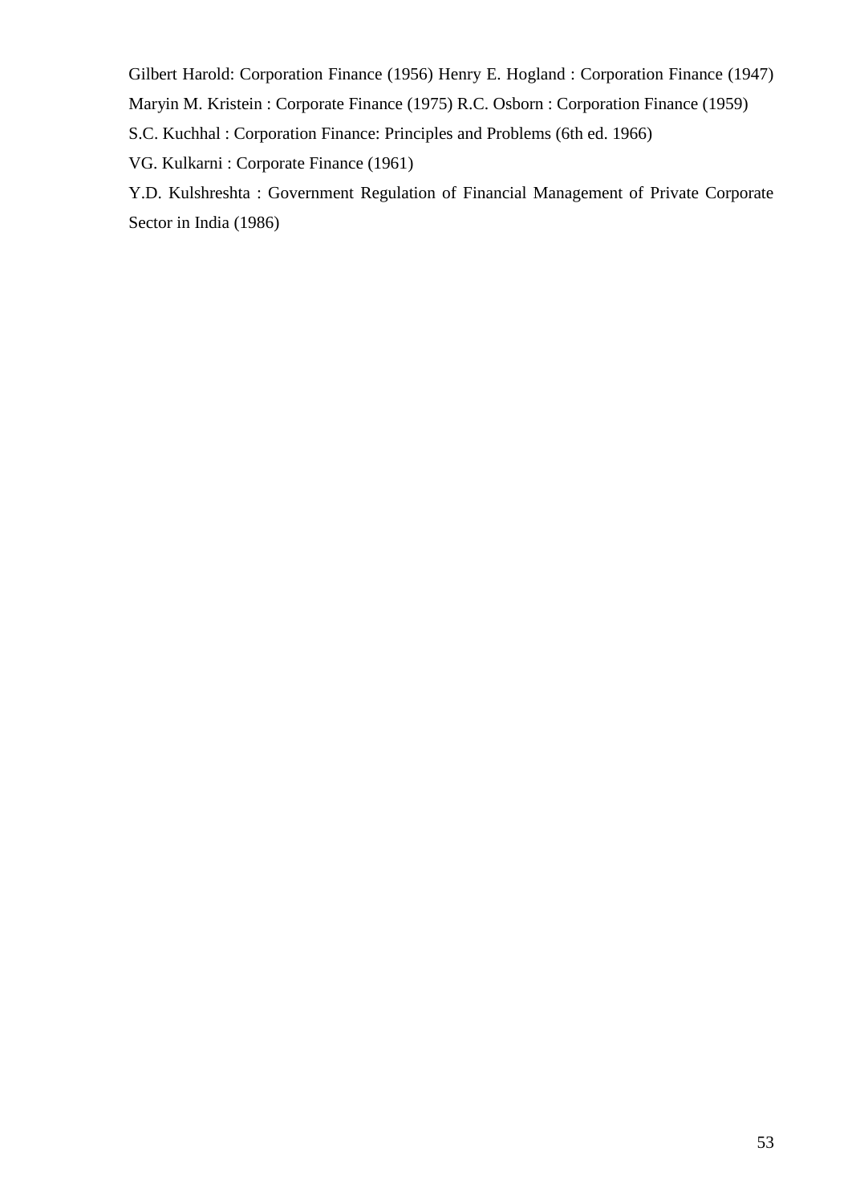Gilbert Harold: Corporation Finance (1956) Henry E. Hogland : Corporation Finance (1947)
Maryin M. Kristein : Corporate Finance (1975) R.C. Osborn : Corporation Finance (1959)

S.C. Kuchhal : Corporation Finance: Principles and Problems (6th ed. 1966)

VG. Kulkarni : Corporate Finance (1961)

Y.D. Kulshreshta : Government Regulation of Financial Management of Private Corporate Sector in India (1986)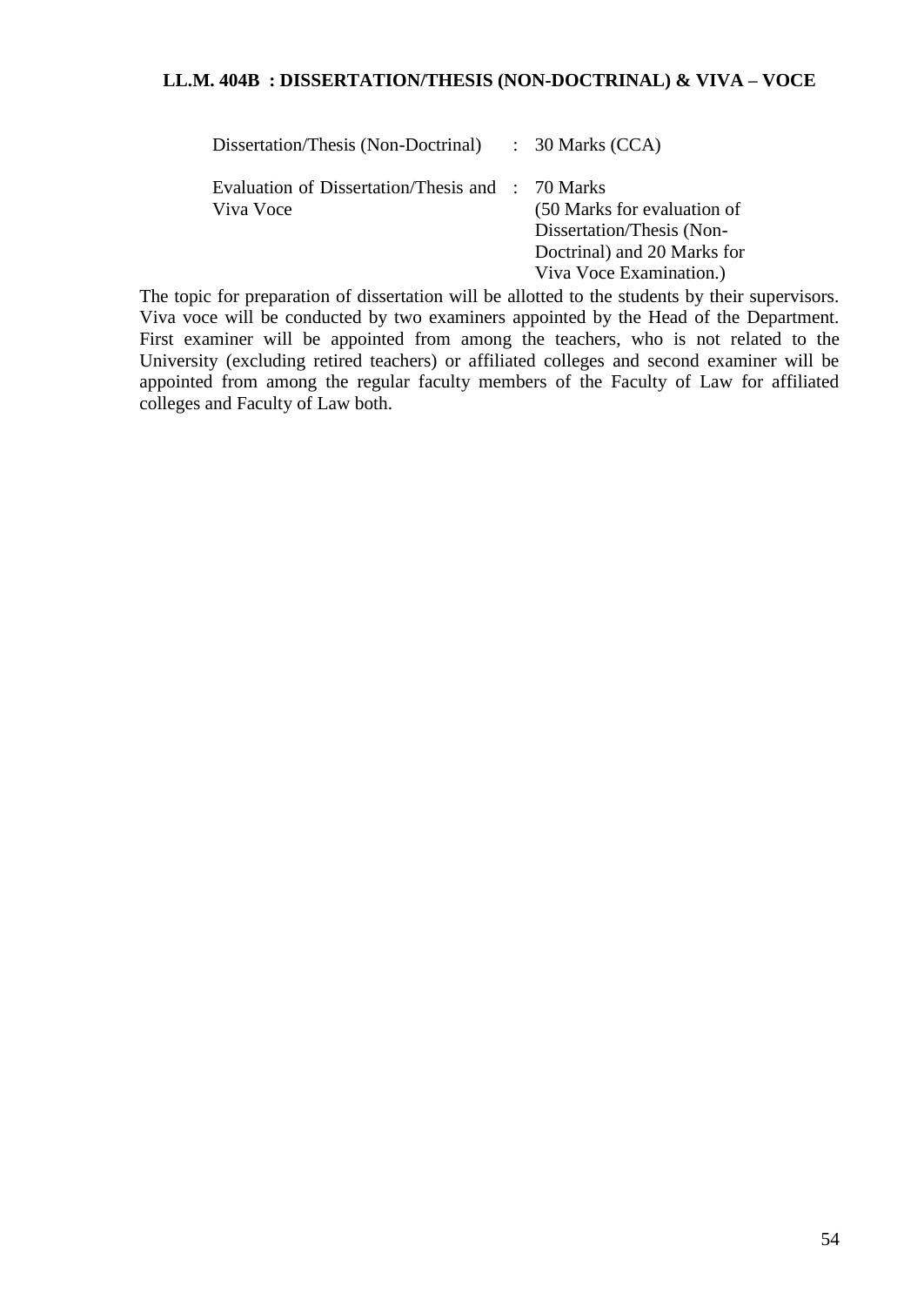### LL.M. 404B : DISSERTATION/THESIS (NON-DOCTRINAL) & VIVA – VOCE

| | | |
|---|---|---|
| Dissertation/Thesis (Non-Doctrinal) | : | 30 Marks (CCA) |
| Evaluation of Dissertation/Thesis and Viva Voce | : | 70 Marks (50 Marks for evaluation of Dissertation/Thesis (Non-Doctrinal) and 20 Marks for Viva Voce Examination.) |

The topic for preparation of dissertation will be allotted to the students by their supervisors. Viva voce will be conducted by two examiners appointed by the Head of the Department. First examiner will be appointed from among the teachers, who is not related to the University (excluding retired teachers) or affiliated colleges and second examiner will be appointed from among the regular faculty members of the Faculty of Law for affiliated colleges and Faculty of Law both.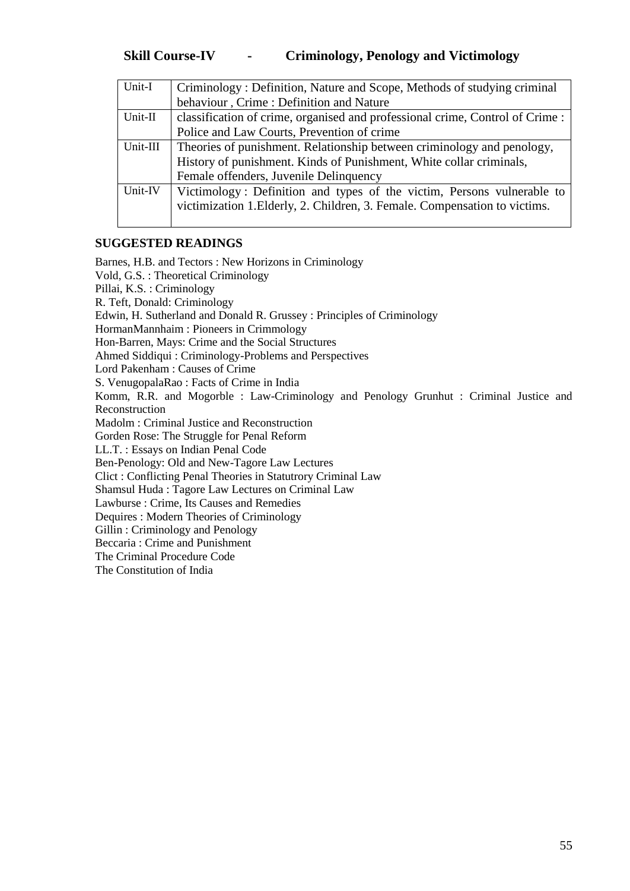## Skill Course-IV - Criminology, Penology and Victimology

| | |
|---|---|
| Unit-I | Criminology : Definition, Nature and Scope, Methods of studying criminal behaviour , Crime : Definition and Nature |
| Unit-II | classification of crime, organised and professional crime, Control of Crime : Police and Law Courts, Prevention of crime |
| Unit-III | Theories of punishment. Relationship between criminology and penology, History of punishment. Kinds of Punishment, White collar criminals, Female offenders, Juvenile Delinquency |
| Unit-IV | Victimology : Definition and types of the victim, Persons vulnerable to victimization 1.Elderly, 2. Children, 3. Female. Compensation to victims. |

### SUGGESTED READINGS

Barnes, H.B. and Tectors : New Horizons in Criminology
Vold, G.S. : Theoretical Criminology
Pillai, K.S. : Criminology
R. Teft, Donald: Criminology
Edwin, H. Sutherland and Donald R. Grussey : Principles of Criminology
HormanMannhaim : Pioneers in Crimmology
Hon-Barren, Mays: Crime and the Social Structures
Ahmed Siddiqui : Criminology-Problems and Perspectives
Lord Pakenham : Causes of Crime
S. VenugopalaRao : Facts of Crime in India
Komm, R.R. and Mogorble : Law-Criminology and Penology Grunhut : Criminal Justice and Reconstruction
Madolm : Criminal Justice and Reconstruction
Gorden Rose: The Struggle for Penal Reform
LL.T. : Essays on Indian Penal Code
Ben-Penology: Old and New-Tagore Law Lectures
Clict : Conflicting Penal Theories in Statutrory Criminal Law
Shamsul Huda : Tagore Law Lectures on Criminal Law
Lawburse : Crime, Its Causes and Remedies
Dequires : Modern Theories of Criminology
Gillin : Criminology and Penology
Beccaria : Crime and Punishment
The Criminal Procedure Code
The Constitution of India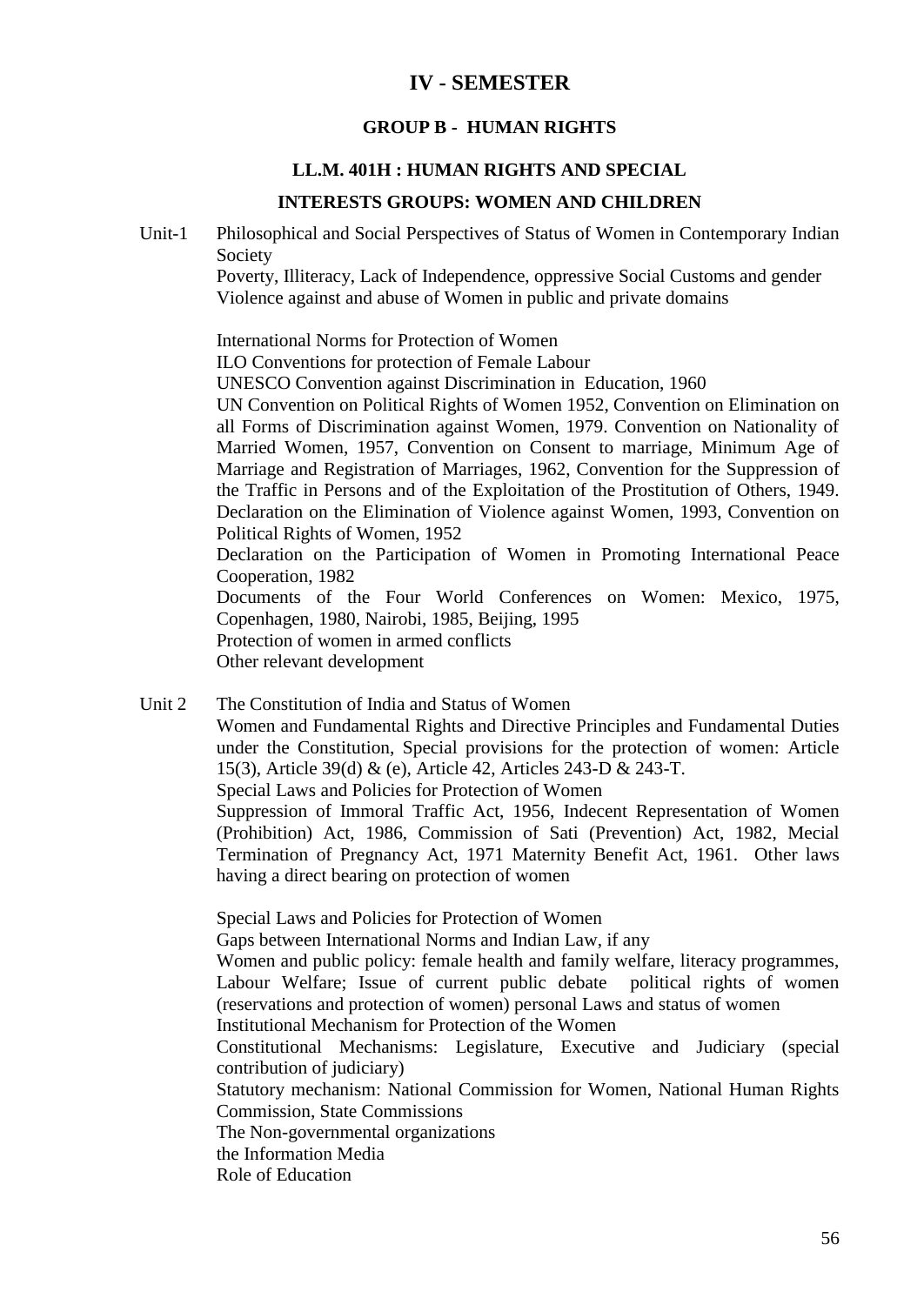# IV - SEMESTER

## GROUP B - HUMAN RIGHTS

### LL.M. 401H : HUMAN RIGHTS AND SPECIAL INTERESTS GROUPS: WOMEN AND CHILDREN

Unit-1 Philosophical and Social Perspectives of Status of Women in Contemporary Indian Society

Poverty, Illiteracy, Lack of Independence, oppressive Social Customs and gender Violence against and abuse of Women in public and private domains

International Norms for Protection of Women

ILO Conventions for protection of Female Labour

UNESCO Convention against Discrimination in Education, 1960

UN Convention on Political Rights of Women 1952, Convention on Elimination on all Forms of Discrimination against Women, 1979. Convention on Nationality of Married Women, 1957, Convention on Consent to marriage, Minimum Age of Marriage and Registration of Marriages, 1962, Convention for the Suppression of the Traffic in Persons and of the Exploitation of the Prostitution of Others, 1949. Declaration on the Elimination of Violence against Women, 1993, Convention on Political Rights of Women, 1952

Declaration on the Participation of Women in Promoting International Peace Cooperation, 1982

Documents of the Four World Conferences on Women: Mexico, 1975, Copenhagen, 1980, Nairobi, 1985, Beijing, 1995

Protection of women in armed conflicts

Other relevant development

Unit 2 The Constitution of India and Status of Women

Women and Fundamental Rights and Directive Principles and Fundamental Duties under the Constitution, Special provisions for the protection of women: Article 15(3), Article 39(d) & (e), Article 42, Articles 243-D & 243-T.

Special Laws and Policies for Protection of Women

Suppression of Immoral Traffic Act, 1956, Indecent Representation of Women (Prohibition) Act, 1986, Commission of Sati (Prevention) Act, 1982, Mecial Termination of Pregnancy Act, 1971 Maternity Benefit Act, 1961. Other laws having a direct bearing on protection of women

Special Laws and Policies for Protection of Women

Gaps between International Norms and Indian Law, if any

Women and public policy: female health and family welfare, literacy programmes, Labour Welfare; Issue of current public debate political rights of women (reservations and protection of women) personal Laws and status of women

Institutional Mechanism for Protection of the Women

Constitutional Mechanisms: Legislature, Executive and Judiciary (special contribution of judiciary)

Statutory mechanism: National Commission for Women, National Human Rights Commission, State Commissions

The Non-governmental organizations

the Information Media

Role of Education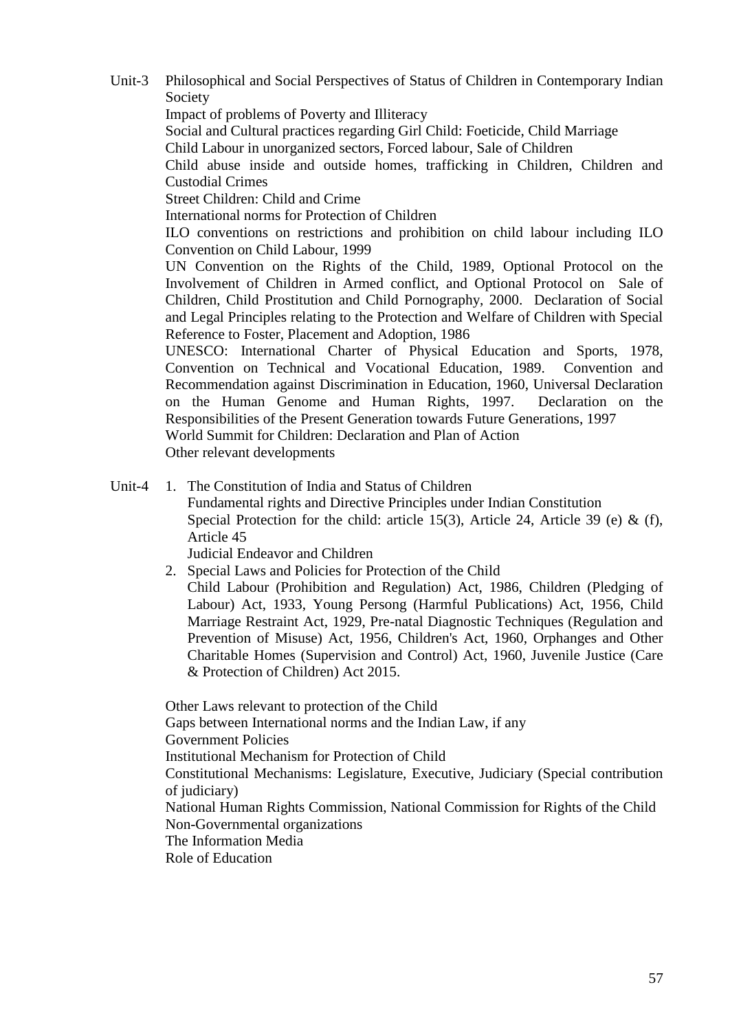Unit-3 Philosophical and Social Perspectives of Status of Children in Contemporary Indian Society

Impact of problems of Poverty and Illiteracy

Social and Cultural practices regarding Girl Child: Foeticide, Child Marriage

Child Labour in unorganized sectors, Forced labour, Sale of Children

Child abuse inside and outside homes, trafficking in Children, Children and Custodial Crimes

Street Children: Child and Crime

International norms for Protection of Children

ILO conventions on restrictions and prohibition on child labour including ILO Convention on Child Labour, 1999

UN Convention on the Rights of the Child, 1989, Optional Protocol on the Involvement of Children in Armed conflict, and Optional Protocol on Sale of Children, Child Prostitution and Child Pornography, 2000. Declaration of Social and Legal Principles relating to the Protection and Welfare of Children with Special Reference to Foster, Placement and Adoption, 1986

UNESCO: International Charter of Physical Education and Sports, 1978, Convention on Technical and Vocational Education, 1989. Convention and Recommendation against Discrimination in Education, 1960, Universal Declaration on the Human Genome and Human Rights, 1997. Declaration on the Responsibilities of the Present Generation towards Future Generations, 1997

World Summit for Children: Declaration and Plan of Action

Other relevant developments

Unit-4

1. The Constitution of India and Status of Children

   Fundamental rights and Directive Principles under Indian Constitution

   Special Protection for the child: article 15(3), Article 24, Article 39 (e) & (f), Article 45

   Judicial Endeavor and Children

2. Special Laws and Policies for Protection of the Child

   Child Labour (Prohibition and Regulation) Act, 1986, Children (Pledging of Labour) Act, 1933, Young Persong (Harmful Publications) Act, 1956, Child Marriage Restraint Act, 1929, Pre-natal Diagnostic Techniques (Regulation and Prevention of Misuse) Act, 1956, Children's Act, 1960, Orphanges and Other Charitable Homes (Supervision and Control) Act, 1960, Juvenile Justice (Care & Protection of Children) Act 2015.

Other Laws relevant to protection of the Child

Gaps between International norms and the Indian Law, if any

Government Policies

Institutional Mechanism for Protection of Child

Constitutional Mechanisms: Legislature, Executive, Judiciary (Special contribution of judiciary)

National Human Rights Commission, National Commission for Rights of the Child

Non-Governmental organizations

The Information Media

Role of Education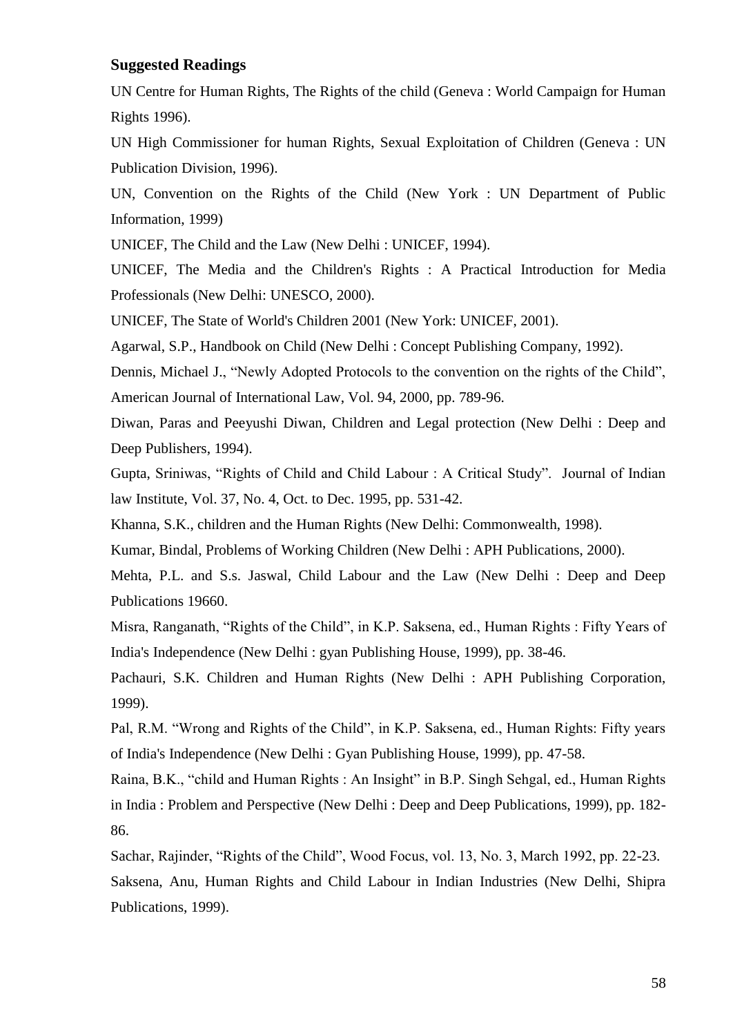### Suggested Readings

UN Centre for Human Rights, The Rights of the child (Geneva : World Campaign for Human Rights 1996).

UN High Commissioner for human Rights, Sexual Exploitation of Children (Geneva : UN Publication Division, 1996).

UN, Convention on the Rights of the Child (New York : UN Department of Public Information, 1999)

UNICEF, The Child and the Law (New Delhi : UNICEF, 1994).

UNICEF, The Media and the Children's Rights : A Practical Introduction for Media Professionals (New Delhi: UNESCO, 2000).

UNICEF, The State of World's Children 2001 (New York: UNICEF, 2001).

Agarwal, S.P., Handbook on Child (New Delhi : Concept Publishing Company, 1992).

Dennis, Michael J., "Newly Adopted Protocols to the convention on the rights of the Child", American Journal of International Law, Vol. 94, 2000, pp. 789-96.

Diwan, Paras and Peeyushi Diwan, Children and Legal protection (New Delhi : Deep and Deep Publishers, 1994).

Gupta, Sriniwas, "Rights of Child and Child Labour : A Critical Study". Journal of Indian law Institute, Vol. 37, No. 4, Oct. to Dec. 1995, pp. 531-42.

Khanna, S.K., children and the Human Rights (New Delhi: Commonwealth, 1998).

Kumar, Bindal, Problems of Working Children (New Delhi : APH Publications, 2000).

Mehta, P.L. and S.s. Jaswal, Child Labour and the Law (New Delhi : Deep and Deep Publications 19660.

Misra, Ranganath, "Rights of the Child", in K.P. Saksena, ed., Human Rights : Fifty Years of India's Independence (New Delhi : gyan Publishing House, 1999), pp. 38-46.

Pachauri, S.K. Children and Human Rights (New Delhi : APH Publishing Corporation, 1999).

Pal, R.M. "Wrong and Rights of the Child", in K.P. Saksena, ed., Human Rights: Fifty years of India's Independence (New Delhi : Gyan Publishing House, 1999), pp. 47-58.

Raina, B.K., "child and Human Rights : An Insight" in B.P. Singh Sehgal, ed., Human Rights in India : Problem and Perspective (New Delhi : Deep and Deep Publications, 1999), pp. 182-86.

Sachar, Rajinder, "Rights of the Child", Wood Focus, vol. 13, No. 3, March 1992, pp. 22-23.

Saksena, Anu, Human Rights and Child Labour in Indian Industries (New Delhi, Shipra Publications, 1999).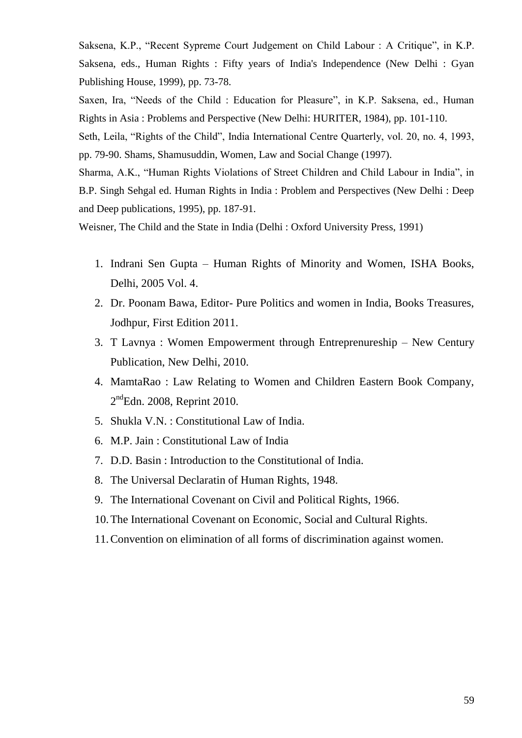Saksena, K.P., "Recent Sypreme Court Judgement on Child Labour : A Critique", in K.P. Saksena, eds., Human Rights : Fifty years of India's Independence (New Delhi : Gyan Publishing House, 1999), pp. 73-78.

Saxen, Ira, "Needs of the Child : Education for Pleasure", in K.P. Saksena, ed., Human Rights in Asia : Problems and Perspective (New Delhi: HURITER, 1984), pp. 101-110.

Seth, Leila, "Rights of the Child", India International Centre Quarterly, vol. 20, no. 4, 1993, pp. 79-90. Shams, Shamusuddin, Women, Law and Social Change (1997).

Sharma, A.K., "Human Rights Violations of Street Children and Child Labour in India", in B.P. Singh Sehgal ed. Human Rights in India : Problem and Perspectives (New Delhi : Deep and Deep publications, 1995), pp. 187-91.

Weisner, The Child and the State in India (Delhi : Oxford University Press, 1991)

1. Indrani Sen Gupta – Human Rights of Minority and Women, ISHA Books, Delhi, 2005 Vol. 4.
2. Dr. Poonam Bawa, Editor- Pure Politics and women in India, Books Treasures, Jodhpur, First Edition 2011.
3. T Lavnya : Women Empowerment through Entreprenureship – New Century Publication, New Delhi, 2010.
4. MamtaRao : Law Relating to Women and Children Eastern Book Company, 2ndEdn. 2008, Reprint 2010.
5. Shukla V.N. : Constitutional Law of India.
6. M.P. Jain : Constitutional Law of India
7. D.D. Basin : Introduction to the Constitutional of India.
8. The Universal Declaratin of Human Rights, 1948.
9. The International Covenant on Civil and Political Rights, 1966.
10. The International Covenant on Economic, Social and Cultural Rights.
11. Convention on elimination of all forms of discrimination against women.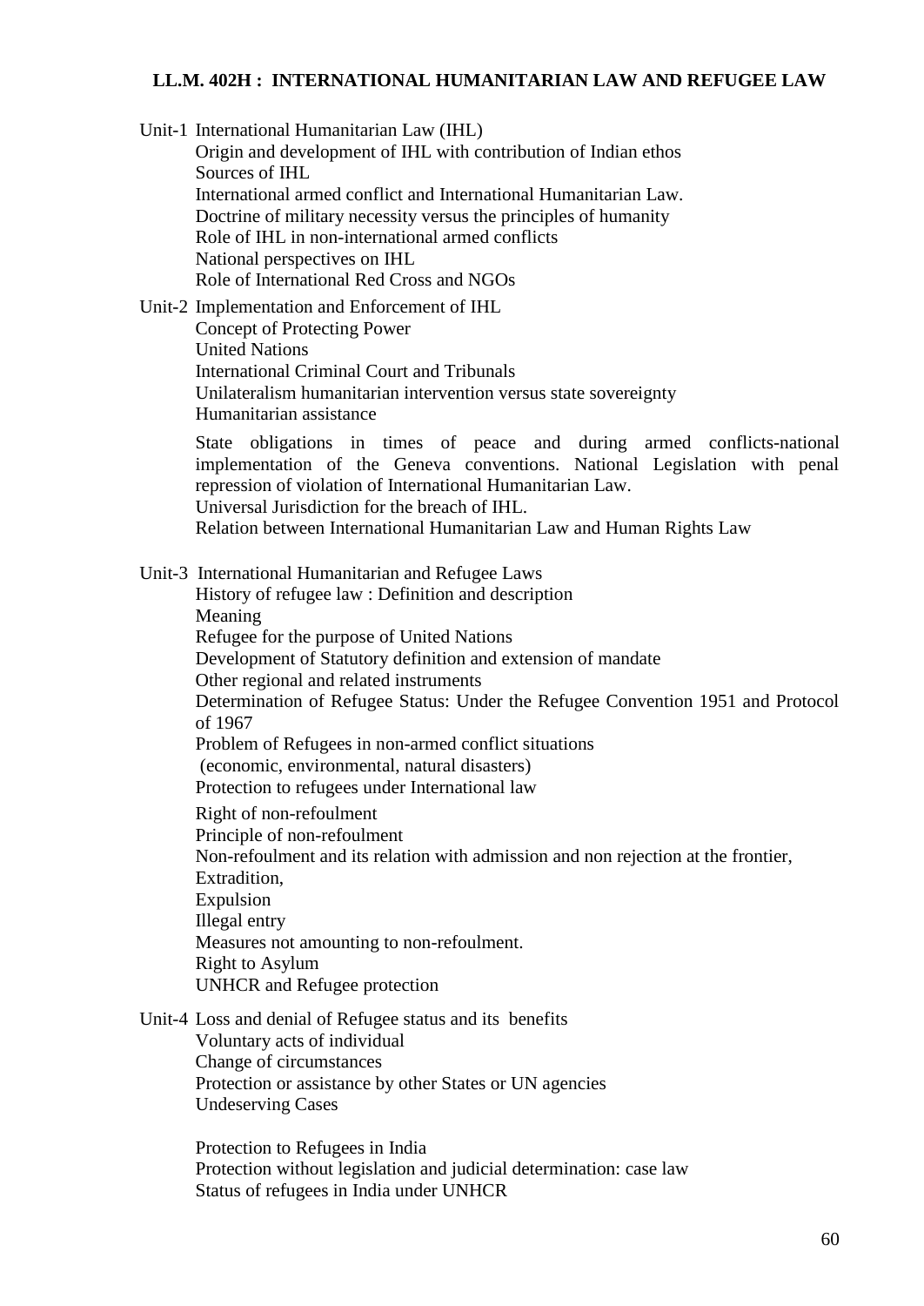## LL.M. 402H : INTERNATIONAL HUMANITARIAN LAW AND REFUGEE LAW

Unit-1 International Humanitarian Law (IHL)

Origin and development of IHL with contribution of Indian ethos
Sources of IHL
International armed conflict and International Humanitarian Law.
Doctrine of military necessity versus the principles of humanity
Role of IHL in non-international armed conflicts
National perspectives on IHL
Role of International Red Cross and NGOs

Unit-2 Implementation and Enforcement of IHL

Concept of Protecting Power
United Nations
International Criminal Court and Tribunals
Unilateralism humanitarian intervention versus state sovereignty
Humanitarian assistance

State obligations in times of peace and during armed conflicts-national implementation of the Geneva conventions. National Legislation with penal repression of violation of International Humanitarian Law.
Universal Jurisdiction for the breach of IHL.
Relation between International Humanitarian Law and Human Rights Law

Unit-3 International Humanitarian and Refugee Laws

History of refugee law : Definition and description
Meaning
Refugee for the purpose of United Nations
Development of Statutory definition and extension of mandate
Other regional and related instruments
Determination of Refugee Status: Under the Refugee Convention 1951 and Protocol of 1967
Problem of Refugees in non-armed conflict situations
(economic, environmental, natural disasters)
Protection to refugees under International law

Right of non-refoulment
Principle of non-refoulment
Non-refoulment and its relation with admission and non rejection at the frontier,
Extradition,
Expulsion
Illegal entry
Measures not amounting to non-refoulment.
Right to Asylum
UNHCR and Refugee protection

Unit-4 Loss and denial of Refugee status and its benefits

Voluntary acts of individual
Change of circumstances
Protection or assistance by other States or UN agencies
Undeserving Cases

Protection to Refugees in India
Protection without legislation and judicial determination: case law
Status of refugees in India under UNHCR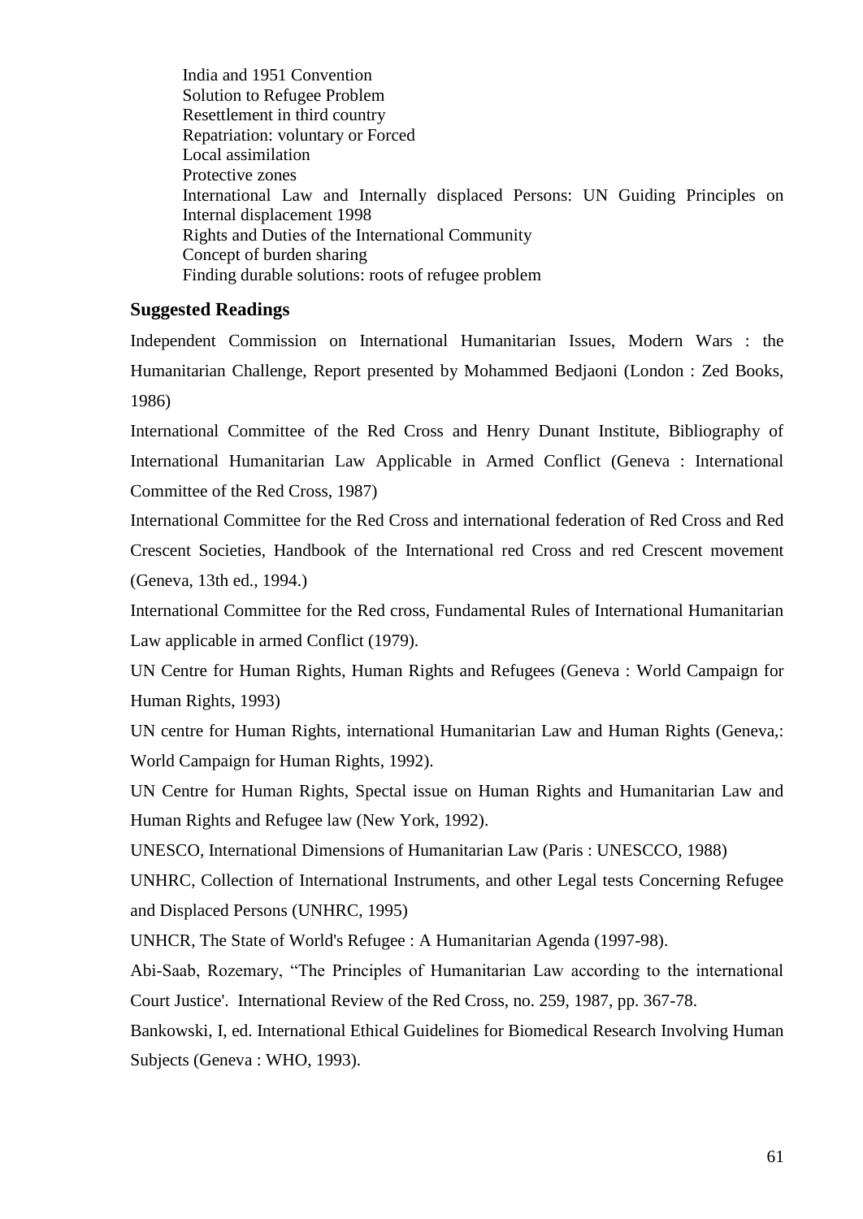India and 1951 Convention
Solution to Refugee Problem
Resettlement in third country
Repatriation: voluntary or Forced
Local assimilation
Protective zones
International Law and Internally displaced Persons: UN Guiding Principles on Internal displacement 1998
Rights and Duties of the International Community
Concept of burden sharing
Finding durable solutions: roots of refugee problem

**Suggested Readings**

Independent Commission on International Humanitarian Issues, Modern Wars : the Humanitarian Challenge, Report presented by Mohammed Bedjaoni (London : Zed Books, 1986)

International Committee of the Red Cross and Henry Dunant Institute, Bibliography of International Humanitarian Law Applicable in Armed Conflict (Geneva : International Committee of the Red Cross, 1987)

International Committee for the Red Cross and international federation of Red Cross and Red Crescent Societies, Handbook of the International red Cross and red Crescent movement (Geneva, 13th ed., 1994.)

International Committee for the Red cross, Fundamental Rules of International Humanitarian Law applicable in armed Conflict (1979).

UN Centre for Human Rights, Human Rights and Refugees (Geneva : World Campaign for Human Rights, 1993)

UN centre for Human Rights, international Humanitarian Law and Human Rights (Geneva,: World Campaign for Human Rights, 1992).

UN Centre for Human Rights, Spectal issue on Human Rights and Humanitarian Law and Human Rights and Refugee law (New York, 1992).

UNESCO, International Dimensions of Humanitarian Law (Paris : UNESCCO, 1988)

UNHRC, Collection of International Instruments, and other Legal tests Concerning Refugee and Displaced Persons (UNHRC, 1995)

UNHCR, The State of World's Refugee : A Humanitarian Agenda (1997-98).

Abi-Saab, Rozemary, "The Principles of Humanitarian Law according to the international Court Justice'. International Review of the Red Cross, no. 259, 1987, pp. 367-78.

Bankowski, I, ed. International Ethical Guidelines for Biomedical Research Involving Human Subjects (Geneva : WHO, 1993).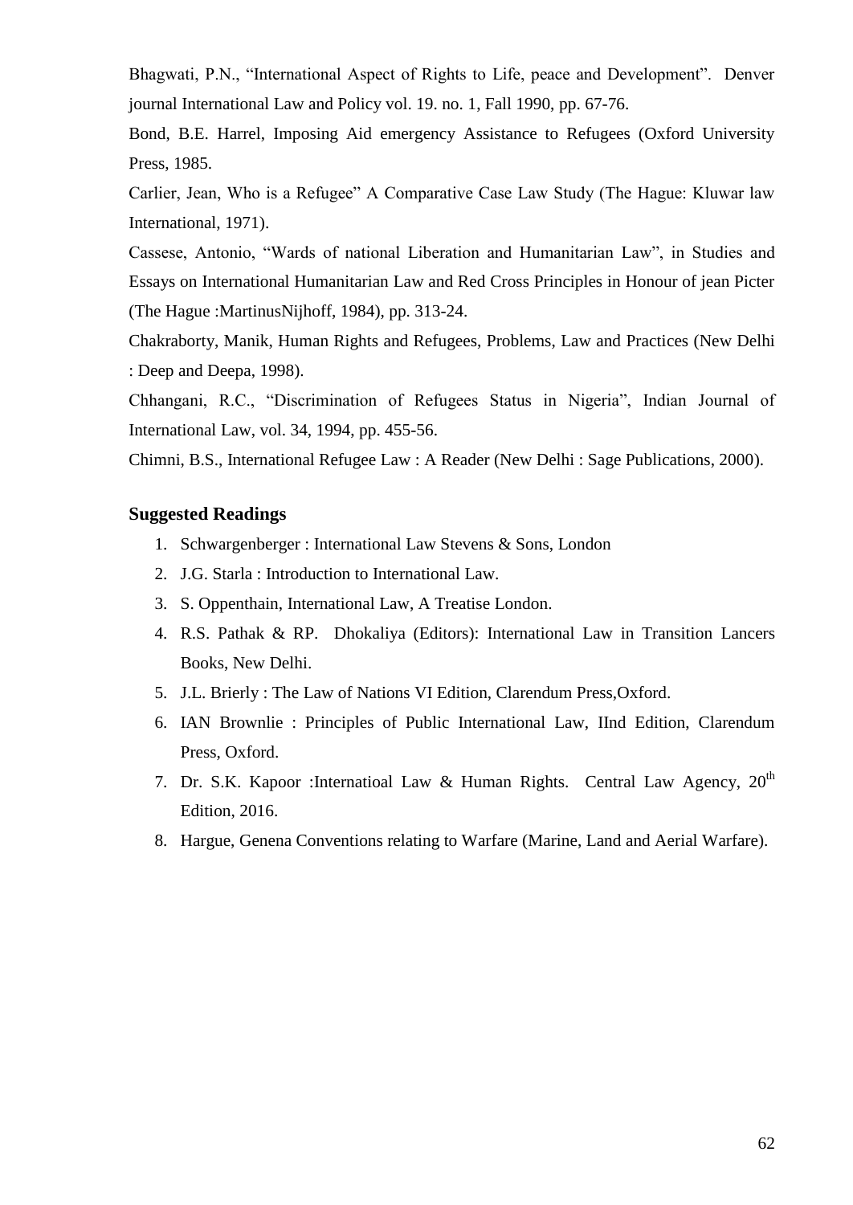Bhagwati, P.N., "International Aspect of Rights to Life, peace and Development". Denver journal International Law and Policy vol. 19. no. 1, Fall 1990, pp. 67-76.

Bond, B.E. Harrel, Imposing Aid emergency Assistance to Refugees (Oxford University Press, 1985.

Carlier, Jean, Who is a Refugee" A Comparative Case Law Study (The Hague: Kluwar law International, 1971).

Cassese, Antonio, "Wards of national Liberation and Humanitarian Law", in Studies and Essays on International Humanitarian Law and Red Cross Principles in Honour of jean Picter (The Hague :MartinusNijhoff, 1984), pp. 313-24.

Chakraborty, Manik, Human Rights and Refugees, Problems, Law and Practices (New Delhi : Deep and Deepa, 1998).

Chhangani, R.C., "Discrimination of Refugees Status in Nigeria", Indian Journal of International Law, vol. 34, 1994, pp. 455-56.

Chimni, B.S., International Refugee Law : A Reader (New Delhi : Sage Publications, 2000).

## Suggested Readings

1. Schwargenberger : International Law Stevens & Sons, London
2. J.G. Starla : Introduction to International Law.
3. S. Oppenthain, International Law, A Treatise London.
4. R.S. Pathak & RP. Dhokaliya (Editors): International Law in Transition Lancers Books, New Delhi.
5. J.L. Brierly : The Law of Nations VI Edition, Clarendum Press,Oxford.
6. IAN Brownlie : Principles of Public International Law, IInd Edition, Clarendum Press, Oxford.
7. Dr. S.K. Kapoor :Internatioal Law & Human Rights. Central Law Agency, 20th Edition, 2016.
8. Hargue, Genena Conventions relating to Warfare (Marine, Land and Aerial Warfare).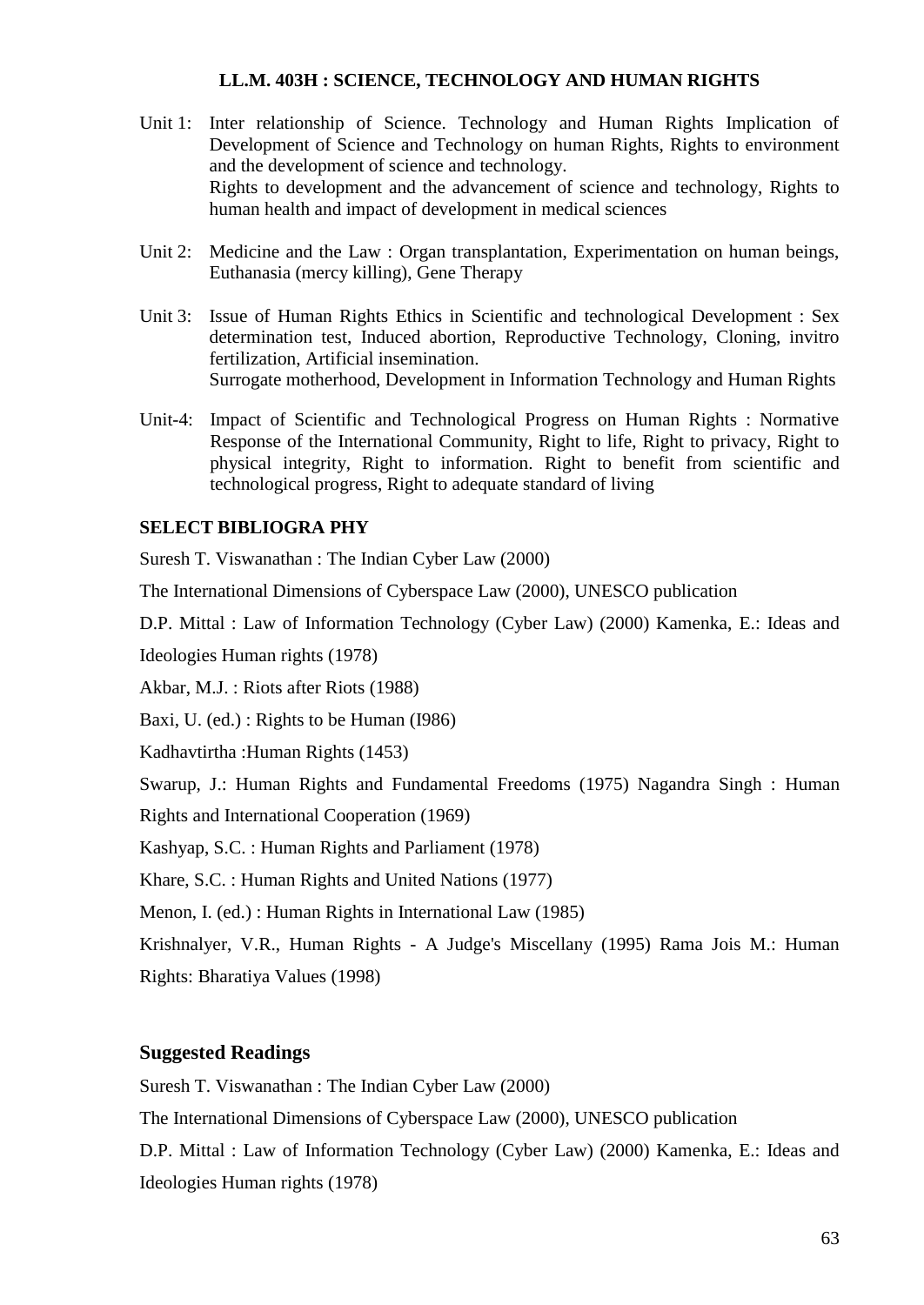## LL.M. 403H : SCIENCE, TECHNOLOGY AND HUMAN RIGHTS

Unit 1: Inter relationship of Science. Technology and Human Rights Implication of Development of Science and Technology on human Rights, Rights to environment and the development of science and technology.
Rights to development and the advancement of science and technology, Rights to human health and impact of development in medical sciences

Unit 2: Medicine and the Law : Organ transplantation, Experimentation on human beings, Euthanasia (mercy killing), Gene Therapy

Unit 3: Issue of Human Rights Ethics in Scientific and technological Development : Sex determination test, Induced abortion, Reproductive Technology, Cloning, invitro fertilization, Artificial insemination.
Surrogate motherhood, Development in Information Technology and Human Rights

Unit-4: Impact of Scientific and Technological Progress on Human Rights : Normative Response of the International Community, Right to life, Right to privacy, Right to physical integrity, Right to information. Right to benefit from scientific and technological progress, Right to adequate standard of living

**SELECT BIBLIOGRA PHY**

Suresh T. Viswanathan : The Indian Cyber Law (2000)

The International Dimensions of Cyberspace Law (2000), UNESCO publication

D.P. Mittal : Law of Information Technology (Cyber Law) (2000) Kamenka, E.: Ideas and Ideologies Human rights (1978)

Akbar, M.J. : Riots after Riots (1988)

Baxi, U. (ed.) : Rights to be Human (I986)

Kadhavtirtha :Human Rights (1453)

Swarup, J.: Human Rights and Fundamental Freedoms (1975) Nagandra Singh : Human Rights and International Cooperation (1969)

Kashyap, S.C. : Human Rights and Parliament (1978)

Khare, S.C. : Human Rights and United Nations (1977)

Menon, I. (ed.) : Human Rights in International Law (1985)

Krishnalyer, V.R., Human Rights - A Judge's Miscellany (1995) Rama Jois M.: Human Rights: Bharatiya Values (1998)

### Suggested Readings

Suresh T. Viswanathan : The Indian Cyber Law (2000)

The International Dimensions of Cyberspace Law (2000), UNESCO publication

D.P. Mittal : Law of Information Technology (Cyber Law) (2000) Kamenka, E.: Ideas and Ideologies Human rights (1978)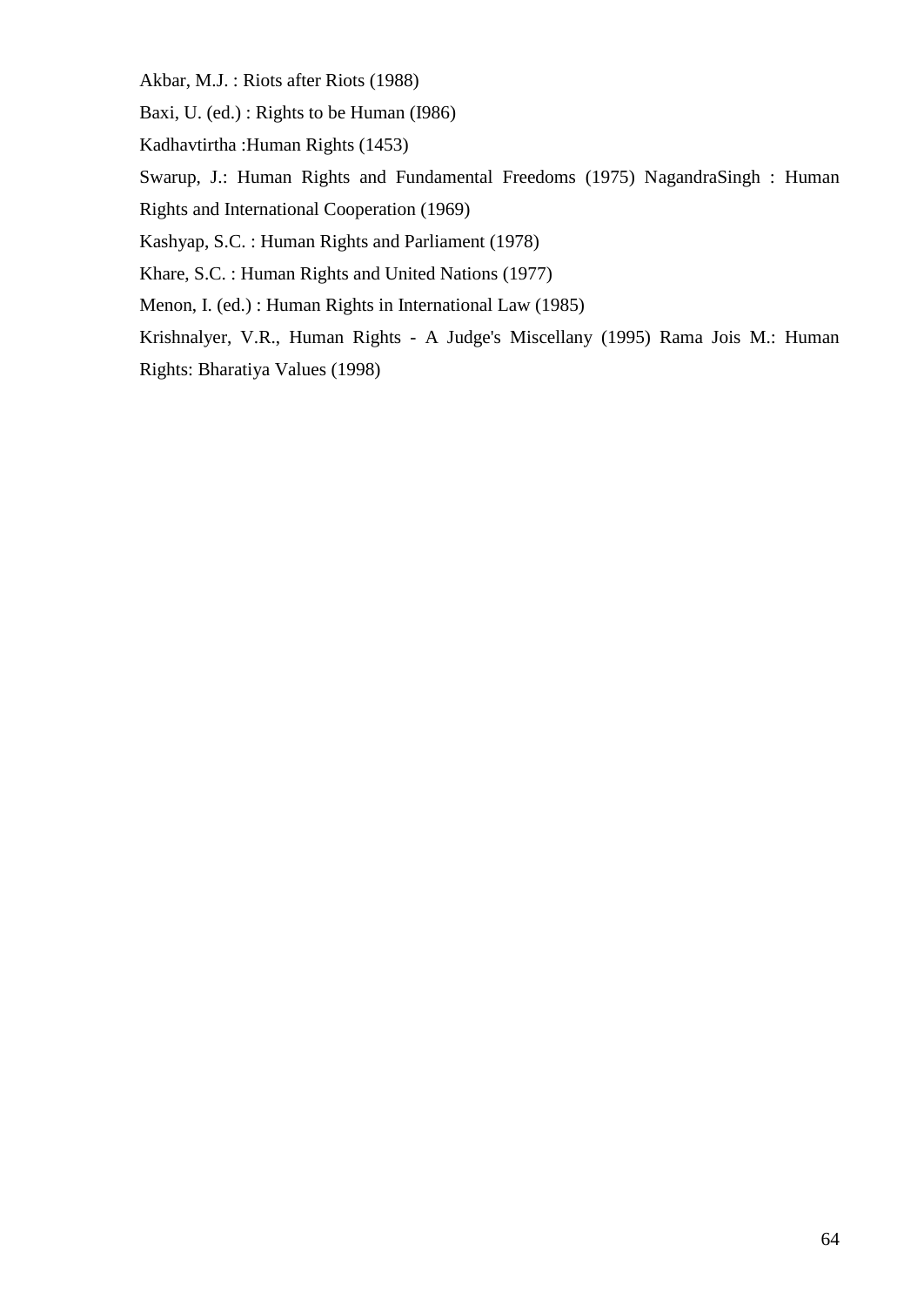Akbar, M.J. : Riots after Riots (1988)

Baxi, U. (ed.) : Rights to be Human (I986)

Kadhavtirtha :Human Rights (1453)

Swarup, J.: Human Rights and Fundamental Freedoms (1975) NagandraSingh : Human Rights and International Cooperation (1969)

Kashyap, S.C. : Human Rights and Parliament (1978)

Khare, S.C. : Human Rights and United Nations (1977)

Menon, I. (ed.) : Human Rights in International Law (1985)

Krishnalyer, V.R., Human Rights - A Judge's Miscellany (1995) Rama Jois M.: Human Rights: Bharatiya Values (1998)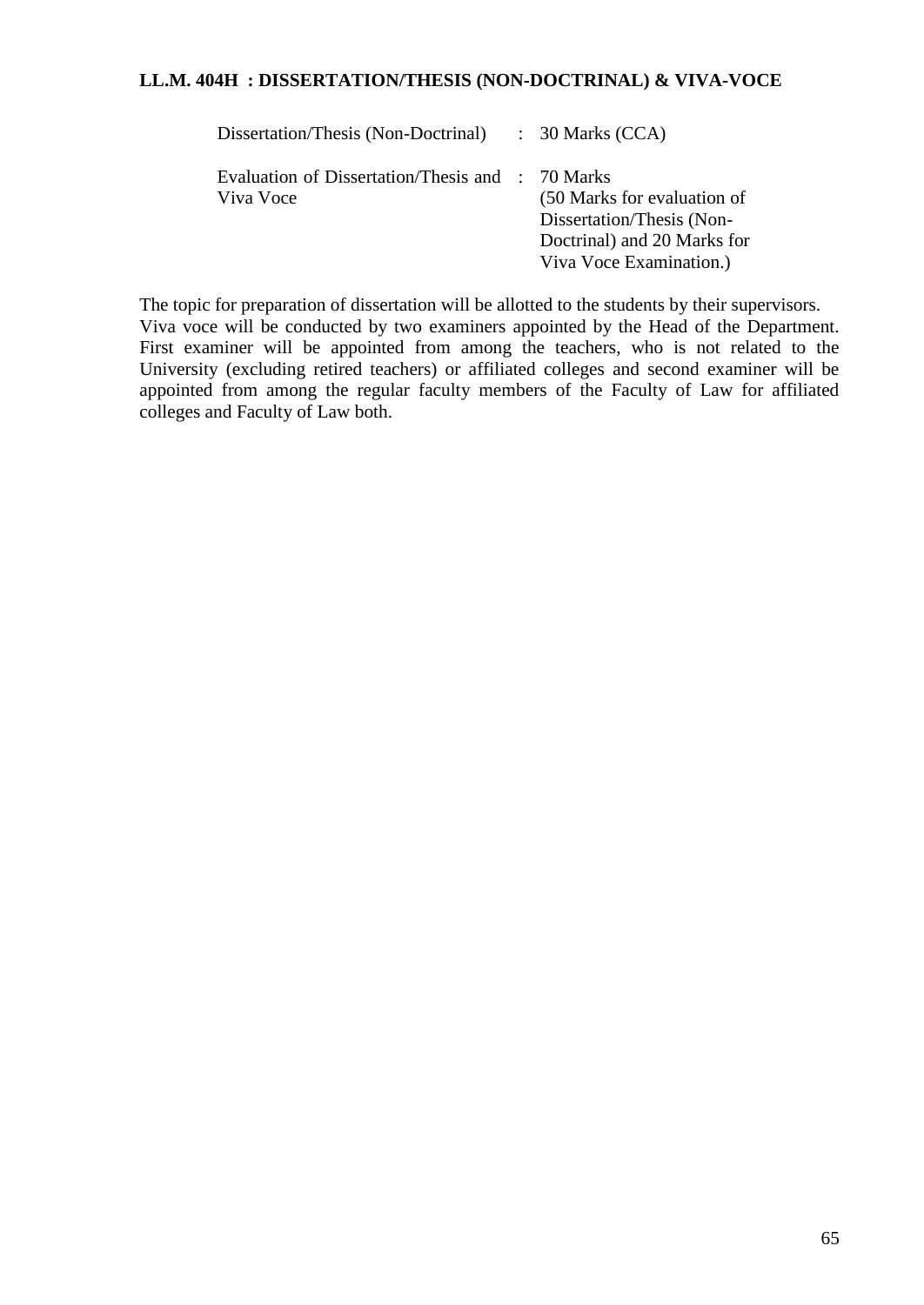**LL.M. 404H : DISSERTATION/THESIS (NON-DOCTRINAL) & VIVA-VOCE**

| | | |
|---|---|---|
| Dissertation/Thesis (Non-Doctrinal) | : | 30 Marks (CCA) |
| Evaluation of Dissertation/Thesis and Viva Voce | : | 70 Marks (50 Marks for evaluation of Dissertation/Thesis (Non-Doctrinal) and 20 Marks for Viva Voce Examination.) |

The topic for preparation of dissertation will be allotted to the students by their supervisors. Viva voce will be conducted by two examiners appointed by the Head of the Department. First examiner will be appointed from among the teachers, who is not related to the University (excluding retired teachers) or affiliated colleges and second examiner will be appointed from among the regular faculty members of the Faculty of Law for affiliated colleges and Faculty of Law both.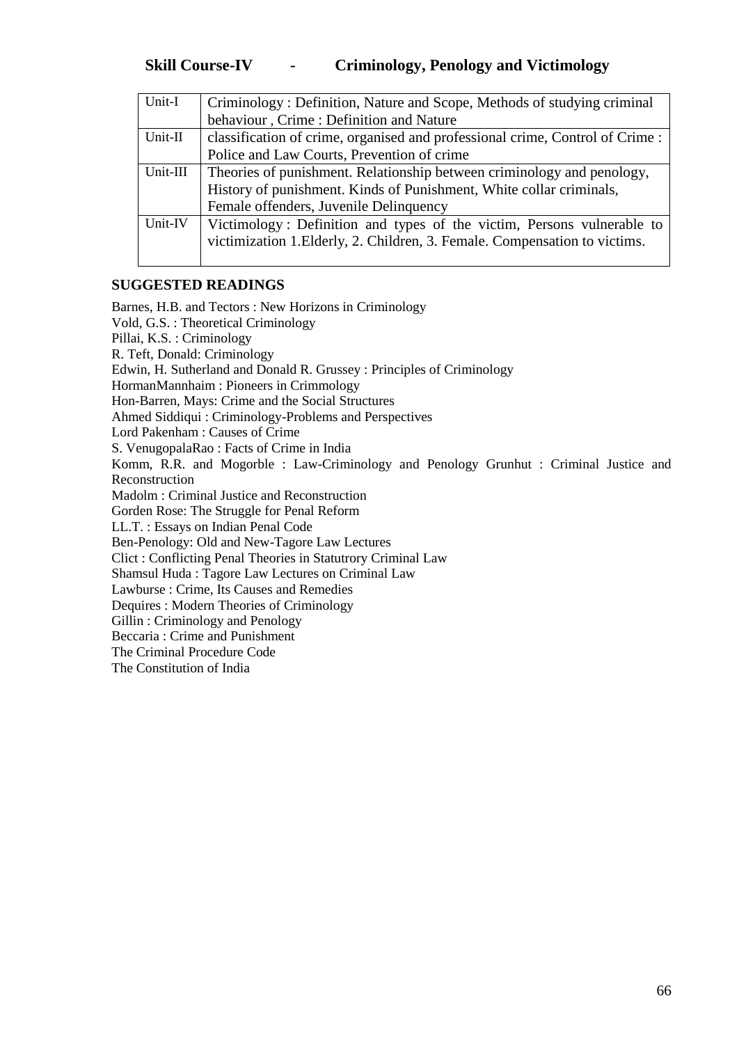## Skill Course-IV - Criminology, Penology and Victimology

| | |
|---|---|
| Unit-I | Criminology : Definition, Nature and Scope, Methods of studying criminal behaviour , Crime : Definition and Nature |
| Unit-II | classification of crime, organised and professional crime, Control of Crime : Police and Law Courts, Prevention of crime |
| Unit-III | Theories of punishment. Relationship between criminology and penology, History of punishment. Kinds of Punishment, White collar criminals, Female offenders, Juvenile Delinquency |
| Unit-IV | Victimology : Definition and types of the victim, Persons vulnerable to victimization 1.Elderly, 2. Children, 3. Female. Compensation to victims. |

### SUGGESTED READINGS

Barnes, H.B. and Tectors : New Horizons in Criminology
Vold, G.S. : Theoretical Criminology
Pillai, K.S. : Criminology
R. Teft, Donald: Criminology
Edwin, H. Sutherland and Donald R. Grussey : Principles of Criminology
HormanMannhaim : Pioneers in Crimmology
Hon-Barren, Mays: Crime and the Social Structures
Ahmed Siddiqui : Criminology-Problems and Perspectives
Lord Pakenham : Causes of Crime
S. VenugopalaRao : Facts of Crime in India
Komm, R.R. and Mogorble : Law-Criminology and Penology Grunhut : Criminal Justice and Reconstruction
Madolm : Criminal Justice and Reconstruction
Gorden Rose: The Struggle for Penal Reform
LL.T. : Essays on Indian Penal Code
Ben-Penology: Old and New-Tagore Law Lectures
Clict : Conflicting Penal Theories in Statutrory Criminal Law
Shamsul Huda : Tagore Law Lectures on Criminal Law
Lawburse : Crime, Its Causes and Remedies
Dequires : Modern Theories of Criminology
Gillin : Criminology and Penology
Beccaria : Crime and Punishment
The Criminal Procedure Code
The Constitution of India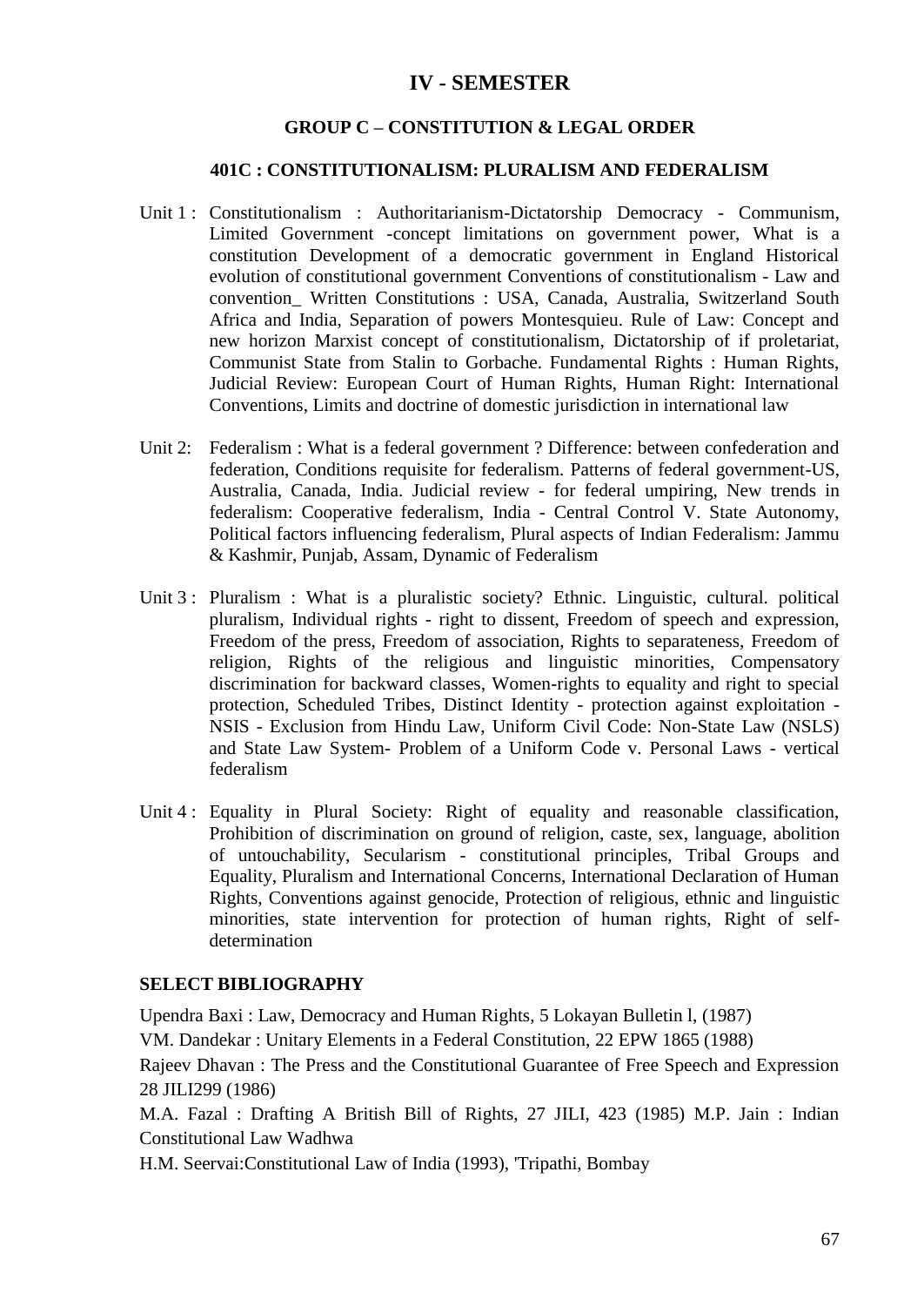# IV - SEMESTER

## GROUP C – CONSTITUTION & LEGAL ORDER

### 401C : CONSTITUTIONALISM: PLURALISM AND FEDERALISM

Unit 1 : Constitutionalism : Authoritarianism-Dictatorship Democracy - Communism, Limited Government -concept limitations on government power, What is a constitution Development of a democratic government in England Historical evolution of constitutional government Conventions of constitutionalism - Law and convention_ Written Constitutions : USA, Canada, Australia, Switzerland South Africa and India, Separation of powers Montesquieu. Rule of Law: Concept and new horizon Marxist concept of constitutionalism, Dictatorship of if proletariat, Communist State from Stalin to Gorbache. Fundamental Rights : Human Rights, Judicial Review: European Court of Human Rights, Human Right: International Conventions, Limits and doctrine of domestic jurisdiction in international law

Unit 2: Federalism : What is a federal government ? Difference: between confederation and federation, Conditions requisite for federalism. Patterns of federal government-US, Australia, Canada, India. Judicial review - for federal umpiring, New trends in federalism: Cooperative federalism, India - Central Control V. State Autonomy, Political factors influencing federalism, Plural aspects of Indian Federalism: Jammu & Kashmir, Punjab, Assam, Dynamic of Federalism

Unit 3 : Pluralism : What is a pluralistic society? Ethnic. Linguistic, cultural. political pluralism, Individual rights - right to dissent, Freedom of speech and expression, Freedom of the press, Freedom of association, Rights to separateness, Freedom of religion, Rights of the religious and linguistic minorities, Compensatory discrimination for backward classes, Women-rights to equality and right to special protection, Scheduled Tribes, Distinct Identity - protection against exploitation - NSIS - Exclusion from Hindu Law, Uniform Civil Code: Non-State Law (NSLS) and State Law System- Problem of a Uniform Code v. Personal Laws - vertical federalism

Unit 4 : Equality in Plural Society: Right of equality and reasonable classification, Prohibition of discrimination on ground of religion, caste, sex, language, abolition of untouchability, Secularism - constitutional principles, Tribal Groups and Equality, Pluralism and International Concerns, International Declaration of Human Rights, Conventions against genocide, Protection of religious, ethnic and linguistic minorities, state intervention for protection of human rights, Right of self-determination

**SELECT BIBLIOGRAPHY**

Upendra Baxi : Law, Democracy and Human Rights, 5 Lokayan Bulletin l, (1987)

VM. Dandekar : Unitary Elements in a Federal Constitution, 22 EPW 1865 (1988)

Rajeev Dhavan : The Press and the Constitutional Guarantee of Free Speech and Expression 28 JILI299 (1986)

M.A. Fazal : Drafting A British Bill of Rights, 27 JILI, 423 (1985) M.P. Jain : Indian Constitutional Law Wadhwa

H.M. Seervai:Constitutional Law of India (1993), 'Tripathi, Bombay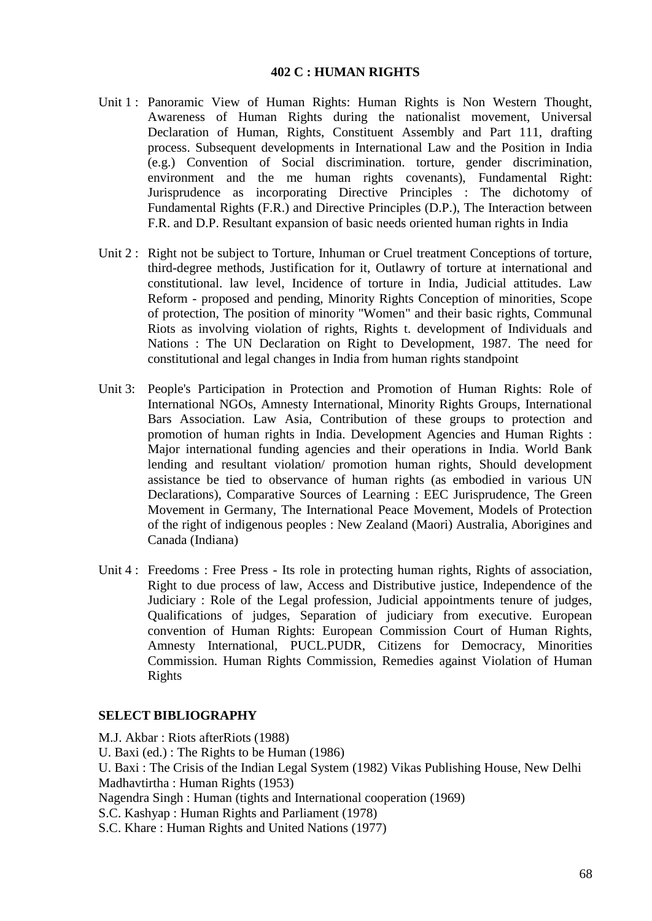## 402 C : HUMAN RIGHTS

Unit 1 : Panoramic View of Human Rights: Human Rights is Non Western Thought, Awareness of Human Rights during the nationalist movement, Universal Declaration of Human, Rights, Constituent Assembly and Part 111, drafting process. Subsequent developments in International Law and the Position in India (e.g.) Convention of Social discrimination. torture, gender discrimination, environment and the me human rights covenants), Fundamental Right: Jurisprudence as incorporating Directive Principles : The dichotomy of Fundamental Rights (F.R.) and Directive Principles (D.P.), The Interaction between F.R. and D.P. Resultant expansion of basic needs oriented human rights in India

Unit 2 : Right not be subject to Torture, Inhuman or Cruel treatment Conceptions of torture, third-degree methods, Justification for it, Outlawry of torture at international and constitutional. law level, Incidence of torture in India, Judicial attitudes. Law Reform - proposed and pending, Minority Rights Conception of minorities, Scope of protection, The position of minority "Women" and their basic rights, Communal Riots as involving violation of rights, Rights t. development of Individuals and Nations : The UN Declaration on Right to Development, 1987. The need for constitutional and legal changes in India from human rights standpoint

Unit 3: People's Participation in Protection and Promotion of Human Rights: Role of International NGOs, Amnesty International, Minority Rights Groups, International Bars Association. Law Asia, Contribution of these groups to protection and promotion of human rights in India. Development Agencies and Human Rights : Major international funding agencies and their operations in India. World Bank lending and resultant violation/ promotion human rights, Should development assistance be tied to observance of human rights (as embodied in various UN Declarations), Comparative Sources of Learning : EEC Jurisprudence, The Green Movement in Germany, The International Peace Movement, Models of Protection of the right of indigenous peoples : New Zealand (Maori) Australia, Aborigines and Canada (Indiana)

Unit 4 : Freedoms : Free Press - Its role in protecting human rights, Rights of association, Right to due process of law, Access and Distributive justice, Independence of the Judiciary : Role of the Legal profession, Judicial appointments tenure of judges, Qualifications of judges, Separation of judiciary from executive. European convention of Human Rights: European Commission Court of Human Rights, Amnesty International, PUCL.PUDR, Citizens for Democracy, Minorities Commission. Human Rights Commission, Remedies against Violation of Human Rights

### SELECT BIBLIOGRAPHY

M.J. Akbar : Riots afterRiots (1988)
U. Baxi (ed.) : The Rights to be Human (1986)
U. Baxi : The Crisis of the Indian Legal System (1982) Vikas Publishing House, New Delhi
Madhavtirtha : Human Rights (1953)
Nagendra Singh : Human (tights and International cooperation (1969)
S.C. Kashyap : Human Rights and Parliament (1978)
S.C. Khare : Human Rights and United Nations (1977)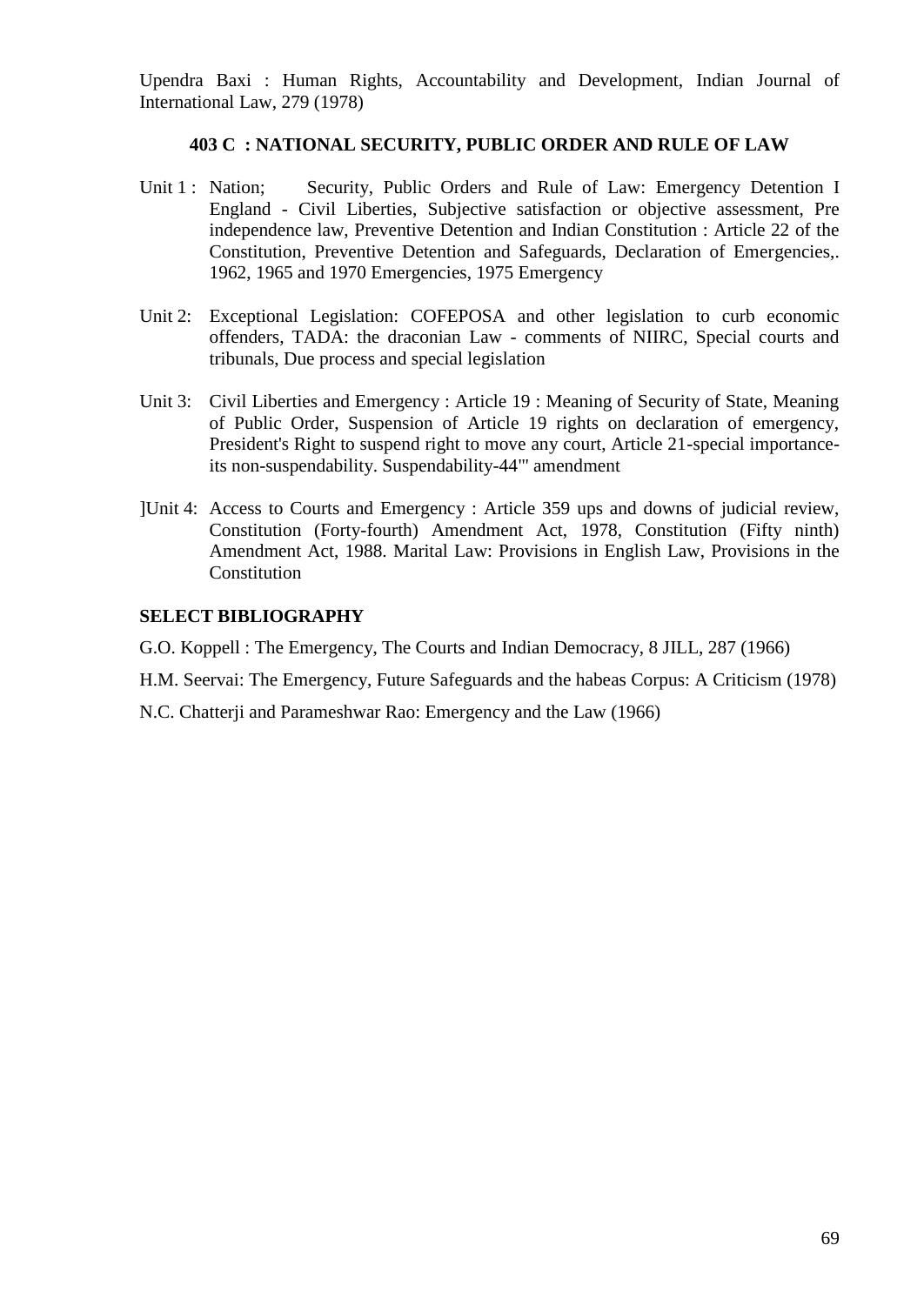Upendra Baxi : Human Rights, Accountability and Development, Indian Journal of International Law, 279 (1978)

### 403 C : NATIONAL SECURITY, PUBLIC ORDER AND RULE OF LAW

Unit 1 : Nation; Security, Public Orders and Rule of Law: Emergency Detention I England - Civil Liberties, Subjective satisfaction or objective assessment, Pre independence law, Preventive Detention and Indian Constitution : Article 22 of the Constitution, Preventive Detention and Safeguards, Declaration of Emergencies,. 1962, 1965 and 1970 Emergencies, 1975 Emergency

Unit 2: Exceptional Legislation: COFEPOSA and other legislation to curb economic offenders, TADA: the draconian Law - comments of NIIRC, Special courts and tribunals, Due process and special legislation

Unit 3: Civil Liberties and Emergency : Article 19 : Meaning of Security of State, Meaning of Public Order, Suspension of Article 19 rights on declaration of emergency, President's Right to suspend right to move any court, Article 21-special importance-its non-suspendability. Suspendability-44'" amendment

]Unit 4: Access to Courts and Emergency : Article 359 ups and downs of judicial review, Constitution (Forty-fourth) Amendment Act, 1978, Constitution (Fifty ninth) Amendment Act, 1988. Marital Law: Provisions in English Law, Provisions in the Constitution

**SELECT BIBLIOGRAPHY**

G.O. Koppell : The Emergency, The Courts and Indian Democracy, 8 JILL, 287 (1966)

H.M. Seervai: The Emergency, Future Safeguards and the habeas Corpus: A Criticism (1978)

N.C. Chatterji and Parameshwar Rao: Emergency and the Law (1966)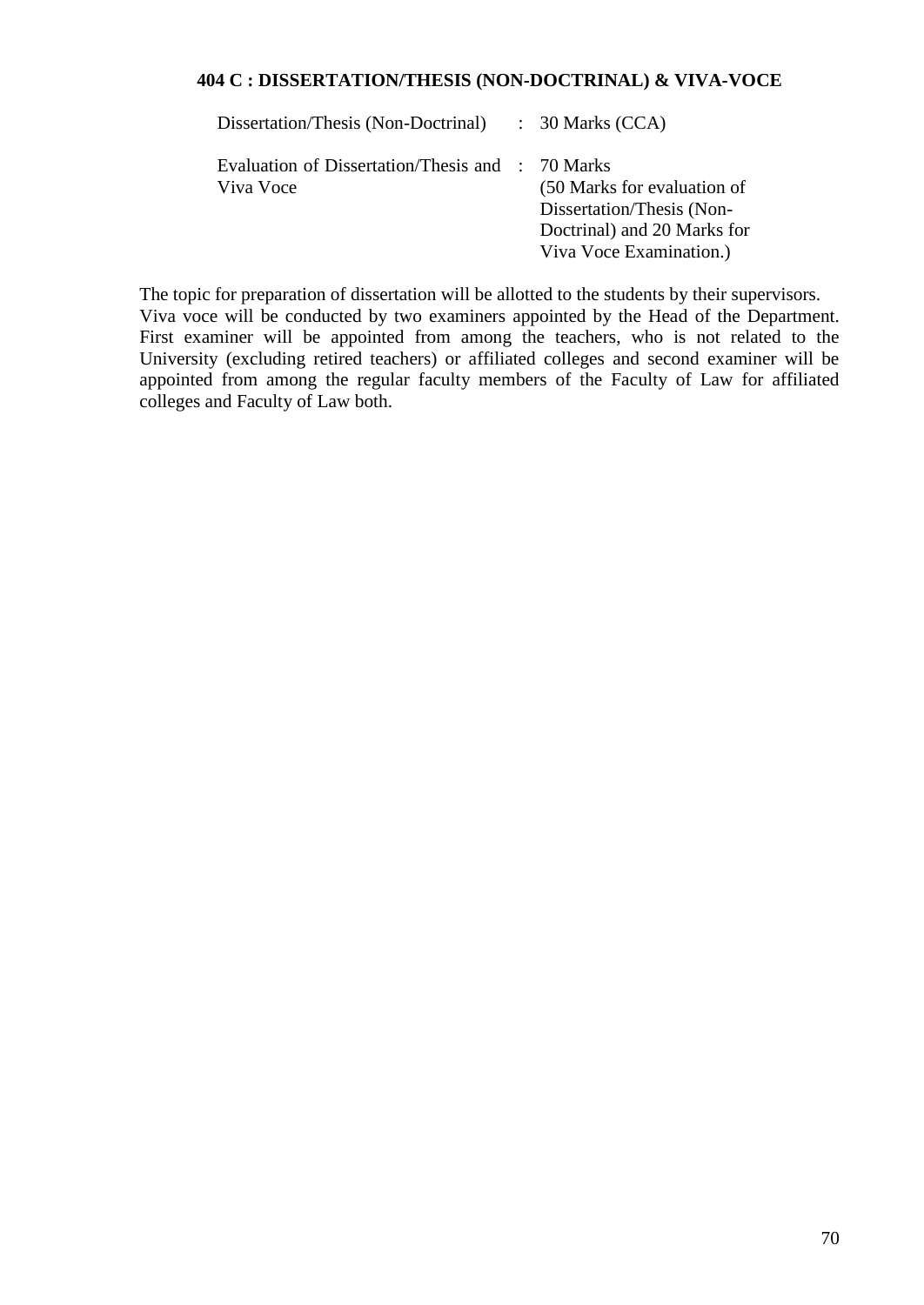### 404 C : DISSERTATION/THESIS (NON-DOCTRINAL) & VIVA-VOCE

| | | |
|---|---|---|
| Dissertation/Thesis (Non-Doctrinal) | : | 30 Marks (CCA) |
| Evaluation of Dissertation/Thesis and Viva Voce | : | 70 Marks (50 Marks for evaluation of Dissertation/Thesis (Non-Doctrinal) and 20 Marks for Viva Voce Examination.) |

The topic for preparation of dissertation will be allotted to the students by their supervisors. Viva voce will be conducted by two examiners appointed by the Head of the Department. First examiner will be appointed from among the teachers, who is not related to the University (excluding retired teachers) or affiliated colleges and second examiner will be appointed from among the regular faculty members of the Faculty of Law for affiliated colleges and Faculty of Law both.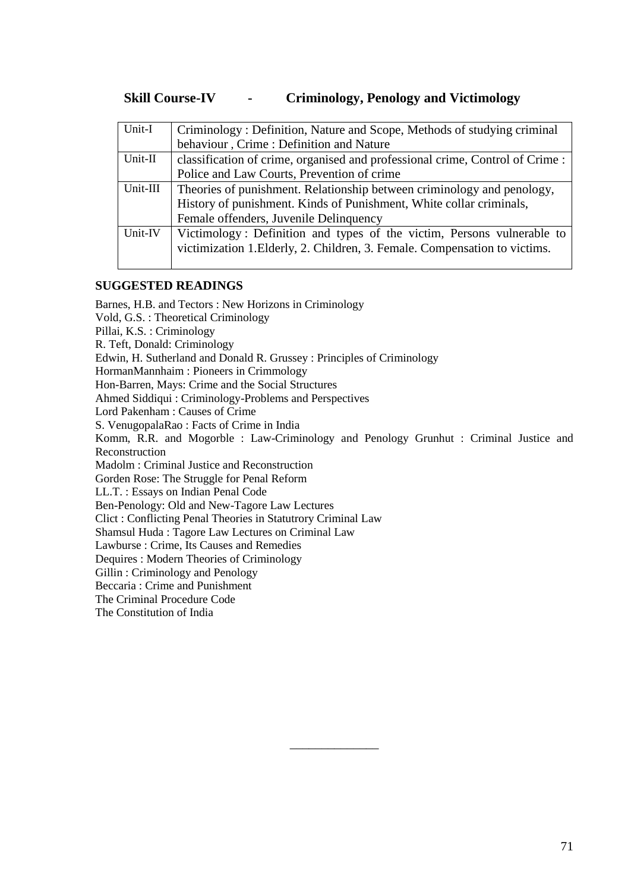## Skill Course-IV - Criminology, Penology and Victimology

| | |
|---|---|
| Unit-I | Criminology : Definition, Nature and Scope, Methods of studying criminal behaviour , Crime : Definition and Nature |
| Unit-II | classification of crime, organised and professional crime, Control of Crime : Police and Law Courts, Prevention of crime |
| Unit-III | Theories of punishment. Relationship between criminology and penology, History of punishment. Kinds of Punishment, White collar criminals, Female offenders, Juvenile Delinquency |
| Unit-IV | Victimology : Definition and types of the victim, Persons vulnerable to victimization 1.Elderly, 2. Children, 3. Female. Compensation to victims. |

### SUGGESTED READINGS

Barnes, H.B. and Tectors : New Horizons in Criminology
Vold, G.S. : Theoretical Criminology
Pillai, K.S. : Criminology
R. Teft, Donald: Criminology
Edwin, H. Sutherland and Donald R. Grussey : Principles of Criminology
HormanMannhaim : Pioneers in Crimmology
Hon-Barren, Mays: Crime and the Social Structures
Ahmed Siddiqui : Criminology-Problems and Perspectives
Lord Pakenham : Causes of Crime
S. VenugopalaRao : Facts of Crime in India
Komm, R.R. and Mogorble : Law-Criminology and Penology Grunhut : Criminal Justice and Reconstruction
Madolm : Criminal Justice and Reconstruction
Gorden Rose: The Struggle for Penal Reform
LL.T. : Essays on Indian Penal Code
Ben-Penology: Old and New-Tagore Law Lectures
Clict : Conflicting Penal Theories in Statutrory Criminal Law
Shamsul Huda : Tagore Law Lectures on Criminal Law
Lawburse : Crime, Its Causes and Remedies
Dequires : Modern Theories of Criminology
Gillin : Criminology and Penology
Beccaria : Crime and Punishment
The Criminal Procedure Code
The Constitution of India

---